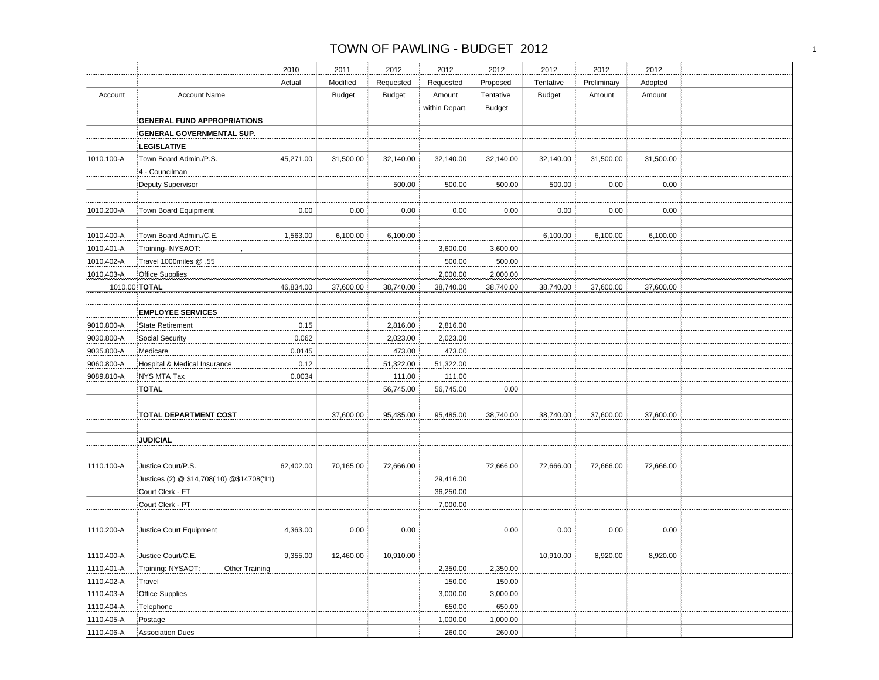# TOWN OF PAWLING - BUDGET 2012

| Account | Account Name | 2010 Actual | 2011 Modified Budget | 2012 Requested Budget | 2012 Requested Amount within Depart. | 2012 Proposed Tentative Budget | 2012 Tentative Budget | 2012 Preliminary Amount | 2012 Adopted Amount | | |
|---|---|---|---|---|---|---|---|---|---|---|---|
| | **GENERAL FUND APPROPRIATIONS** | | | | | | | | | | |
| | **GENERAL GOVERNMENTAL SUP.** | | | | | | | | | | |
| | **LEGISLATIVE** | | | | | | | | | | |
| 1010.100-A | Town Board Admin./P.S. | 45,271.00 | 31,500.00 | 32,140.00 | 32,140.00 | 32,140.00 | 32,140.00 | 31,500.00 | 31,500.00 | | |
| | 4 - Councilman | | | | | | | | | | |
| | Deputy Supervisor | | | 500.00 | 500.00 | 500.00 | 500.00 | 0.00 | 0.00 | | |
| | | | | | | | | | | | |
| 1010.200-A | Town Board Equipment | 0.00 | 0.00 | 0.00 | 0.00 | 0.00 | 0.00 | 0.00 | 0.00 | | |
| | | | | | | | | | | | |
| 1010.400-A | Town Board Admin./C.E. | 1,563.00 | 6,100.00 | 6,100.00 | | | 6,100.00 | 6,100.00 | 6,100.00 | | |
| 1010.401-A | Training- NYSAOT: , | | | | 3,600.00 | 3,600.00 | | | | | |
| 1010.402-A | Travel 1000miles @ .55 | | | | 500.00 | 500.00 | | | | | |
| 1010.403-A | Office Supplies | | | | 2,000.00 | 2,000.00 | | | | | |
| 1010.00 | **TOTAL** | 46,834.00 | 37,600.00 | 38,740.00 | 38,740.00 | 38,740.00 | 38,740.00 | 37,600.00 | 37,600.00 | | |
| | | | | | | | | | | | |
| | **EMPLOYEE SERVICES** | | | | | | | | | | |
| 9010.800-A | State Retirement | 0.15 | | 2,816.00 | 2,816.00 | | | | | | |
| 9030.800-A | Social Security | 0.062 | | 2,023.00 | 2,023.00 | | | | | | |
| 9035.800-A | Medicare | 0.0145 | | 473.00 | 473.00 | | | | | | |
| 9060.800-A | Hospital & Medical Insurance | 0.12 | | 51,322.00 | 51,322.00 | | | | | | |
| 9089.810-A | NYS MTA Tax | 0.0034 | | 111.00 | 111.00 | | | | | | |
| | **TOTAL** | | | 56,745.00 | 56,745.00 | 0.00 | | | | | |
| | | | | | | | | | | | |
| | **TOTAL DEPARTMENT COST** | | 37,600.00 | 95,485.00 | 95,485.00 | 38,740.00 | 38,740.00 | 37,600.00 | 37,600.00 | | |
| | | | | | | | | | | | |
| | **JUDICIAL** | | | | | | | | | | |
| | | | | | | | | | | | |
| 1110.100-A | Justice Court/P.S. | 62,402.00 | 70,165.00 | 72,666.00 | | 72,666.00 | 72,666.00 | 72,666.00 | 72,666.00 | | |
| | Justices (2) @ $14,708('10) @$14708('11) | | | | 29,416.00 | | | | | | |
| | Court Clerk - FT | | | | 36,250.00 | | | | | | |
| | Court Clerk - PT | | | | 7,000.00 | | | | | | |
| | | | | | | | | | | | |
| 1110.200-A | Justice Court Equipment | 4,363.00 | 0.00 | 0.00 | | 0.00 | 0.00 | 0.00 | 0.00 | | |
| | | | | | | | | | | | |
| 1110.400-A | Justice Court/C.E. | 9,355.00 | 12,460.00 | 10,910.00 | | | 10,910.00 | 8,920.00 | 8,920.00 | | |
| 1110.401-A | Training: NYSAOT: Other Training | | | | 2,350.00 | 2,350.00 | | | | | |
| 1110.402-A | Travel | | | | 150.00 | 150.00 | | | | | |
| 1110.403-A | Office Supplies | | | | 3,000.00 | 3,000.00 | | | | | |
| 1110.404-A | Telephone | | | | 650.00 | 650.00 | | | | | |
| 1110.405-A | Postage | | | | 1,000.00 | 1,000.00 | | | | | |
| 1110.406-A | Association Dues | | | | 260.00 | 260.00 | | | | | |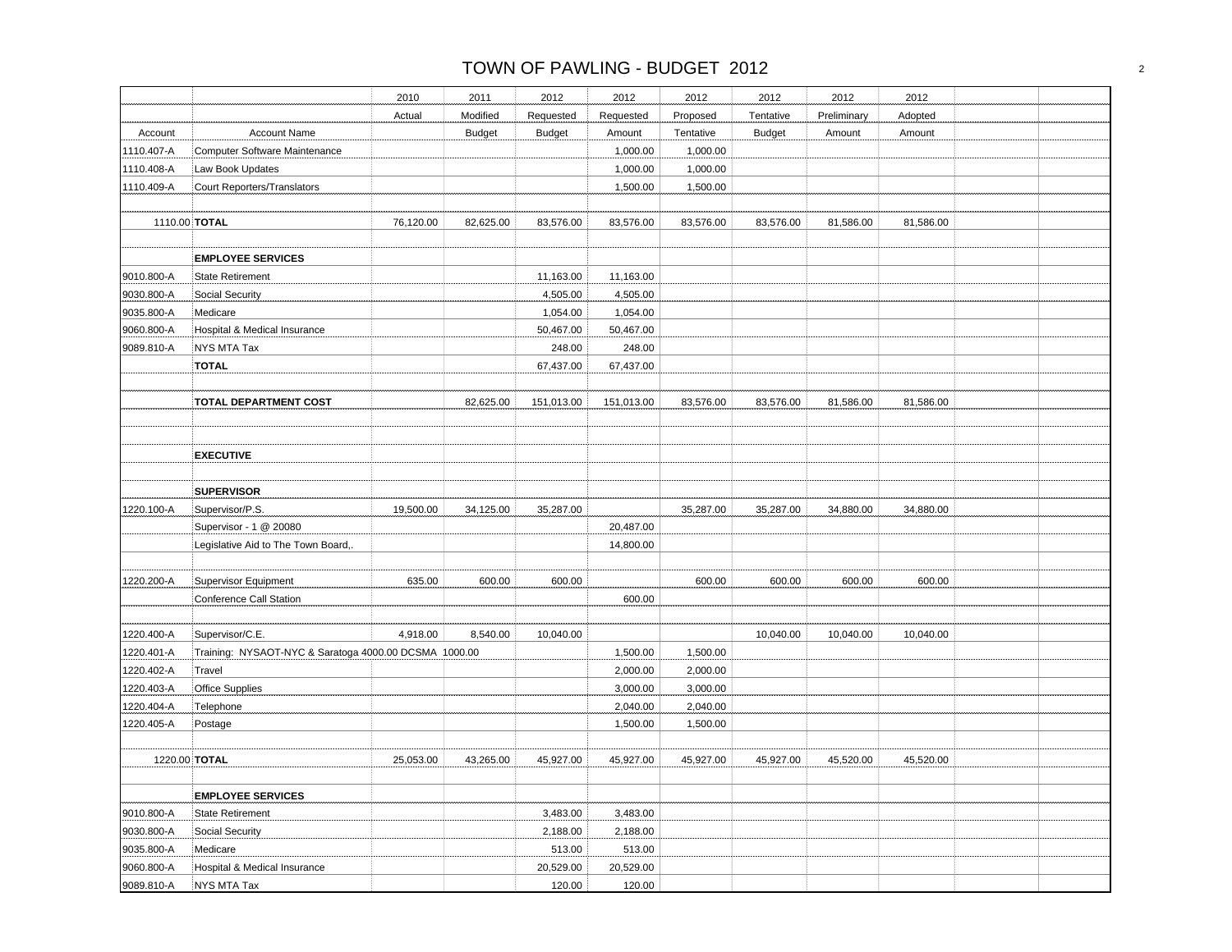# TOWN OF PAWLING - BUDGET 2012

| | | 2010 | 2011 | 2012 | 2012 | 2012 | 2012 | 2012 | 2012 | | |
|---|---|---|---|---|---|---|---|---|---|---|---|
| | | Actual | Modified | Requested | Requested | Proposed | Tentative | Preliminary | Adopted | | |
| Account | Account Name | | Budget | Budget | Amount | Tentative | Budget | Amount | Amount | | |
| 1110.407-A | Computer Software Maintenance | | | | 1,000.00 | 1,000.00 | | | | | |
| 1110.408-A | Law Book Updates | | | | 1,000.00 | 1,000.00 | | | | | |
| 1110.409-A | Court Reporters/Translators | | | | 1,500.00 | 1,500.00 | | | | | |
| | | | | | | | | | | | |
| 1110.00 | **TOTAL** | 76,120.00 | 82,625.00 | 83,576.00 | 83,576.00 | 83,576.00 | 83,576.00 | 81,586.00 | 81,586.00 | | |
| | | | | | | | | | | | |
| | **EMPLOYEE SERVICES** | | | | | | | | | | |
| 9010.800-A | State Retirement | | | 11,163.00 | 11,163.00 | | | | | | |
| 9030.800-A | Social Security | | | 4,505.00 | 4,505.00 | | | | | | |
| 9035.800-A | Medicare | | | 1,054.00 | 1,054.00 | | | | | | |
| 9060.800-A | Hospital & Medical Insurance | | | 50,467.00 | 50,467.00 | | | | | | |
| 9089.810-A | NYS MTA Tax | | | 248.00 | 248.00 | | | | | | |
| | **TOTAL** | | | 67,437.00 | 67,437.00 | | | | | | |
| | | | | | | | | | | | |
| | **TOTAL DEPARTMENT COST** | | 82,625.00 | 151,013.00 | 151,013.00 | 83,576.00 | 83,576.00 | 81,586.00 | 81,586.00 | | |
| | | | | | | | | | | | |
| | | | | | | | | | | | |
| | **EXECUTIVE** | | | | | | | | | | |
| | | | | | | | | | | | |
| | **SUPERVISOR** | | | | | | | | | | |
| 1220.100-A | Supervisor/P.S. | 19,500.00 | 34,125.00 | 35,287.00 | | 35,287.00 | 35,287.00 | 34,880.00 | 34,880.00 | | |
| | Supervisor - 1 @ 20080 | | | | 20,487.00 | | | | | | |
| | Legislative Aid to The Town Board,. | | | | 14,800.00 | | | | | | |
| | | | | | | | | | | | |
| 1220.200-A | Supervisor Equipment | 635.00 | 600.00 | 600.00 | | 600.00 | 600.00 | 600.00 | 600.00 | | |
| | Conference Call Station | | | | 600.00 | | | | | | |
| | | | | | | | | | | | |
| 1220.400-A | Supervisor/C.E. | 4,918.00 | 8,540.00 | 10,040.00 | | | 10,040.00 | 10,040.00 | 10,040.00 | | |
| 1220.401-A | Training: NYSAOT-NYC & Saratoga 4000.00 DCSMA 1000.00 | | | | 1,500.00 | 1,500.00 | | | | | |
| 1220.402-A | Travel | | | | 2,000.00 | 2,000.00 | | | | | |
| 1220.403-A | Office Supplies | | | | 3,000.00 | 3,000.00 | | | | | |
| 1220.404-A | Telephone | | | | 2,040.00 | 2,040.00 | | | | | |
| 1220.405-A | Postage | | | | 1,500.00 | 1,500.00 | | | | | |
| | | | | | | | | | | | |
| 1220.00 | **TOTAL** | 25,053.00 | 43,265.00 | 45,927.00 | 45,927.00 | 45,927.00 | 45,927.00 | 45,520.00 | 45,520.00 | | |
| | | | | | | | | | | | |
| | **EMPLOYEE SERVICES** | | | | | | | | | | |
| 9010.800-A | State Retirement | | | 3,483.00 | 3,483.00 | | | | | | |
| 9030.800-A | Social Security | | | 2,188.00 | 2,188.00 | | | | | | |
| 9035.800-A | Medicare | | | 513.00 | 513.00 | | | | | | |
| 9060.800-A | Hospital & Medical Insurance | | | 20,529.00 | 20,529.00 | | | | | | |
| 9089.810-A | NYS MTA Tax | | | 120.00 | 120.00 | | | | | | |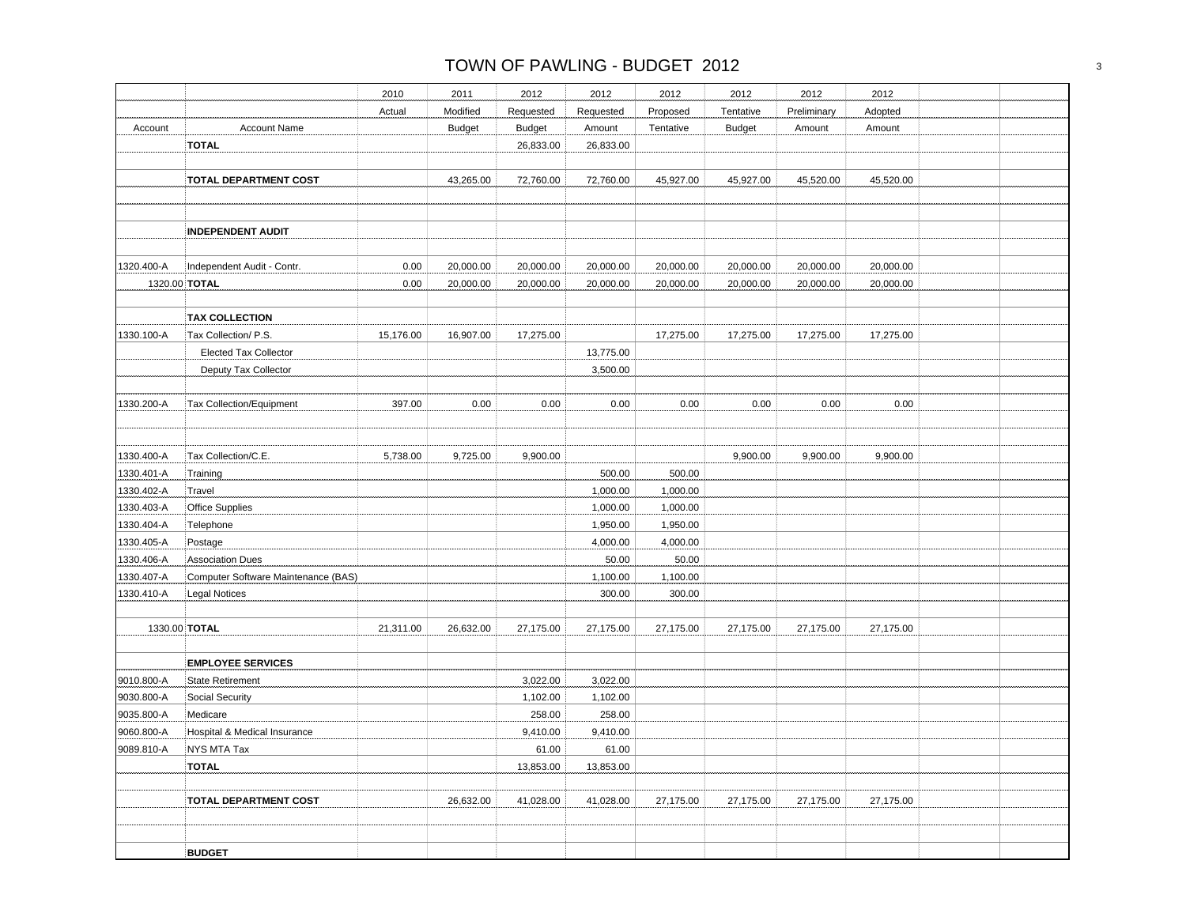# TOWN OF PAWLING - BUDGET 2012

| Account | Account Name | 2010 Actual | 2011 Modified Budget | 2012 Requested Budget | 2012 Requested Amount | 2012 Proposed Tentative | 2012 Tentative Budget | 2012 Preliminary Amount | 2012 Adopted Amount | | |
|---|---|---|---|---|---|---|---|---|---|---|---|
| | **TOTAL** | | | 26,833.00 | 26,833.00 | | | | | | |
| | | | | | | | | | | | |
| | **TOTAL DEPARTMENT COST** | | 43,265.00 | 72,760.00 | 72,760.00 | 45,927.00 | 45,927.00 | 45,520.00 | 45,520.00 | | |
| | | | | | | | | | | | |
| | **INDEPENDENT AUDIT** | | | | | | | | | | |
| | | | | | | | | | | | |
| 1320.400-A | Independent Audit - Contr. | 0.00 | 20,000.00 | 20,000.00 | 20,000.00 | 20,000.00 | 20,000.00 | 20,000.00 | 20,000.00 | | |
| 1320.00 | **TOTAL** | 0.00 | 20,000.00 | 20,000.00 | 20,000.00 | 20,000.00 | 20,000.00 | 20,000.00 | 20,000.00 | | |
| | | | | | | | | | | | |
| | **TAX COLLECTION** | | | | | | | | | | |
| 1330.100-A | Tax Collection/ P.S. | 15,176.00 | 16,907.00 | 17,275.00 | | 17,275.00 | 17,275.00 | 17,275.00 | 17,275.00 | | |
| | Elected Tax Collector | | | | 13,775.00 | | | | | | |
| | Deputy Tax Collector | | | | 3,500.00 | | | | | | |
| | | | | | | | | | | | |
| 1330.200-A | Tax Collection/Equipment | 397.00 | 0.00 | 0.00 | 0.00 | 0.00 | 0.00 | 0.00 | 0.00 | | |
| | | | | | | | | | | | |
| 1330.400-A | Tax Collection/C.E. | 5,738.00 | 9,725.00 | 9,900.00 | | | 9,900.00 | 9,900.00 | 9,900.00 | | |
| 1330.401-A | Training | | | | 500.00 | 500.00 | | | | | |
| 1330.402-A | Travel | | | | 1,000.00 | 1,000.00 | | | | | |
| 1330.403-A | Office Supplies | | | | 1,000.00 | 1,000.00 | | | | | |
| 1330.404-A | Telephone | | | | 1,950.00 | 1,950.00 | | | | | |
| 1330.405-A | Postage | | | | 4,000.00 | 4,000.00 | | | | | |
| 1330.406-A | Association Dues | | | | 50.00 | 50.00 | | | | | |
| 1330.407-A | Computer Software Maintenance (BAS) | | | | 1,100.00 | 1,100.00 | | | | | |
| 1330.410-A | Legal Notices | | | | 300.00 | 300.00 | | | | | |
| | | | | | | | | | | | |
| 1330.00 | **TOTAL** | 21,311.00 | 26,632.00 | 27,175.00 | 27,175.00 | 27,175.00 | 27,175.00 | 27,175.00 | 27,175.00 | | |
| | | | | | | | | | | | |
| | **EMPLOYEE SERVICES** | | | | | | | | | | |
| 9010.800-A | State Retirement | | | 3,022.00 | 3,022.00 | | | | | | |
| 9030.800-A | Social Security | | | 1,102.00 | 1,102.00 | | | | | | |
| 9035.800-A | Medicare | | | 258.00 | 258.00 | | | | | | |
| 9060.800-A | Hospital & Medical Insurance | | | 9,410.00 | 9,410.00 | | | | | | |
| 9089.810-A | NYS MTA Tax | | | 61.00 | 61.00 | | | | | | |
| | **TOTAL** | | | 13,853.00 | 13,853.00 | | | | | | |
| | | | | | | | | | | | |
| | **TOTAL DEPARTMENT COST** | | 26,632.00 | 41,028.00 | 41,028.00 | 27,175.00 | 27,175.00 | 27,175.00 | 27,175.00 | | |
| | | | | | | | | | | | |
| | **BUDGET** | | | | | | | | | | |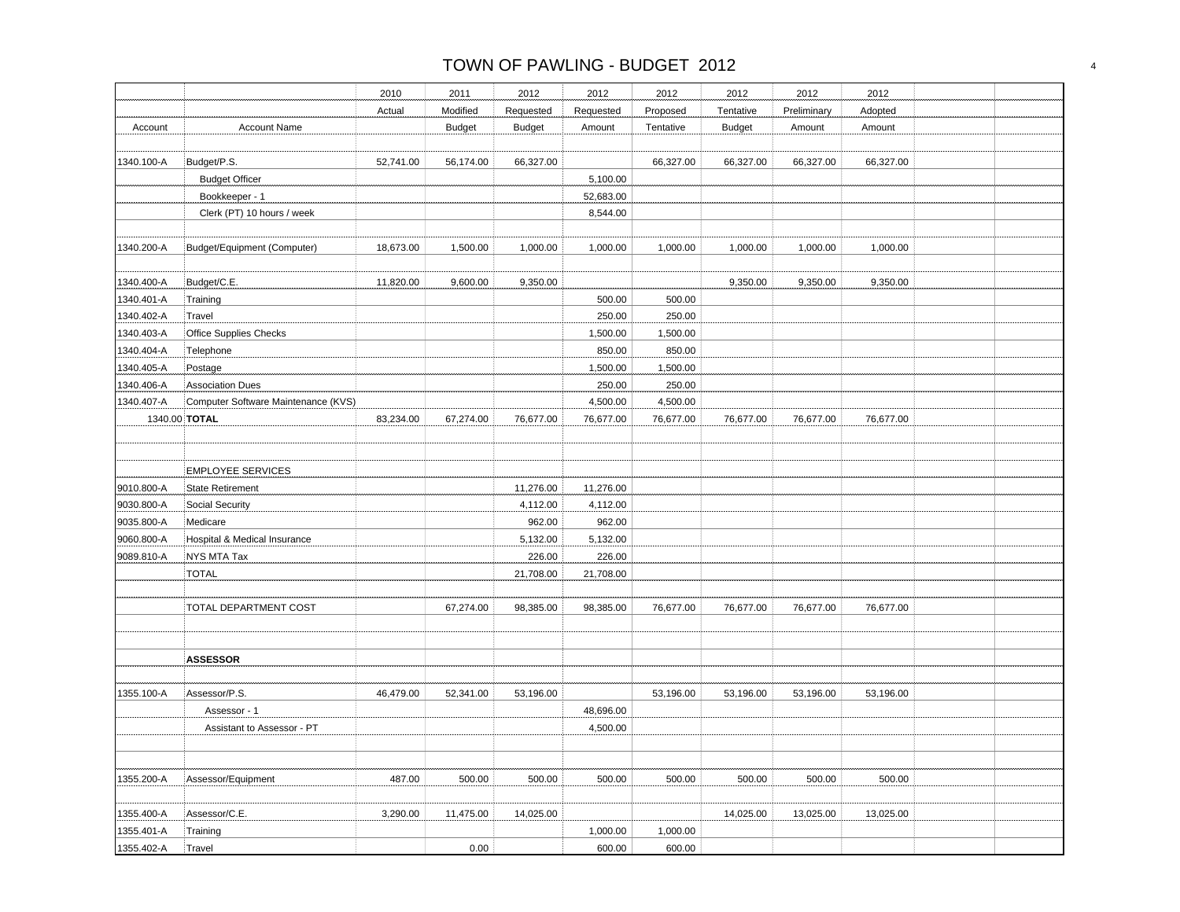# TOWN OF PAWLING - BUDGET 2012

| | | 2010 | 2011 | 2012 | 2012 | 2012 | 2012 | 2012 | 2012 | | |
|---|---|---|---|---|---|---|---|---|---|---|---|
| | | Actual | Modified | Requested | Requested | Proposed | Tentative | Preliminary | Adopted | | |
| Account | Account Name | | Budget | Budget | Amount | Tentative | Budget | Amount | Amount | | |
| | | | | | | | | | | | |
| 1340.100-A | Budget/P.S. | 52,741.00 | 56,174.00 | 66,327.00 | | 66,327.00 | 66,327.00 | 66,327.00 | 66,327.00 | | |
| | Budget Officer | | | | 5,100.00 | | | | | | |
| | Bookkeeper - 1 | | | | 52,683.00 | | | | | | |
| | Clerk (PT) 10 hours / week | | | | 8,544.00 | | | | | | |
| | | | | | | | | | | | |
| 1340.200-A | Budget/Equipment (Computer) | 18,673.00 | 1,500.00 | 1,000.00 | 1,000.00 | 1,000.00 | 1,000.00 | 1,000.00 | 1,000.00 | | |
| | | | | | | | | | | | |
| 1340.400-A | Budget/C.E. | 11,820.00 | 9,600.00 | 9,350.00 | | | 9,350.00 | 9,350.00 | 9,350.00 | | |
| 1340.401-A | Training | | | | 500.00 | 500.00 | | | | | |
| 1340.402-A | Travel | | | | 250.00 | 250.00 | | | | | |
| 1340.403-A | Office Supplies Checks | | | | 1,500.00 | 1,500.00 | | | | | |
| 1340.404-A | Telephone | | | | 850.00 | 850.00 | | | | | |
| 1340.405-A | Postage | | | | 1,500.00 | 1,500.00 | | | | | |
| 1340.406-A | Association Dues | | | | 250.00 | 250.00 | | | | | |
| 1340.407-A | Computer Software Maintenance (KVS) | | | | 4,500.00 | 4,500.00 | | | | | |
| 1340.00 | **TOTAL** | 83,234.00 | 67,274.00 | 76,677.00 | 76,677.00 | 76,677.00 | 76,677.00 | 76,677.00 | 76,677.00 | | |
| | | | | | | | | | | | |
| | | | | | | | | | | | |
| | EMPLOYEE SERVICES | | | | | | | | | | |
| 9010.800-A | State Retirement | | | 11,276.00 | 11,276.00 | | | | | | |
| 9030.800-A | Social Security | | | 4,112.00 | 4,112.00 | | | | | | |
| 9035.800-A | Medicare | | | 962.00 | 962.00 | | | | | | |
| 9060.800-A | Hospital & Medical Insurance | | | 5,132.00 | 5,132.00 | | | | | | |
| 9089.810-A | NYS MTA Tax | | | 226.00 | 226.00 | | | | | | |
| | TOTAL | | | 21,708.00 | 21,708.00 | | | | | | |
| | | | | | | | | | | | |
| | TOTAL DEPARTMENT COST | | 67,274.00 | 98,385.00 | 98,385.00 | 76,677.00 | 76,677.00 | 76,677.00 | 76,677.00 | | |
| | | | | | | | | | | | |
| | | | | | | | | | | | |
| | **ASSESSOR** | | | | | | | | | | |
| | | | | | | | | | | | |
| 1355.100-A | Assessor/P.S. | 46,479.00 | 52,341.00 | 53,196.00 | | 53,196.00 | 53,196.00 | 53,196.00 | 53,196.00 | | |
| | Assessor - 1 | | | | 48,696.00 | | | | | | |
| | Assistant to Assessor - PT | | | | 4,500.00 | | | | | | |
| | | | | | | | | | | | |
| | | | | | | | | | | | |
| 1355.200-A | Assessor/Equipment | 487.00 | 500.00 | 500.00 | 500.00 | 500.00 | 500.00 | 500.00 | 500.00 | | |
| | | | | | | | | | | | |
| 1355.400-A | Assessor/C.E. | 3,290.00 | 11,475.00 | 14,025.00 | | | 14,025.00 | 13,025.00 | 13,025.00 | | |
| 1355.401-A | Training | | | | 1,000.00 | 1,000.00 | | | | | |
| 1355.402-A | Travel | | 0.00 | | 600.00 | 600.00 | | | | | |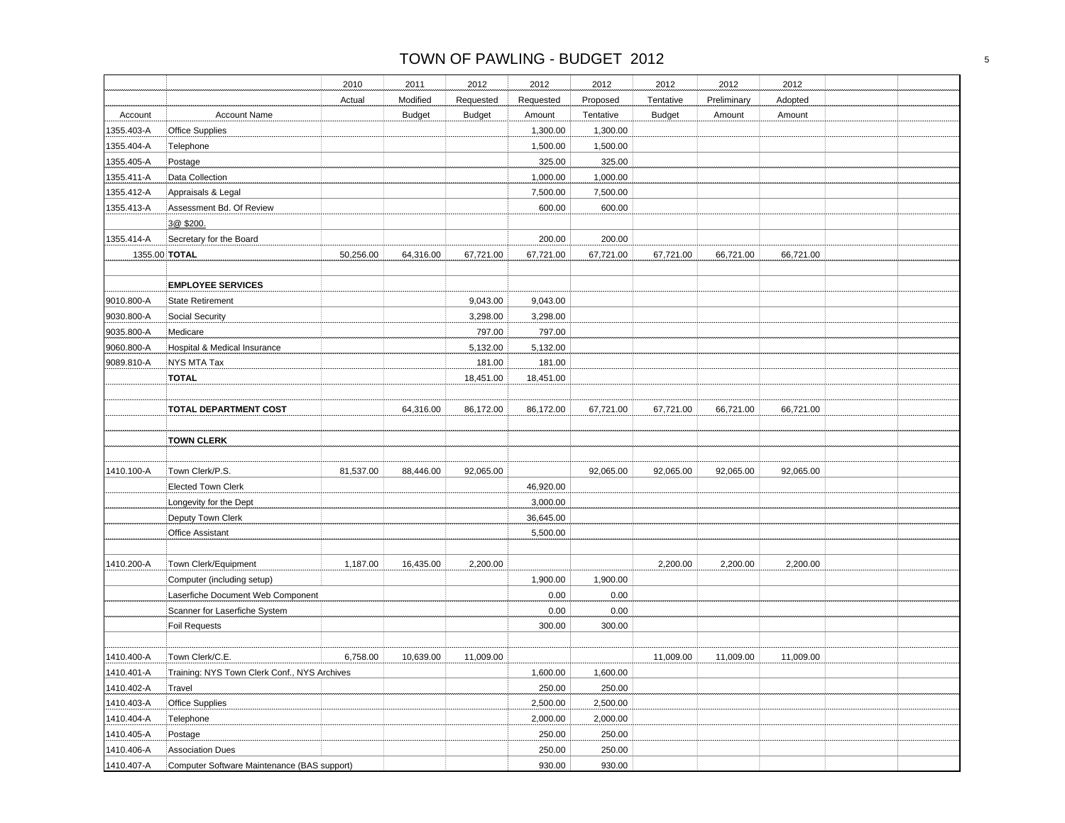# TOWN OF PAWLING - BUDGET 2012

| | | 2010 | 2011 | 2012 | 2012 | 2012 | 2012 | 2012 | 2012 | | |
|---|---|---|---|---|---|---|---|---|---|---|---|
| | | Actual | Modified | Requested | Requested | Proposed | Tentative | Preliminary | Adopted | | |
| Account | Account Name | | Budget | Budget | Amount | Tentative | Budget | Amount | Amount | | |
| 1355.403-A | Office Supplies | | | | 1,300.00 | 1,300.00 | | | | | |
| 1355.404-A | Telephone | | | | 1,500.00 | 1,500.00 | | | | | |
| 1355.405-A | Postage | | | | 325.00 | 325.00 | | | | | |
| 1355.411-A | Data Collection | | | | 1,000.00 | 1,000.00 | | | | | |
| 1355.412-A | Appraisals & Legal | | | | 7,500.00 | 7,500.00 | | | | | |
| 1355.413-A | Assessment Bd. Of Review | | | | 600.00 | 600.00 | | | | | |
| | 3@ $200. | | | | | | | | | | |
| 1355.414-A | Secretary for the Board | | | | 200.00 | 200.00 | | | | | |
| 1355.00 | **TOTAL** | 50,256.00 | 64,316.00 | 67,721.00 | 67,721.00 | 67,721.00 | 67,721.00 | 66,721.00 | 66,721.00 | | |
| | | | | | | | | | | | |
| | **EMPLOYEE SERVICES** | | | | | | | | | | |
| 9010.800-A | State Retirement | | | 9,043.00 | 9,043.00 | | | | | | |
| 9030.800-A | Social Security | | | 3,298.00 | 3,298.00 | | | | | | |
| 9035.800-A | Medicare | | | 797.00 | 797.00 | | | | | | |
| 9060.800-A | Hospital & Medical Insurance | | | 5,132.00 | 5,132.00 | | | | | | |
| 9089.810-A | NYS MTA Tax | | | 181.00 | 181.00 | | | | | | |
| | **TOTAL** | | | 18,451.00 | 18,451.00 | | | | | | |
| | | | | | | | | | | | |
| | **TOTAL DEPARTMENT COST** | | 64,316.00 | 86,172.00 | 86,172.00 | 67,721.00 | 67,721.00 | 66,721.00 | 66,721.00 | | |
| | | | | | | | | | | | |
| | **TOWN CLERK** | | | | | | | | | | |
| | | | | | | | | | | | |
| 1410.100-A | Town Clerk/P.S. | 81,537.00 | 88,446.00 | 92,065.00 | | 92,065.00 | 92,065.00 | 92,065.00 | 92,065.00 | | |
| | Elected Town Clerk | | | | 46,920.00 | | | | | | |
| | Longevity for the Dept | | | | 3,000.00 | | | | | | |
| | Deputy Town Clerk | | | | 36,645.00 | | | | | | |
| | Office Assistant | | | | 5,500.00 | | | | | | |
| | | | | | | | | | | | |
| 1410.200-A | Town Clerk/Equipment | 1,187.00 | 16,435.00 | 2,200.00 | | | 2,200.00 | 2,200.00 | 2,200.00 | | |
| | Computer (including setup) | | | | 1,900.00 | 1,900.00 | | | | | |
| | Laserfiche Document Web Component | | | | 0.00 | 0.00 | | | | | |
| | Scanner for Laserfiche System | | | | 0.00 | 0.00 | | | | | |
| | Foil Requests | | | | 300.00 | 300.00 | | | | | |
| | | | | | | | | | | | |
| 1410.400-A | Town Clerk/C.E. | 6,758.00 | 10,639.00 | 11,009.00 | | | 11,009.00 | 11,009.00 | 11,009.00 | | |
| 1410.401-A | Training: NYS Town Clerk Conf., NYS Archives | | | | 1,600.00 | 1,600.00 | | | | | |
| 1410.402-A | Travel | | | | 250.00 | 250.00 | | | | | |
| 1410.403-A | Office Supplies | | | | 2,500.00 | 2,500.00 | | | | | |
| 1410.404-A | Telephone | | | | 2,000.00 | 2,000.00 | | | | | |
| 1410.405-A | Postage | | | | 250.00 | 250.00 | | | | | |
| 1410.406-A | Association Dues | | | | 250.00 | 250.00 | | | | | |
| 1410.407-A | Computer Software Maintenance (BAS support) | | | | 930.00 | 930.00 | | | | | |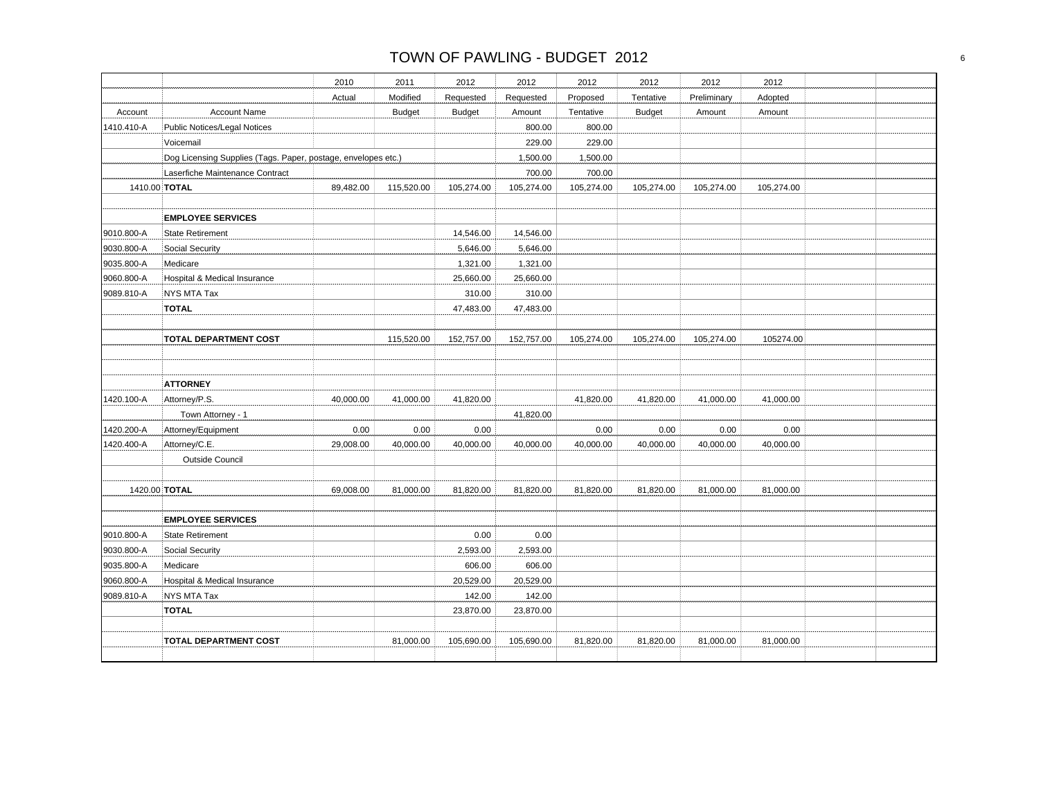# TOWN OF PAWLING - BUDGET 2012

| Account | Account Name | 2010 Actual | 2011 Modified Budget | 2012 Requested Budget | 2012 Requested Amount | 2012 Proposed Tentative | 2012 Tentative Budget | 2012 Preliminary Amount | 2012 Adopted Amount | | |
|---|---|---|---|---|---|---|---|---|---|---|---|
| 1410.410-A | Public Notices/Legal Notices | | | | 800.00 | 800.00 | | | | | |
| | Voicemail | | | | 229.00 | 229.00 | | | | | |
| | Dog Licensing Supplies (Tags. Paper, postage, envelopes etc.) | | | | 1,500.00 | 1,500.00 | | | | | |
| | Laserfiche Maintenance Contract | | | | 700.00 | 700.00 | | | | | |
| 1410.00 | **TOTAL** | 89,482.00 | 115,520.00 | 105,274.00 | 105,274.00 | 105,274.00 | 105,274.00 | 105,274.00 | 105,274.00 | | |
| | | | | | | | | | | | |
| | **EMPLOYEE SERVICES** | | | | | | | | | | |
| 9010.800-A | State Retirement | | | 14,546.00 | 14,546.00 | | | | | | |
| 9030.800-A | Social Security | | | 5,646.00 | 5,646.00 | | | | | | |
| 9035.800-A | Medicare | | | 1,321.00 | 1,321.00 | | | | | | |
| 9060.800-A | Hospital & Medical Insurance | | | 25,660.00 | 25,660.00 | | | | | | |
| 9089.810-A | NYS MTA Tax | | | 310.00 | 310.00 | | | | | | |
| | **TOTAL** | | | 47,483.00 | 47,483.00 | | | | | | |
| | | | | | | | | | | | |
| | **TOTAL DEPARTMENT COST** | | 115,520.00 | 152,757.00 | 152,757.00 | 105,274.00 | 105,274.00 | 105,274.00 | 105274.00 | | |
| | | | | | | | | | | | |
| | | | | | | | | | | | |
| | **ATTORNEY** | | | | | | | | | | |
| 1420.100-A | Attorney/P.S. | 40,000.00 | 41,000.00 | 41,820.00 | | 41,820.00 | 41,820.00 | 41,000.00 | 41,000.00 | | |
| | Town Attorney - 1 | | | | 41,820.00 | | | | | | |
| 1420.200-A | Attorney/Equipment | 0.00 | 0.00 | 0.00 | | 0.00 | 0.00 | 0.00 | 0.00 | | |
| 1420.400-A | Attorney/C.E. | 29,008.00 | 40,000.00 | 40,000.00 | 40,000.00 | 40,000.00 | 40,000.00 | 40,000.00 | 40,000.00 | | |
| | Outside Council | | | | | | | | | | |
| | | | | | | | | | | | |
| 1420.00 | **TOTAL** | 69,008.00 | 81,000.00 | 81,820.00 | 81,820.00 | 81,820.00 | 81,820.00 | 81,000.00 | 81,000.00 | | |
| | | | | | | | | | | | |
| | **EMPLOYEE SERVICES** | | | | | | | | | | |
| 9010.800-A | State Retirement | | | 0.00 | 0.00 | | | | | | |
| 9030.800-A | Social Security | | | 2,593.00 | 2,593.00 | | | | | | |
| 9035.800-A | Medicare | | | 606.00 | 606.00 | | | | | | |
| 9060.800-A | Hospital & Medical Insurance | | | 20,529.00 | 20,529.00 | | | | | | |
| 9089.810-A | NYS MTA Tax | | | 142.00 | 142.00 | | | | | | |
| | **TOTAL** | | | 23,870.00 | 23,870.00 | | | | | | |
| | | | | | | | | | | | |
| | **TOTAL DEPARTMENT COST** | | 81,000.00 | 105,690.00 | 105,690.00 | 81,820.00 | 81,820.00 | 81,000.00 | 81,000.00 | | |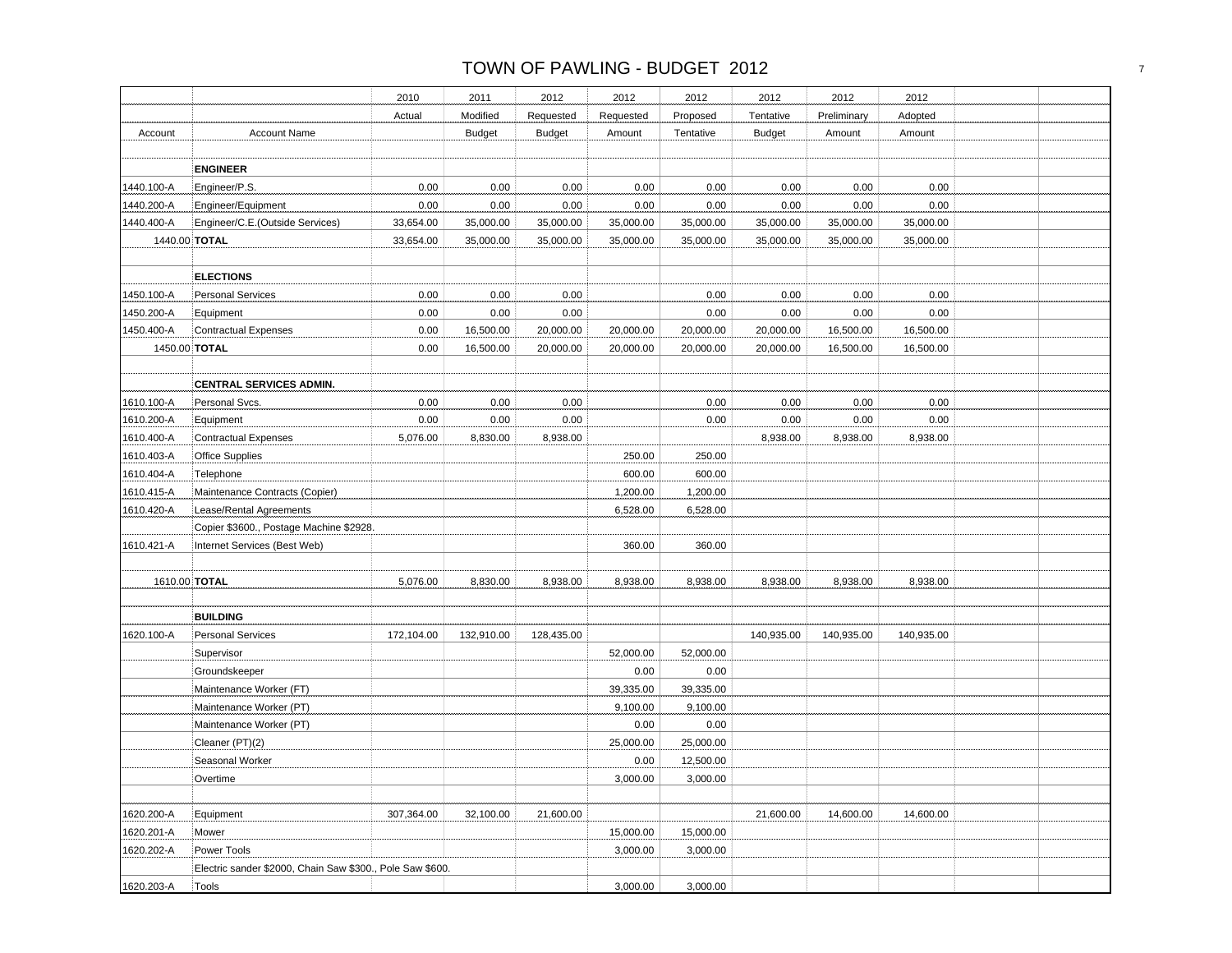# TOWN OF PAWLING - BUDGET 2012

| Account | Account Name | 2010 Actual | 2011 Modified Budget | 2012 Requested Budget | 2012 Requested Amount | 2012 Proposed Tentative | 2012 Tentative Budget | 2012 Preliminary Amount | 2012 Adopted Amount | | |
|---|---|---|---|---|---|---|---|---|---|---|---|
| | | | | | | | | | | | |
| | **ENGINEER** | | | | | | | | | | |
| 1440.100-A | Engineer/P.S. | 0.00 | 0.00 | 0.00 | 0.00 | 0.00 | 0.00 | 0.00 | 0.00 | | |
| 1440.200-A | Engineer/Equipment | 0.00 | 0.00 | 0.00 | 0.00 | 0.00 | 0.00 | 0.00 | 0.00 | | |
| 1440.400-A | Engineer/C.E.(Outside Services) | 33,654.00 | 35,000.00 | 35,000.00 | 35,000.00 | 35,000.00 | 35,000.00 | 35,000.00 | 35,000.00 | | |
| 1440.00 | **TOTAL** | 33,654.00 | 35,000.00 | 35,000.00 | 35,000.00 | 35,000.00 | 35,000.00 | 35,000.00 | 35,000.00 | | |
| | | | | | | | | | | | |
| | **ELECTIONS** | | | | | | | | | | |
| 1450.100-A | Personal Services | 0.00 | 0.00 | 0.00 | | 0.00 | 0.00 | 0.00 | 0.00 | | |
| 1450.200-A | Equipment | 0.00 | 0.00 | 0.00 | | 0.00 | 0.00 | 0.00 | 0.00 | | |
| 1450.400-A | Contractual Expenses | 0.00 | 16,500.00 | 20,000.00 | 20,000.00 | 20,000.00 | 20,000.00 | 16,500.00 | 16,500.00 | | |
| 1450.00 | **TOTAL** | 0.00 | 16,500.00 | 20,000.00 | 20,000.00 | 20,000.00 | 20,000.00 | 16,500.00 | 16,500.00 | | |
| | | | | | | | | | | | |
| | **CENTRAL SERVICES ADMIN.** | | | | | | | | | | |
| 1610.100-A | Personal Svcs. | 0.00 | 0.00 | 0.00 | | 0.00 | 0.00 | 0.00 | 0.00 | | |
| 1610.200-A | Equipment | 0.00 | 0.00 | 0.00 | | 0.00 | 0.00 | 0.00 | 0.00 | | |
| 1610.400-A | Contractual Expenses | 5,076.00 | 8,830.00 | 8,938.00 | | | 8,938.00 | 8,938.00 | 8,938.00 | | |
| 1610.403-A | Office Supplies | | | | 250.00 | 250.00 | | | | | |
| 1610.404-A | Telephone | | | | 600.00 | 600.00 | | | | | |
| 1610.415-A | Maintenance Contracts (Copier) | | | | 1,200.00 | 1,200.00 | | | | | |
| 1610.420-A | Lease/Rental Agreements | | | | 6,528.00 | 6,528.00 | | | | | |
| | Copier $3600., Postage Machine $2928. | | | | | | | | | | |
| 1610.421-A | Internet Services (Best Web) | | | | 360.00 | 360.00 | | | | | |
| | | | | | | | | | | | |
| 1610.00 | **TOTAL** | 5,076.00 | 8,830.00 | 8,938.00 | 8,938.00 | 8,938.00 | 8,938.00 | 8,938.00 | 8,938.00 | | |
| | | | | | | | | | | | |
| | **BUILDING** | | | | | | | | | | |
| 1620.100-A | Personal Services | 172,104.00 | 132,910.00 | 128,435.00 | | | 140,935.00 | 140,935.00 | 140,935.00 | | |
| | Supervisor | | | | 52,000.00 | 52,000.00 | | | | | |
| | Groundskeeper | | | | 0.00 | 0.00 | | | | | |
| | Maintenance Worker (FT) | | | | 39,335.00 | 39,335.00 | | | | | |
| | Maintenance Worker (PT) | | | | 9,100.00 | 9,100.00 | | | | | |
| | Maintenance Worker (PT) | | | | 0.00 | 0.00 | | | | | |
| | Cleaner (PT)(2) | | | | 25,000.00 | 25,000.00 | | | | | |
| | Seasonal Worker | | | | 0.00 | 12,500.00 | | | | | |
| | Overtime | | | | 3,000.00 | 3,000.00 | | | | | |
| | | | | | | | | | | | |
| 1620.200-A | Equipment | 307,364.00 | 32,100.00 | 21,600.00 | | | 21,600.00 | 14,600.00 | 14,600.00 | | |
| 1620.201-A | Mower | | | | 15,000.00 | 15,000.00 | | | | | |
| 1620.202-A | Power Tools | | | | 3,000.00 | 3,000.00 | | | | | |
| | Electric sander $2000, Chain Saw $300., Pole Saw $600. | | | | | | | | | | |
| 1620.203-A | Tools | | | | 3,000.00 | 3,000.00 | | | | | |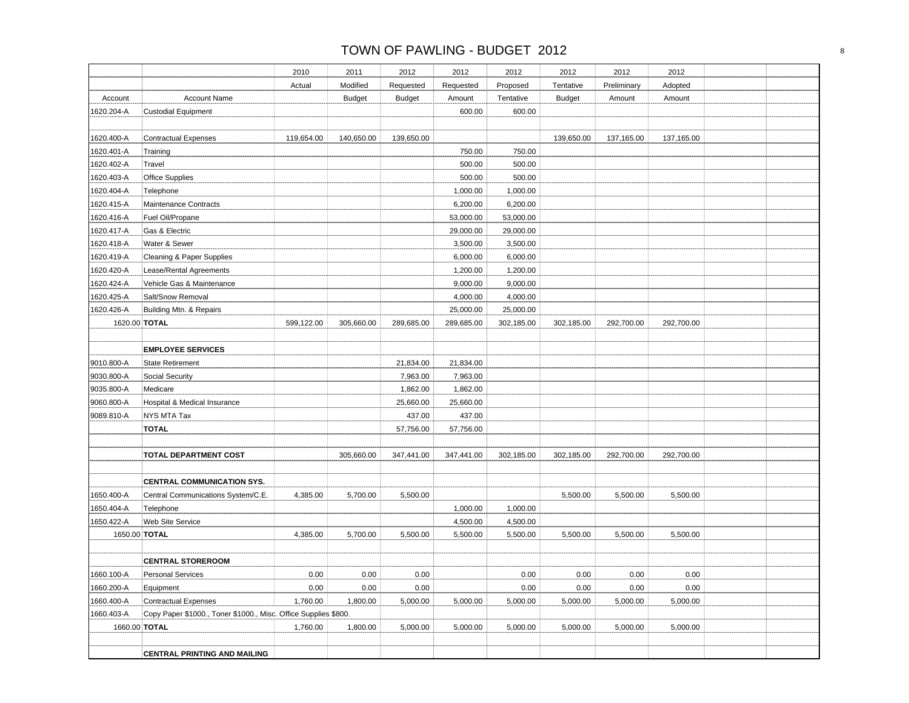# TOWN OF PAWLING - BUDGET 2012

| | | 2010 | 2011 | 2012 | 2012 | 2012 | 2012 | 2012 | 2012 | | |
|---|---|---|---|---|---|---|---|---|---|---|---|
| | | Actual | Modified | Requested | Requested | Proposed | Tentative | Preliminary | Adopted | | |
| Account | Account Name | | Budget | Budget | Amount | Tentative | Budget | Amount | Amount | | |
| 1620.204-A | Custodial Equipment | | | | 600.00 | 600.00 | | | | | |
| | | | | | | | | | | | |
| 1620.400-A | Contractual Expenses | 119,654.00 | 140,650.00 | 139,650.00 | | | 139,650.00 | 137,165.00 | 137,165.00 | | |
| 1620.401-A | Training | | | | 750.00 | 750.00 | | | | | |
| 1620.402-A | Travel | | | | 500.00 | 500.00 | | | | | |
| 1620.403-A | Office Supplies | | | | 500.00 | 500.00 | | | | | |
| 1620.404-A | Telephone | | | | 1,000.00 | 1,000.00 | | | | | |
| 1620.415-A | Maintenance Contracts | | | | 6,200.00 | 6,200.00 | | | | | |
| 1620.416-A | Fuel Oil/Propane | | | | 53,000.00 | 53,000.00 | | | | | |
| 1620.417-A | Gas & Electric | | | | 29,000.00 | 29,000.00 | | | | | |
| 1620.418-A | Water & Sewer | | | | 3,500.00 | 3,500.00 | | | | | |
| 1620.419-A | Cleaning & Paper Supplies | | | | 6,000.00 | 6,000.00 | | | | | |
| 1620.420-A | Lease/Rental Agreements | | | | 1,200.00 | 1,200.00 | | | | | |
| 1620.424-A | Vehicle Gas & Maintenance | | | | 9,000.00 | 9,000.00 | | | | | |
| 1620.425-A | Salt/Snow Removal | | | | 4,000.00 | 4,000.00 | | | | | |
| 1620.426-A | Building Mtn. & Repairs | | | | 25,000.00 | 25,000.00 | | | | | |
| 1620.00 | **TOTAL** | 599,122.00 | 305,660.00 | 289,685.00 | 289,685.00 | 302,185.00 | 302,185.00 | 292,700.00 | 292,700.00 | | |
| | | | | | | | | | | | |
| | **EMPLOYEE SERVICES** | | | | | | | | | | |
| 9010.800-A | State Retirement | | | 21,834.00 | 21,834.00 | | | | | | |
| 9030.800-A | Social Security | | | 7,963.00 | 7,963.00 | | | | | | |
| 9035.800-A | Medicare | | | 1,862.00 | 1,862.00 | | | | | | |
| 9060.800-A | Hospital & Medical Insurance | | | 25,660.00 | 25,660.00 | | | | | | |
| 9089.810-A | NYS MTA Tax | | | 437.00 | 437.00 | | | | | | |
| | **TOTAL** | | | 57,756.00 | 57,756.00 | | | | | | |
| | | | | | | | | | | | |
| | **TOTAL DEPARTMENT COST** | | 305,660.00 | 347,441.00 | 347,441.00 | 302,185.00 | 302,185.00 | 292,700.00 | 292,700.00 | | |
| | | | | | | | | | | | |
| | **CENTRAL COMMUNICATION SYS.** | | | | | | | | | | |
| 1650.400-A | Central Communications System/C.E. | 4,385.00 | 5,700.00 | 5,500.00 | | | 5,500.00 | 5,500.00 | 5,500.00 | | |
| 1650.404-A | Telephone | | | | 1,000.00 | 1,000.00 | | | | | |
| 1650.422-A | Web Site Service | | | | 4,500.00 | 4,500.00 | | | | | |
| 1650.00 | **TOTAL** | 4,385.00 | 5,700.00 | 5,500.00 | 5,500.00 | 5,500.00 | 5,500.00 | 5,500.00 | 5,500.00 | | |
| | | | | | | | | | | | |
| | **CENTRAL STOREROOM** | | | | | | | | | | |
| 1660.100-A | Personal Services | 0.00 | 0.00 | 0.00 | | 0.00 | 0.00 | 0.00 | 0.00 | | |
| 1660.200-A | Equipment | 0.00 | 0.00 | 0.00 | | 0.00 | 0.00 | 0.00 | 0.00 | | |
| 1660.400-A | Contractual Expenses | 1,760.00 | 1,800.00 | 5,000.00 | 5,000.00 | 5,000.00 | 5,000.00 | 5,000.00 | 5,000.00 | | |
| 1660.403-A | Copy Paper $1000., Toner $1000., Misc. Office Supplies $800. | | | | | | | | | | |
| 1660.00 | **TOTAL** | 1,760.00 | 1,800.00 | 5,000.00 | 5,000.00 | 5,000.00 | 5,000.00 | 5,000.00 | 5,000.00 | | |
| | | | | | | | | | | | |
| | **CENTRAL PRINTING AND MAILING** | | | | | | | | | | |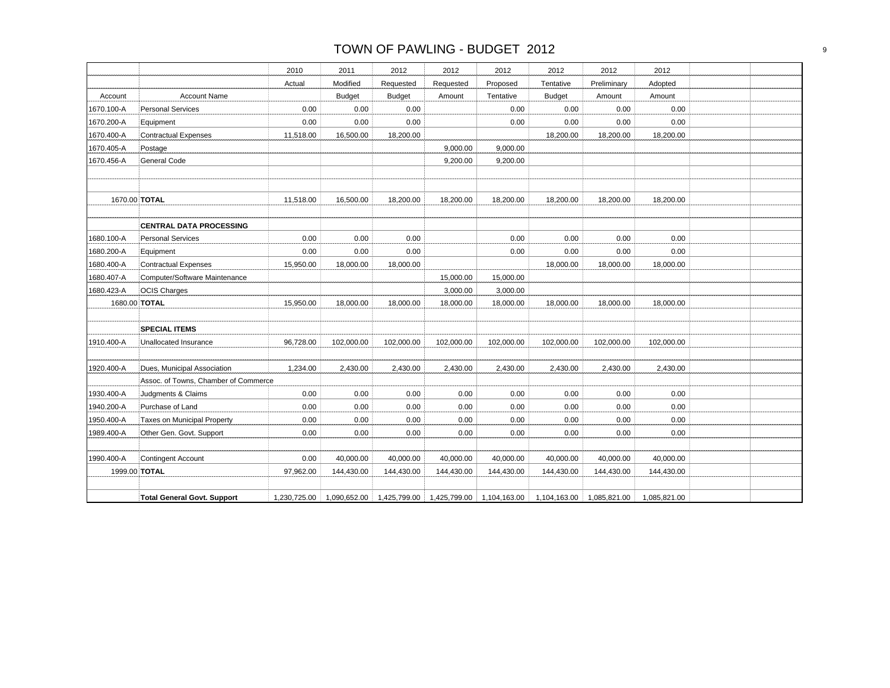# TOWN OF PAWLING - BUDGET 2012

| | | 2010 | 2011 | 2012 | 2012 | 2012 | 2012 | 2012 | 2012 | | |
|---|---|---|---|---|---|---|---|---|---|---|---|
| | | Actual | Modified | Requested | Requested | Proposed | Tentative | Preliminary | Adopted | | |
| Account | Account Name | | Budget | Budget | Amount | Tentative | Budget | Amount | Amount | | |
| 1670.100-A | Personal Services | 0.00 | 0.00 | 0.00 | | 0.00 | 0.00 | 0.00 | 0.00 | | |
| 1670.200-A | Equipment | 0.00 | 0.00 | 0.00 | | 0.00 | 0.00 | 0.00 | 0.00 | | |
| 1670.400-A | Contractual Expenses | 11,518.00 | 16,500.00 | 18,200.00 | | | 18,200.00 | 18,200.00 | 18,200.00 | | |
| 1670.405-A | Postage | | | | 9,000.00 | 9,000.00 | | | | | |
| 1670.456-A | General Code | | | | 9,200.00 | 9,200.00 | | | | | |
| | | | | | | | | | | | |
| | | | | | | | | | | | |
| 1670.00 | **TOTAL** | 11,518.00 | 16,500.00 | 18,200.00 | 18,200.00 | 18,200.00 | 18,200.00 | 18,200.00 | 18,200.00 | | |
| | | | | | | | | | | | |
| | **CENTRAL DATA PROCESSING** | | | | | | | | | | |
| 1680.100-A | Personal Services | 0.00 | 0.00 | 0.00 | | 0.00 | 0.00 | 0.00 | 0.00 | | |
| 1680.200-A | Equipment | 0.00 | 0.00 | 0.00 | | 0.00 | 0.00 | 0.00 | 0.00 | | |
| 1680.400-A | Contractual Expenses | 15,950.00 | 18,000.00 | 18,000.00 | | | 18,000.00 | 18,000.00 | 18,000.00 | | |
| 1680.407-A | Computer/Software Maintenance | | | | 15,000.00 | 15,000.00 | | | | | |
| 1680.423-A | OCIS Charges | | | | 3,000.00 | 3,000.00 | | | | | |
| 1680.00 | **TOTAL** | 15,950.00 | 18,000.00 | 18,000.00 | 18,000.00 | 18,000.00 | 18,000.00 | 18,000.00 | 18,000.00 | | |
| | | | | | | | | | | | |
| | **SPECIAL ITEMS** | | | | | | | | | | |
| 1910.400-A | Unallocated Insurance | 96,728.00 | 102,000.00 | 102,000.00 | 102,000.00 | 102,000.00 | 102,000.00 | 102,000.00 | 102,000.00 | | |
| | | | | | | | | | | | |
| 1920.400-A | Dues, Municipal Association | 1,234.00 | 2,430.00 | 2,430.00 | 2,430.00 | 2,430.00 | 2,430.00 | 2,430.00 | 2,430.00 | | |
| | Assoc. of Towns, Chamber of Commerce | | | | | | | | | | |
| 1930.400-A | Judgments & Claims | 0.00 | 0.00 | 0.00 | 0.00 | 0.00 | 0.00 | 0.00 | 0.00 | | |
| 1940.200-A | Purchase of Land | 0.00 | 0.00 | 0.00 | 0.00 | 0.00 | 0.00 | 0.00 | 0.00 | | |
| 1950.400-A | Taxes on Municipal Property | 0.00 | 0.00 | 0.00 | 0.00 | 0.00 | 0.00 | 0.00 | 0.00 | | |
| 1989.400-A | Other Gen. Govt. Support | 0.00 | 0.00 | 0.00 | 0.00 | 0.00 | 0.00 | 0.00 | 0.00 | | |
| | | | | | | | | | | | |
| 1990.400-A | Contingent Account | 0.00 | 40,000.00 | 40,000.00 | 40,000.00 | 40,000.00 | 40,000.00 | 40,000.00 | 40,000.00 | | |
| 1999.00 | **TOTAL** | 97,962.00 | 144,430.00 | 144,430.00 | 144,430.00 | 144,430.00 | 144,430.00 | 144,430.00 | 144,430.00 | | |
| | | | | | | | | | | | |
| | **Total General Govt. Support** | 1,230,725.00 | 1,090,652.00 | 1,425,799.00 | 1,425,799.00 | 1,104,163.00 | 1,104,163.00 | 1,085,821.00 | 1,085,821.00 | | |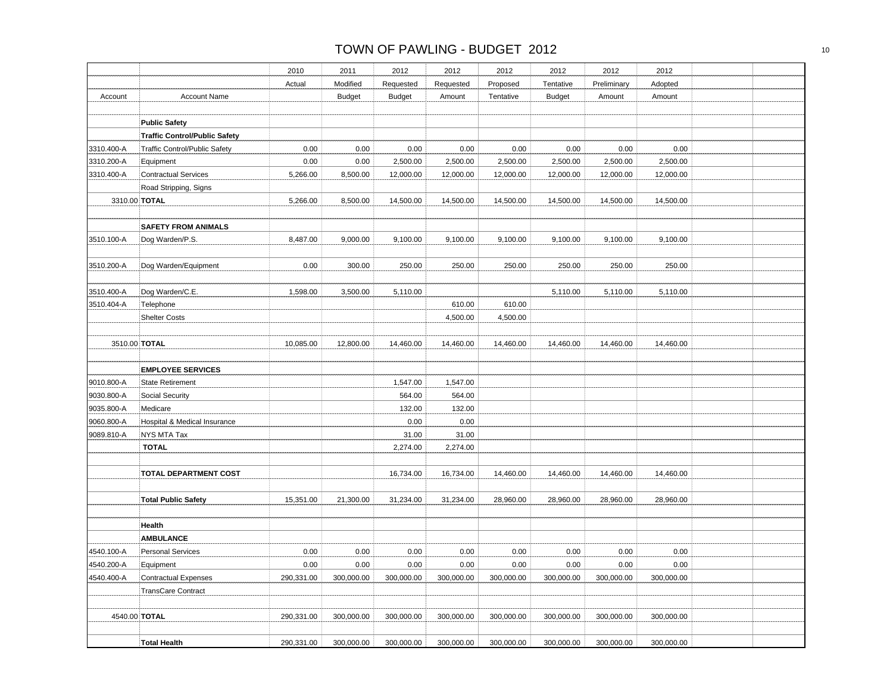# TOWN OF PAWLING - BUDGET 2012

| Account | Account Name | 2010 Actual | 2011 Modified Budget | 2012 Requested Budget | 2012 Requested Amount | 2012 Proposed Tentative | 2012 Tentative Budget | 2012 Preliminary Amount | 2012 Adopted Amount | | |
|---|---|---|---|---|---|---|---|---|---|---|---|
| | **Public Safety** | | | | | | | | | | |
| | **Traffic Control/Public Safety** | | | | | | | | | | |
| 3310.400-A | Traffic Control/Public Safety | 0.00 | 0.00 | 0.00 | 0.00 | 0.00 | 0.00 | 0.00 | 0.00 | | |
| 3310.200-A | Equipment | 0.00 | 0.00 | 2,500.00 | 2,500.00 | 2,500.00 | 2,500.00 | 2,500.00 | 2,500.00 | | |
| 3310.400-A | Contractual Services | 5,266.00 | 8,500.00 | 12,000.00 | 12,000.00 | 12,000.00 | 12,000.00 | 12,000.00 | 12,000.00 | | |
| | Road Stripping, Signs | | | | | | | | | | |
| 3310.00 | **TOTAL** | 5,266.00 | 8,500.00 | 14,500.00 | 14,500.00 | 14,500.00 | 14,500.00 | 14,500.00 | 14,500.00 | | |
| | **SAFETY FROM ANIMALS** | | | | | | | | | | |
| 3510.100-A | Dog Warden/P.S. | 8,487.00 | 9,000.00 | 9,100.00 | 9,100.00 | 9,100.00 | 9,100.00 | 9,100.00 | 9,100.00 | | |
| 3510.200-A | Dog Warden/Equipment | 0.00 | 300.00 | 250.00 | 250.00 | 250.00 | 250.00 | 250.00 | 250.00 | | |
| 3510.400-A | Dog Warden/C.E. | 1,598.00 | 3,500.00 | 5,110.00 | | | 5,110.00 | 5,110.00 | 5,110.00 | | |
| 3510.404-A | Telephone | | | | 610.00 | 610.00 | | | | | |
| | Shelter Costs | | | | 4,500.00 | 4,500.00 | | | | | |
| 3510.00 | **TOTAL** | 10,085.00 | 12,800.00 | 14,460.00 | 14,460.00 | 14,460.00 | 14,460.00 | 14,460.00 | 14,460.00 | | |
| | **EMPLOYEE SERVICES** | | | | | | | | | | |
| 9010.800-A | State Retirement | | | 1,547.00 | 1,547.00 | | | | | | |
| 9030.800-A | Social Security | | | 564.00 | 564.00 | | | | | | |
| 9035.800-A | Medicare | | | 132.00 | 132.00 | | | | | | |
| 9060.800-A | Hospital & Medical Insurance | | | 0.00 | 0.00 | | | | | | |
| 9089.810-A | NYS MTA Tax | | | 31.00 | 31.00 | | | | | | |
| | **TOTAL** | | | 2,274.00 | 2,274.00 | | | | | | |
| | **TOTAL DEPARTMENT COST** | | | 16,734.00 | 16,734.00 | 14,460.00 | 14,460.00 | 14,460.00 | 14,460.00 | | |
| | **Total Public Safety** | 15,351.00 | 21,300.00 | 31,234.00 | 31,234.00 | 28,960.00 | 28,960.00 | 28,960.00 | 28,960.00 | | |
| | **Health** | | | | | | | | | | |
| | **AMBULANCE** | | | | | | | | | | |
| 4540.100-A | Personal Services | 0.00 | 0.00 | 0.00 | 0.00 | 0.00 | 0.00 | 0.00 | 0.00 | | |
| 4540.200-A | Equipment | 0.00 | 0.00 | 0.00 | 0.00 | 0.00 | 0.00 | 0.00 | 0.00 | | |
| 4540.400-A | Contractual Expenses | 290,331.00 | 300,000.00 | 300,000.00 | 300,000.00 | 300,000.00 | 300,000.00 | 300,000.00 | 300,000.00 | | |
| | TransCare Contract | | | | | | | | | | |
| 4540.00 | **TOTAL** | 290,331.00 | 300,000.00 | 300,000.00 | 300,000.00 | 300,000.00 | 300,000.00 | 300,000.00 | 300,000.00 | | |
| | **Total Health** | 290,331.00 | 300,000.00 | 300,000.00 | 300,000.00 | 300,000.00 | 300,000.00 | 300,000.00 | 300,000.00 | | |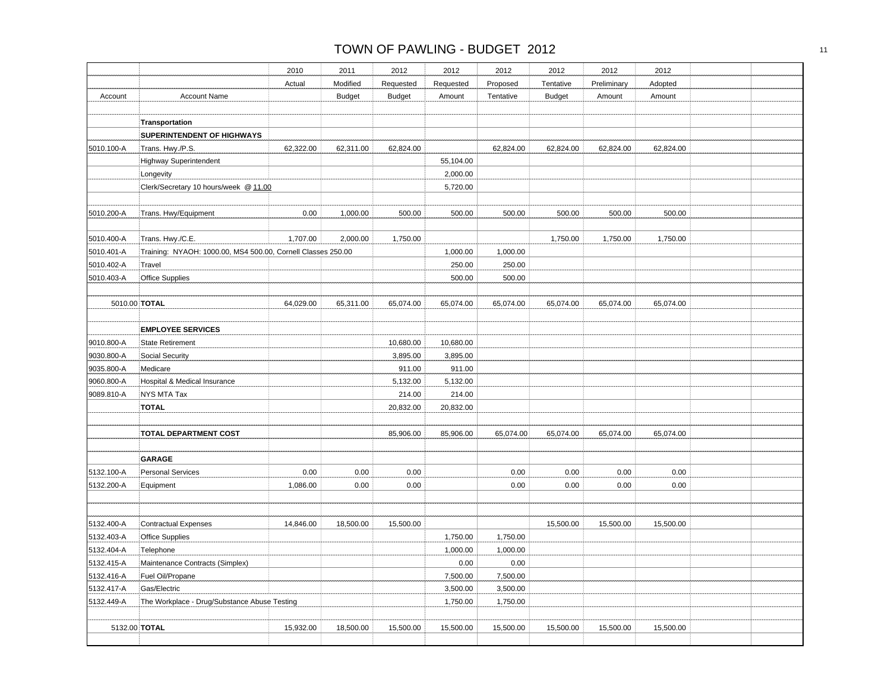# TOWN OF PAWLING - BUDGET 2012

| Account | Account Name | 2010 Actual | 2011 Modified Budget | 2012 Requested Budget | 2012 Requested Amount | 2012 Proposed Tentative | 2012 Tentative Budget | 2012 Preliminary Amount | 2012 Adopted Amount | | |
|---|---|---|---|---|---|---|---|---|---|---|---|
| | **Transportation** | | | | | | | | | | |
| | **SUPERINTENDENT OF HIGHWAYS** | | | | | | | | | | |
| 5010.100-A | Trans. Hwy./P.S. | 62,322.00 | 62,311.00 | 62,824.00 | | 62,824.00 | 62,824.00 | 62,824.00 | 62,824.00 | | |
| | Highway Superintendent | | | | 55,104.00 | | | | | | |
| | Longevity | | | | 2,000.00 | | | | | | |
| | Clerk/Secretary 10 hours/week @ 11.00 | | | | 5,720.00 | | | | | | |
| | | | | | | | | | | | |
| 5010.200-A | Trans. Hwy/Equipment | 0.00 | 1,000.00 | 500.00 | 500.00 | 500.00 | 500.00 | 500.00 | 500.00 | | |
| | | | | | | | | | | | |
| 5010.400-A | Trans. Hwy./C.E. | 1,707.00 | 2,000.00 | 1,750.00 | | | 1,750.00 | 1,750.00 | 1,750.00 | | |
| 5010.401-A | Training: NYAOH: 1000.00, MS4 500.00, Cornell Classes 250.00 | | | | 1,000.00 | 1,000.00 | | | | | |
| 5010.402-A | Travel | | | | 250.00 | 250.00 | | | | | |
| 5010.403-A | Office Supplies | | | | 500.00 | 500.00 | | | | | |
| | | | | | | | | | | | |
| 5010.00 | **TOTAL** | 64,029.00 | 65,311.00 | 65,074.00 | 65,074.00 | 65,074.00 | 65,074.00 | 65,074.00 | 65,074.00 | | |
| | | | | | | | | | | | |
| | **EMPLOYEE SERVICES** | | | | | | | | | | |
| 9010.800-A | State Retirement | | | 10,680.00 | 10,680.00 | | | | | | |
| 9030.800-A | Social Security | | | 3,895.00 | 3,895.00 | | | | | | |
| 9035.800-A | Medicare | | | 911.00 | 911.00 | | | | | | |
| 9060.800-A | Hospital & Medical Insurance | | | 5,132.00 | 5,132.00 | | | | | | |
| 9089.810-A | NYS MTA Tax | | | 214.00 | 214.00 | | | | | | |
| | **TOTAL** | | | 20,832.00 | 20,832.00 | | | | | | |
| | | | | | | | | | | | |
| | **TOTAL DEPARTMENT COST** | | | 85,906.00 | 85,906.00 | 65,074.00 | 65,074.00 | 65,074.00 | 65,074.00 | | |
| | | | | | | | | | | | |
| | **GARAGE** | | | | | | | | | | |
| 5132.100-A | Personal Services | 0.00 | 0.00 | 0.00 | | 0.00 | 0.00 | 0.00 | 0.00 | | |
| 5132.200-A | Equipment | 1,086.00 | 0.00 | 0.00 | | 0.00 | 0.00 | 0.00 | 0.00 | | |
| | | | | | | | | | | | |
| 5132.400-A | Contractual Expenses | 14,846.00 | 18,500.00 | 15,500.00 | | | 15,500.00 | 15,500.00 | 15,500.00 | | |
| 5132.403-A | Office Supplies | | | | 1,750.00 | 1,750.00 | | | | | |
| 5132.404-A | Telephone | | | | 1,000.00 | 1,000.00 | | | | | |
| 5132.415-A | Maintenance Contracts (Simplex) | | | | 0.00 | 0.00 | | | | | |
| 5132.416-A | Fuel Oil/Propane | | | | 7,500.00 | 7,500.00 | | | | | |
| 5132.417-A | Gas/Electric | | | | 3,500.00 | 3,500.00 | | | | | |
| 5132.449-A | The Workplace - Drug/Substance Abuse Testing | | | | 1,750.00 | 1,750.00 | | | | | |
| | | | | | | | | | | | |
| 5132.00 | **TOTAL** | 15,932.00 | 18,500.00 | 15,500.00 | 15,500.00 | 15,500.00 | 15,500.00 | 15,500.00 | 15,500.00 | | |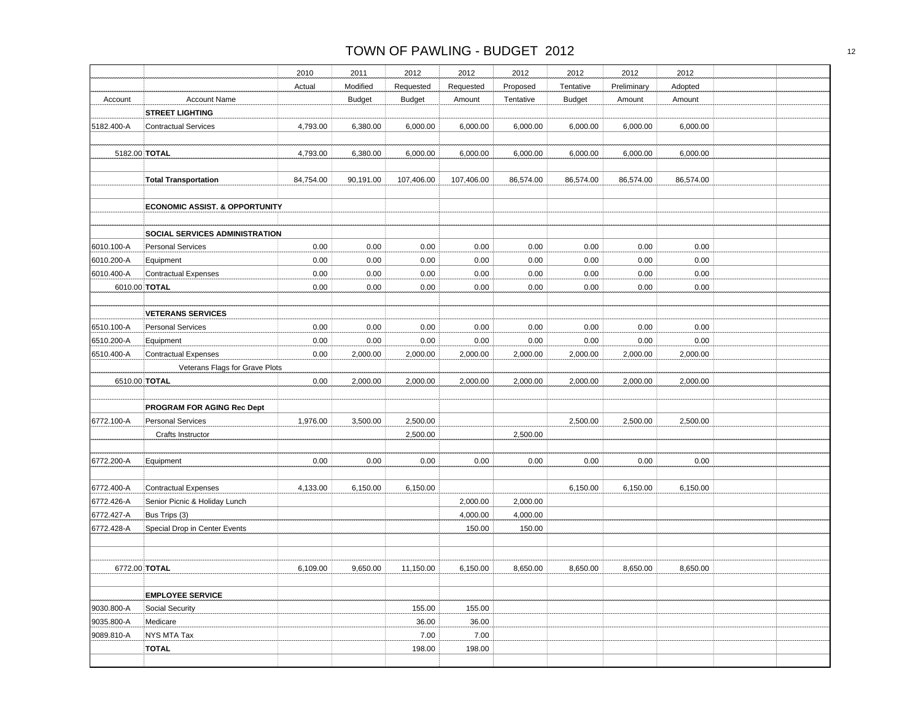# TOWN OF PAWLING - BUDGET 2012

| Account | Account Name | 2010 Actual | 2011 Modified Budget | 2012 Requested Budget | 2012 Requested Amount | 2012 Proposed Tentative | 2012 Tentative Budget | 2012 Preliminary Amount | 2012 Adopted Amount | | |
|---|---|---|---|---|---|---|---|---|---|---|---|
| | **STREET LIGHTING** | | | | | | | | | | |
| 5182.400-A | Contractual Services | 4,793.00 | 6,380.00 | 6,000.00 | 6,000.00 | 6,000.00 | 6,000.00 | 6,000.00 | 6,000.00 | | |
| | | | | | | | | | | | |
| 5182.00 | **TOTAL** | 4,793.00 | 6,380.00 | 6,000.00 | 6,000.00 | 6,000.00 | 6,000.00 | 6,000.00 | 6,000.00 | | |
| | | | | | | | | | | | |
| | **Total Transportation** | 84,754.00 | 90,191.00 | 107,406.00 | 107,406.00 | 86,574.00 | 86,574.00 | 86,574.00 | 86,574.00 | | |
| | | | | | | | | | | | |
| | **ECONOMIC ASSIST. & OPPORTUNITY** | | | | | | | | | | |
| | | | | | | | | | | | |
| | **SOCIAL SERVICES ADMINISTRATION** | | | | | | | | | | |
| 6010.100-A | Personal Services | 0.00 | 0.00 | 0.00 | 0.00 | 0.00 | 0.00 | 0.00 | 0.00 | | |
| 6010.200-A | Equipment | 0.00 | 0.00 | 0.00 | 0.00 | 0.00 | 0.00 | 0.00 | 0.00 | | |
| 6010.400-A | Contractual Expenses | 0.00 | 0.00 | 0.00 | 0.00 | 0.00 | 0.00 | 0.00 | 0.00 | | |
| 6010.00 | **TOTAL** | 0.00 | 0.00 | 0.00 | 0.00 | 0.00 | 0.00 | 0.00 | 0.00 | | |
| | | | | | | | | | | | |
| | **VETERANS SERVICES** | | | | | | | | | | |
| 6510.100-A | Personal Services | 0.00 | 0.00 | 0.00 | 0.00 | 0.00 | 0.00 | 0.00 | 0.00 | | |
| 6510.200-A | Equipment | 0.00 | 0.00 | 0.00 | 0.00 | 0.00 | 0.00 | 0.00 | 0.00 | | |
| 6510.400-A | Contractual Expenses | 0.00 | 2,000.00 | 2,000.00 | 2,000.00 | 2,000.00 | 2,000.00 | 2,000.00 | 2,000.00 | | |
| | Veterans Flags for Grave Plots | | | | | | | | | | |
| 6510.00 | **TOTAL** | 0.00 | 2,000.00 | 2,000.00 | 2,000.00 | 2,000.00 | 2,000.00 | 2,000.00 | 2,000.00 | | |
| | | | | | | | | | | | |
| | **PROGRAM FOR AGING Rec Dept** | | | | | | | | | | |
| 6772.100-A | Personal Services | 1,976.00 | 3,500.00 | 2,500.00 | | | 2,500.00 | 2,500.00 | 2,500.00 | | |
| | Crafts Instructor | | | 2,500.00 | | 2,500.00 | | | | | |
| | | | | | | | | | | | |
| 6772.200-A | Equipment | 0.00 | 0.00 | 0.00 | 0.00 | 0.00 | 0.00 | 0.00 | 0.00 | | |
| | | | | | | | | | | | |
| 6772.400-A | Contractual Expenses | 4,133.00 | 6,150.00 | 6,150.00 | | | 6,150.00 | 6,150.00 | 6,150.00 | | |
| 6772.426-A | Senior Picnic & Holiday Lunch | | | | 2,000.00 | 2,000.00 | | | | | |
| 6772.427-A | Bus Trips (3) | | | | 4,000.00 | 4,000.00 | | | | | |
| 6772.428-A | Special Drop in Center Events | | | | 150.00 | 150.00 | | | | | |
| | | | | | | | | | | | |
| | | | | | | | | | | | |
| 6772.00 | **TOTAL** | 6,109.00 | 9,650.00 | 11,150.00 | 6,150.00 | 8,650.00 | 8,650.00 | 8,650.00 | 8,650.00 | | |
| | | | | | | | | | | | |
| | **EMPLOYEE SERVICE** | | | | | | | | | | |
| 9030.800-A | Social Security | | | 155.00 | 155.00 | | | | | | |
| 9035.800-A | Medicare | | | 36.00 | 36.00 | | | | | | |
| 9089.810-A | NYS MTA Tax | | | 7.00 | 7.00 | | | | | | |
| | **TOTAL** | | | 198.00 | 198.00 | | | | | | |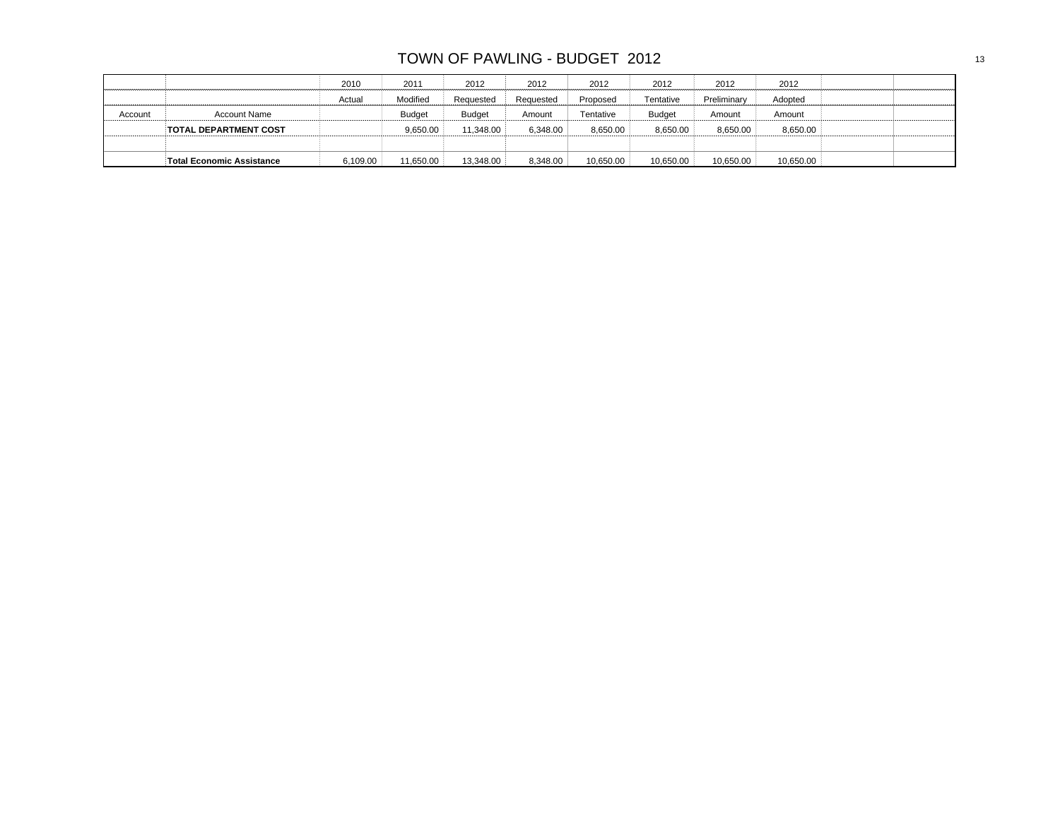# TOWN OF PAWLING - BUDGET 2012

| | | 2010 | 2011 | 2012 | 2012 | 2012 | 2012 | 2012 | 2012 | | |
|---|---|---|---|---|---|---|---|---|---|---|---|
| | | Actual | Modified | Requested | Requested | Proposed | Tentative | Preliminary | Adopted | | |
| Account | Account Name | | Budget | Budget | Amount | Tentative | Budget | Amount | Amount | | |
| | **TOTAL DEPARTMENT COST** | | 9,650.00 | 11,348.00 | 6,348.00 | 8,650.00 | 8,650.00 | 8,650.00 | 8,650.00 | | |
| | | | | | | | | | | | |
| | **Total Economic Assistance** | 6,109.00 | 11,650.00 | 13,348.00 | 8,348.00 | 10,650.00 | 10,650.00 | 10,650.00 | 10,650.00 | | |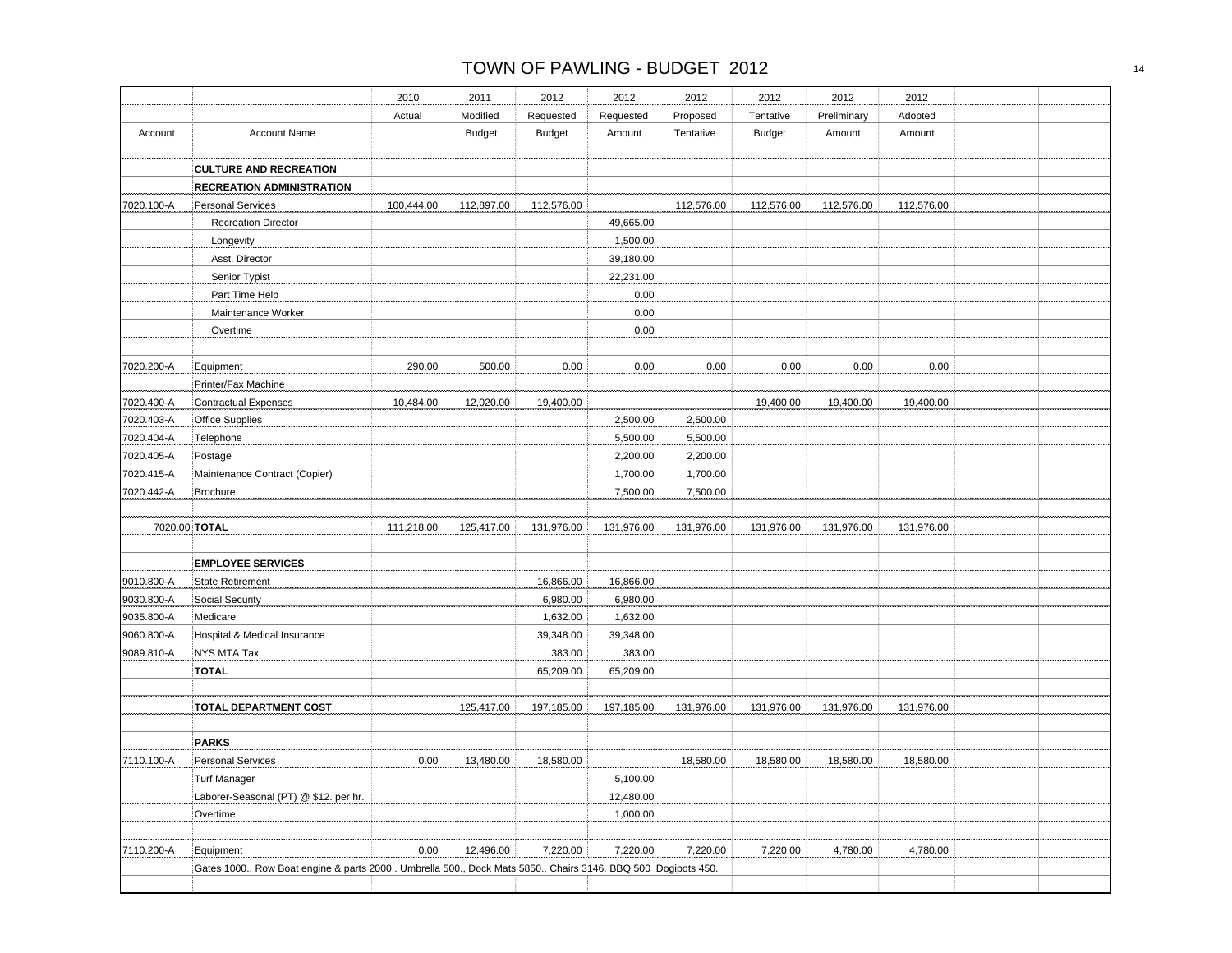# TOWN OF PAWLING - BUDGET 2012

| | | 2010 | 2011 | 2012 | 2012 | 2012 | 2012 | 2012 | 2012 | | |
|---|---|---|---|---|---|---|---|---|---|---|---|
| | | Actual | Modified | Requested | Requested | Proposed | Tentative | Preliminary | Adopted | | |
| Account | Account Name | | Budget | Budget | Amount | Tentative | Budget | Amount | Amount | | |
| | | | | | | | | | | | |
| | **CULTURE AND RECREATION** | | | | | | | | | | |
| | **RECREATION ADMINISTRATION** | | | | | | | | | | |
| 7020.100-A | Personal Services | 100,444.00 | 112,897.00 | 112,576.00 | | 112,576.00 | 112,576.00 | 112,576.00 | 112,576.00 | | |
| | Recreation Director | | | | 49,665.00 | | | | | | |
| | Longevity | | | | 1,500.00 | | | | | | |
| | Asst. Director | | | | 39,180.00 | | | | | | |
| | Senior Typist | | | | 22,231.00 | | | | | | |
| | Part Time Help | | | | 0.00 | | | | | | |
| | Maintenance Worker | | | | 0.00 | | | | | | |
| | Overtime | | | | 0.00 | | | | | | |
| | | | | | | | | | | | |
| 7020.200-A | Equipment | 290.00 | 500.00 | 0.00 | 0.00 | 0.00 | 0.00 | 0.00 | 0.00 | | |
| | Printer/Fax Machine | | | | | | | | | | |
| 7020.400-A | Contractual Expenses | 10,484.00 | 12,020.00 | 19,400.00 | | | 19,400.00 | 19,400.00 | 19,400.00 | | |
| 7020.403-A | Office Supplies | | | | 2,500.00 | 2,500.00 | | | | | |
| 7020.404-A | Telephone | | | | 5,500.00 | 5,500.00 | | | | | |
| 7020.405-A | Postage | | | | 2,200.00 | 2,200.00 | | | | | |
| 7020.415-A | Maintenance Contract (Copier) | | | | 1,700.00 | 1,700.00 | | | | | |
| 7020.442-A | Brochure | | | | 7,500.00 | 7,500.00 | | | | | |
| | | | | | | | | | | | |
| 7020.00 | **TOTAL** | 111,218.00 | 125,417.00 | 131,976.00 | 131,976.00 | 131,976.00 | 131,976.00 | 131,976.00 | 131,976.00 | | |
| | | | | | | | | | | | |
| | **EMPLOYEE SERVICES** | | | | | | | | | | |
| 9010.800-A | State Retirement | | | 16,866.00 | 16,866.00 | | | | | | |
| 9030.800-A | Social Security | | | 6,980.00 | 6,980.00 | | | | | | |
| 9035.800-A | Medicare | | | 1,632.00 | 1,632.00 | | | | | | |
| 9060.800-A | Hospital & Medical Insurance | | | 39,348.00 | 39,348.00 | | | | | | |
| 9089.810-A | NYS MTA Tax | | | 383.00 | 383.00 | | | | | | |
| | **TOTAL** | | | 65,209.00 | 65,209.00 | | | | | | |
| | | | | | | | | | | | |
| | **TOTAL DEPARTMENT COST** | | 125,417.00 | 197,185.00 | 197,185.00 | 131,976.00 | 131,976.00 | 131,976.00 | 131,976.00 | | |
| | | | | | | | | | | | |
| | **PARKS** | | | | | | | | | | |
| 7110.100-A | Personal Services | 0.00 | 13,480.00 | 18,580.00 | | 18,580.00 | 18,580.00 | 18,580.00 | 18,580.00 | | |
| | Turf Manager | | | | 5,100.00 | | | | | | |
| | Laborer-Seasonal (PT) @ $12. per hr. | | | | 12,480.00 | | | | | | |
| | Overtime | | | | 1,000.00 | | | | | | |
| | | | | | | | | | | | |
| 7110.200-A | Equipment | 0.00 | 12,496.00 | 7,220.00 | 7,220.00 | 7,220.00 | 7,220.00 | 4,780.00 | 4,780.00 | | |
| | Gates 1000., Row Boat engine & parts 2000.. Umbrella 500., Dock Mats 5850., Chairs 3146. BBQ 500 Dogipots 450. | | | | | | | | | | |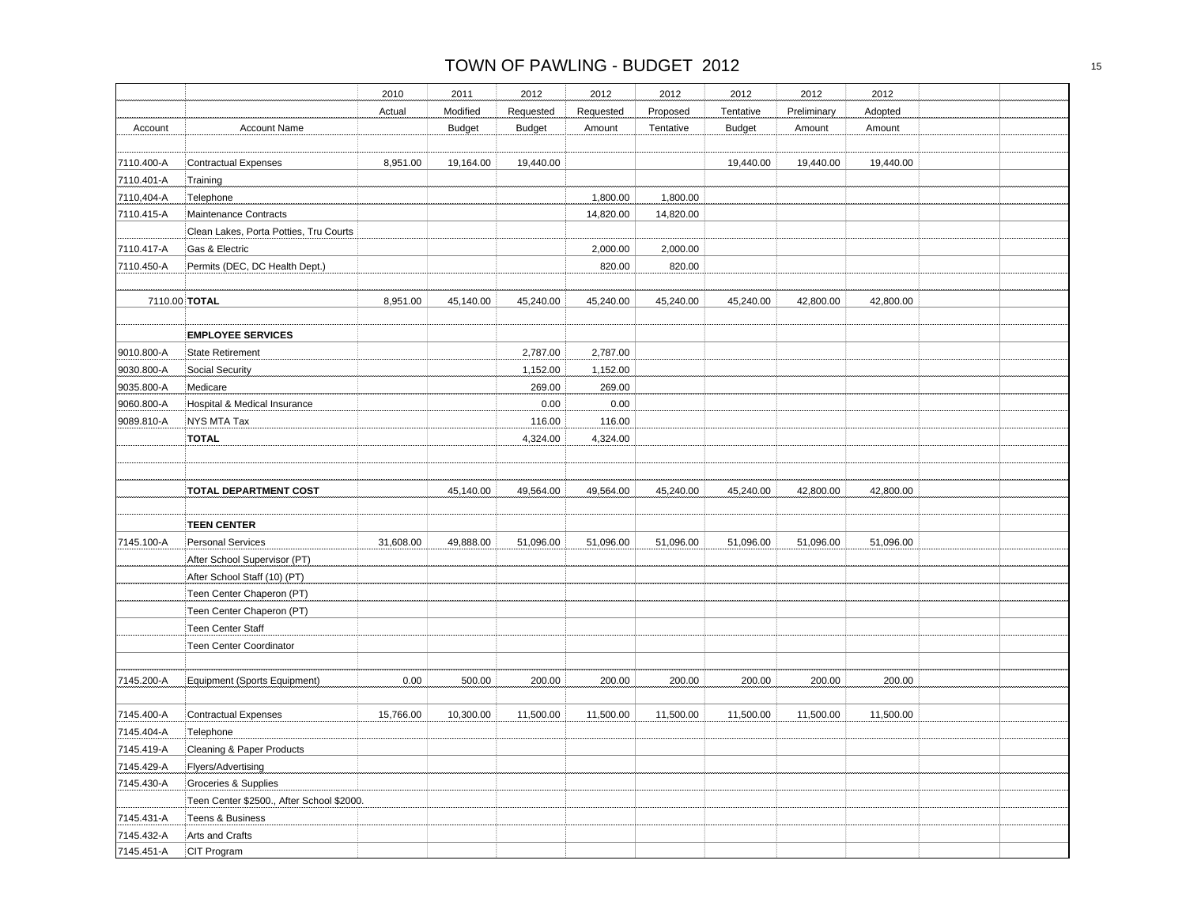# TOWN OF PAWLING - BUDGET 2012

| Account | Account Name | 2010 Actual | 2011 Modified Budget | 2012 Requested Budget | 2012 Requested Amount | 2012 Proposed Tentative | 2012 Tentative Budget | 2012 Preliminary Amount | 2012 Adopted Amount | | |
|---|---|---|---|---|---|---|---|---|---|---|---|
| | | | | | | | | | | | |
| 7110.400-A | Contractual Expenses | 8,951.00 | 19,164.00 | 19,440.00 | | | 19,440.00 | 19,440.00 | 19,440.00 | | |
| 7110.401-A | Training | | | | | | | | | | |
| 7110.404-A | Telephone | | | | 1,800.00 | 1,800.00 | | | | | |
| 7110.415-A | Maintenance Contracts | | | | 14,820.00 | 14,820.00 | | | | | |
| | Clean Lakes, Porta Potties, Tru Courts | | | | | | | | | | |
| 7110.417-A | Gas & Electric | | | | 2,000.00 | 2,000.00 | | | | | |
| 7110.450-A | Permits (DEC, DC Health Dept.) | | | | 820.00 | 820.00 | | | | | |
| | | | | | | | | | | | |
| 7110.00 | **TOTAL** | 8,951.00 | 45,140.00 | 45,240.00 | 45,240.00 | 45,240.00 | 45,240.00 | 42,800.00 | 42,800.00 | | |
| | | | | | | | | | | | |
| | **EMPLOYEE SERVICES** | | | | | | | | | | |
| 9010.800-A | State Retirement | | | 2,787.00 | 2,787.00 | | | | | | |
| 9030.800-A | Social Security | | | 1,152.00 | 1,152.00 | | | | | | |
| 9035.800-A | Medicare | | | 269.00 | 269.00 | | | | | | |
| 9060.800-A | Hospital & Medical Insurance | | | 0.00 | 0.00 | | | | | | |
| 9089.810-A | NYS MTA Tax | | | 116.00 | 116.00 | | | | | | |
| | **TOTAL** | | | 4,324.00 | 4,324.00 | | | | | | |
| | | | | | | | | | | | |
| | | | | | | | | | | | |
| | **TOTAL DEPARTMENT COST** | | 45,140.00 | 49,564.00 | 49,564.00 | 45,240.00 | 45,240.00 | 42,800.00 | 42,800.00 | | |
| | | | | | | | | | | | |
| | **TEEN CENTER** | | | | | | | | | | |
| 7145.100-A | Personal Services | 31,608.00 | 49,888.00 | 51,096.00 | 51,096.00 | 51,096.00 | 51,096.00 | 51,096.00 | 51,096.00 | | |
| | After School Supervisor (PT) | | | | | | | | | | |
| | After School Staff (10) (PT) | | | | | | | | | | |
| | Teen Center Chaperon (PT) | | | | | | | | | | |
| | Teen Center Chaperon (PT) | | | | | | | | | | |
| | Teen Center Staff | | | | | | | | | | |
| | Teen Center Coordinator | | | | | | | | | | |
| | | | | | | | | | | | |
| 7145.200-A | Equipment (Sports Equipment) | 0.00 | 500.00 | 200.00 | 200.00 | 200.00 | 200.00 | 200.00 | 200.00 | | |
| | | | | | | | | | | | |
| 7145.400-A | Contractual Expenses | 15,766.00 | 10,300.00 | 11,500.00 | 11,500.00 | 11,500.00 | 11,500.00 | 11,500.00 | 11,500.00 | | |
| 7145.404-A | Telephone | | | | | | | | | | |
| 7145.419-A | Cleaning & Paper Products | | | | | | | | | | |
| 7145.429-A | Flyers/Advertising | | | | | | | | | | |
| 7145.430-A | Groceries & Supplies | | | | | | | | | | |
| | Teen Center $2500., After School $2000. | | | | | | | | | | |
| 7145.431-A | Teens & Business | | | | | | | | | | |
| 7145.432-A | Arts and Crafts | | | | | | | | | | |
| 7145.451-A | CIT Program | | | | | | | | | | |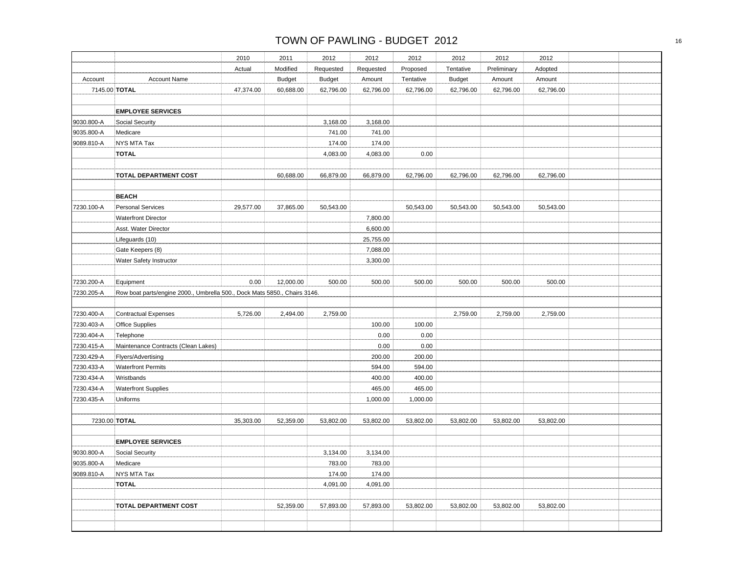# TOWN OF PAWLING - BUDGET 2012

| Account | Account Name | 2010 Actual | 2011 Modified Budget | 2012 Requested Budget | 2012 Requested Amount | 2012 Proposed Tentative | 2012 Tentative Budget | 2012 Preliminary Amount | 2012 Adopted Amount | | |
|---|---|---|---|---|---|---|---|---|---|---|---|
| 7145.00 | **TOTAL** | 47,374.00 | 60,688.00 | 62,796.00 | 62,796.00 | 62,796.00 | 62,796.00 | 62,796.00 | 62,796.00 | | |
| | | | | | | | | | | | |
| | **EMPLOYEE SERVICES** | | | | | | | | | | |
| 9030.800-A | Social Security | | | 3,168.00 | 3,168.00 | | | | | | |
| 9035.800-A | Medicare | | | 741.00 | 741.00 | | | | | | |
| 9089.810-A | NYS MTA Tax | | | 174.00 | 174.00 | | | | | | |
| | **TOTAL** | | | 4,083.00 | 4,083.00 | 0.00 | | | | | |
| | | | | | | | | | | | |
| | **TOTAL DEPARTMENT COST** | | 60,688.00 | 66,879.00 | 66,879.00 | 62,796.00 | 62,796.00 | 62,796.00 | 62,796.00 | | |
| | | | | | | | | | | | |
| | **BEACH** | | | | | | | | | | |
| 7230.100-A | Personal Services | 29,577.00 | 37,865.00 | 50,543.00 | | 50,543.00 | 50,543.00 | 50,543.00 | 50,543.00 | | |
| | Waterfront Director | | | | 7,800.00 | | | | | | |
| | Asst. Water Director | | | | 6,600.00 | | | | | | |
| | Lifeguards (10) | | | | 25,755.00 | | | | | | |
| | Gate Keepers (8) | | | | 7,088.00 | | | | | | |
| | Water Safety Instructor | | | | 3,300.00 | | | | | | |
| | | | | | | | | | | | |
| 7230.200-A | Equipment | 0.00 | 12,000.00 | 500.00 | 500.00 | 500.00 | 500.00 | 500.00 | 500.00 | | |
| 7230.205-A | Row boat parts/engine 2000., Umbrella 500., Dock Mats 5850., Chairs 3146. | | | | | | | | | | |
| | | | | | | | | | | | |
| 7230.400-A | Contractual Expenses | 5,726.00 | 2,494.00 | 2,759.00 | | | 2,759.00 | 2,759.00 | 2,759.00 | | |
| 7230.403-A | Office Supplies | | | | 100.00 | 100.00 | | | | | |
| 7230.404-A | Telephone | | | | 0.00 | 0.00 | | | | | |
| 7230.415-A | Maintenance Contracts (Clean Lakes) | | | | 0.00 | 0.00 | | | | | |
| 7230.429-A | Flyers/Advertising | | | | 200.00 | 200.00 | | | | | |
| 7230.433-A | Waterfront Permits | | | | 594.00 | 594.00 | | | | | |
| 7230.434-A | Wristbands | | | | 400.00 | 400.00 | | | | | |
| 7230.434-A | Waterfront Supplies | | | | 465.00 | 465.00 | | | | | |
| 7230.435-A | Uniforms | | | | 1,000.00 | 1,000.00 | | | | | |
| | | | | | | | | | | | |
| 7230.00 | **TOTAL** | 35,303.00 | 52,359.00 | 53,802.00 | 53,802.00 | 53,802.00 | 53,802.00 | 53,802.00 | 53,802.00 | | |
| | | | | | | | | | | | |
| | **EMPLOYEE SERVICES** | | | | | | | | | | |
| 9030.800-A | Social Security | | | 3,134.00 | 3,134.00 | | | | | | |
| 9035.800-A | Medicare | | | 783.00 | 783.00 | | | | | | |
| 9089.810-A | NYS MTA Tax | | | 174.00 | 174.00 | | | | | | |
| | **TOTAL** | | | 4,091.00 | 4,091.00 | | | | | | |
| | | | | | | | | | | | |
| | **TOTAL DEPARTMENT COST** | | 52,359.00 | 57,893.00 | 57,893.00 | 53,802.00 | 53,802.00 | 53,802.00 | 53,802.00 | | |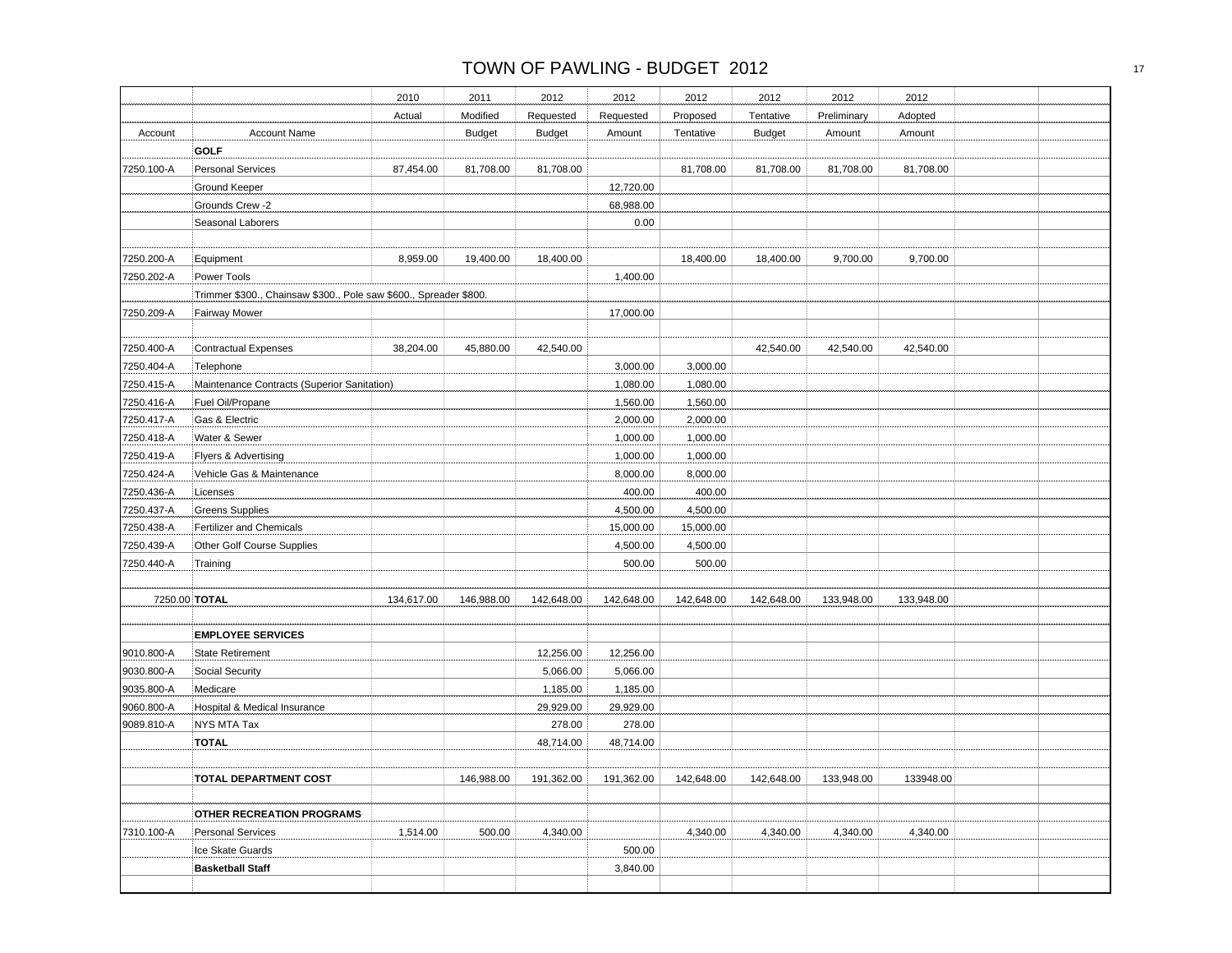# TOWN OF PAWLING - BUDGET 2012

| Account | Account Name | 2010 Actual | 2011 Modified Budget | 2012 Requested Budget | 2012 Requested Amount | 2012 Proposed Tentative | 2012 Tentative Budget | 2012 Preliminary Amount | 2012 Adopted Amount | | |
|---|---|---|---|---|---|---|---|---|---|---|---|
| | **GOLF** | | | | | | | | | | |
| 7250.100-A | Personal Services | 87,454.00 | 81,708.00 | 81,708.00 | | 81,708.00 | 81,708.00 | 81,708.00 | 81,708.00 | | |
| | Ground Keeper | | | | 12,720.00 | | | | | | |
| | Grounds Crew -2 | | | | 68,988.00 | | | | | | |
| | Seasonal Laborers | | | | 0.00 | | | | | | |
| | | | | | | | | | | | |
| 7250.200-A | Equipment | 8,959.00 | 19,400.00 | 18,400.00 | | 18,400.00 | 18,400.00 | 9,700.00 | 9,700.00 | | |
| 7250.202-A | Power Tools | | | | 1,400.00 | | | | | | |
| | Trimmer $300., Chainsaw $300., Pole saw $600., Spreader $800. | | | | | | | | | | |
| 7250.209-A | Fairway Mower | | | | 17,000.00 | | | | | | |
| | | | | | | | | | | | |
| 7250.400-A | Contractual Expenses | 38,204.00 | 45,880.00 | 42,540.00 | | | 42,540.00 | 42,540.00 | 42,540.00 | | |
| 7250.404-A | Telephone | | | | 3,000.00 | 3,000.00 | | | | | |
| 7250.415-A | Maintenance Contracts (Superior Sanitation) | | | | 1,080.00 | 1,080.00 | | | | | |
| 7250.416-A | Fuel Oil/Propane | | | | 1,560.00 | 1,560.00 | | | | | |
| 7250.417-A | Gas & Electric | | | | 2,000.00 | 2,000.00 | | | | | |
| 7250.418-A | Water & Sewer | | | | 1,000.00 | 1,000.00 | | | | | |
| 7250.419-A | Flyers & Advertising | | | | 1,000.00 | 1,000.00 | | | | | |
| 7250.424-A | Vehicle Gas & Maintenance | | | | 8,000.00 | 8,000.00 | | | | | |
| 7250.436-A | Licenses | | | | 400.00 | 400.00 | | | | | |
| 7250.437-A | Greens Supplies | | | | 4,500.00 | 4,500.00 | | | | | |
| 7250.438-A | Fertilizer and Chemicals | | | | 15,000.00 | 15,000.00 | | | | | |
| 7250.439-A | Other Golf Course Supplies | | | | 4,500.00 | 4,500.00 | | | | | |
| 7250.440-A | Training | | | | 500.00 | 500.00 | | | | | |
| | | | | | | | | | | | |
| 7250.00 | **TOTAL** | 134,617.00 | 146,988.00 | 142,648.00 | 142,648.00 | 142,648.00 | 142,648.00 | 133,948.00 | 133,948.00 | | |
| | | | | | | | | | | | |
| | **EMPLOYEE SERVICES** | | | | | | | | | | |
| 9010.800-A | State Retirement | | | 12,256.00 | 12,256.00 | | | | | | |
| 9030.800-A | Social Security | | | 5,066.00 | 5,066.00 | | | | | | |
| 9035.800-A | Medicare | | | 1,185.00 | 1,185.00 | | | | | | |
| 9060.800-A | Hospital & Medical Insurance | | | 29,929.00 | 29,929.00 | | | | | | |
| 9089.810-A | NYS MTA Tax | | | 278.00 | 278.00 | | | | | | |
| | **TOTAL** | | | 48,714.00 | 48,714.00 | | | | | | |
| | | | | | | | | | | | |
| | **TOTAL DEPARTMENT COST** | | 146,988.00 | 191,362.00 | 191,362.00 | 142,648.00 | 142,648.00 | 133,948.00 | 133948.00 | | |
| | | | | | | | | | | | |
| | **OTHER RECREATION PROGRAMS** | | | | | | | | | | |
| 7310.100-A | Personal Services | 1,514.00 | 500.00 | 4,340.00 | | 4,340.00 | 4,340.00 | 4,340.00 | 4,340.00 | | |
| | Ice Skate Guards | | | | 500.00 | | | | | | |
| | **Basketball Staff** | | | | 3,840.00 | | | | | | |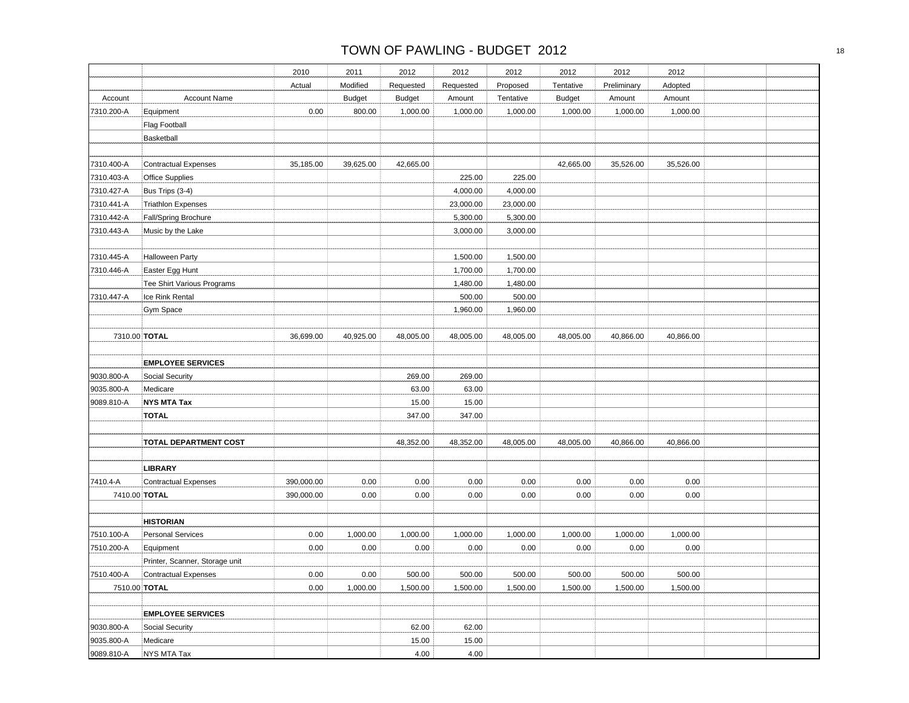# TOWN OF PAWLING - BUDGET 2012

| Account | Account Name | 2010 Actual | 2011 Modified Budget | 2012 Requested Budget | 2012 Requested Amount | 2012 Proposed Tentative | 2012 Tentative Budget | 2012 Preliminary Amount | 2012 Adopted Amount | | |
|---|---|---|---|---|---|---|---|---|---|---|---|
| 7310.200-A | Equipment | 0.00 | 800.00 | 1,000.00 | 1,000.00 | 1,000.00 | 1,000.00 | 1,000.00 | 1,000.00 | | |
| | Flag Football | | | | | | | | | | |
| | Basketball | | | | | | | | | | |
| | | | | | | | | | | | |
| 7310.400-A | Contractual Expenses | 35,185.00 | 39,625.00 | 42,665.00 | | | 42,665.00 | 35,526.00 | 35,526.00 | | |
| 7310.403-A | Office Supplies | | | | 225.00 | 225.00 | | | | | |
| 7310.427-A | Bus Trips (3-4) | | | | 4,000.00 | 4,000.00 | | | | | |
| 7310.441-A | Triathlon Expenses | | | | 23,000.00 | 23,000.00 | | | | | |
| 7310.442-A | Fall/Spring Brochure | | | | 5,300.00 | 5,300.00 | | | | | |
| 7310.443-A | Music by the Lake | | | | 3,000.00 | 3,000.00 | | | | | |
| | | | | | | | | | | | |
| 7310.445-A | Halloween Party | | | | 1,500.00 | 1,500.00 | | | | | |
| 7310.446-A | Easter Egg Hunt | | | | 1,700.00 | 1,700.00 | | | | | |
| | Tee Shirt Various Programs | | | | 1,480.00 | 1,480.00 | | | | | |
| 7310.447-A | Ice Rink Rental | | | | 500.00 | 500.00 | | | | | |
| | Gym Space | | | | 1,960.00 | 1,960.00 | | | | | |
| | | | | | | | | | | | |
| 7310.00 | **TOTAL** | 36,699.00 | 40,925.00 | 48,005.00 | 48,005.00 | 48,005.00 | 48,005.00 | 40,866.00 | 40,866.00 | | |
| | | | | | | | | | | | |
| | **EMPLOYEE SERVICES** | | | | | | | | | | |
| 9030.800-A | Social Security | | | 269.00 | 269.00 | | | | | | |
| 9035.800-A | Medicare | | | 63.00 | 63.00 | | | | | | |
| 9089.810-A | **NYS MTA Tax** | | | 15.00 | 15.00 | | | | | | |
| | **TOTAL** | | | 347.00 | 347.00 | | | | | | |
| | | | | | | | | | | | |
| | **TOTAL DEPARTMENT COST** | | | 48,352.00 | 48,352.00 | 48,005.00 | 48,005.00 | 40,866.00 | 40,866.00 | | |
| | | | | | | | | | | | |
| | **LIBRARY** | | | | | | | | | | |
| 7410.4-A | Contractual Expenses | 390,000.00 | 0.00 | 0.00 | 0.00 | 0.00 | 0.00 | 0.00 | 0.00 | | |
| 7410.00 | **TOTAL** | 390,000.00 | 0.00 | 0.00 | 0.00 | 0.00 | 0.00 | 0.00 | 0.00 | | |
| | | | | | | | | | | | |
| | **HISTORIAN** | | | | | | | | | | |
| 7510.100-A | Personal Services | 0.00 | 1,000.00 | 1,000.00 | 1,000.00 | 1,000.00 | 1,000.00 | 1,000.00 | 1,000.00 | | |
| 7510.200-A | Equipment | 0.00 | 0.00 | 0.00 | 0.00 | 0.00 | 0.00 | 0.00 | 0.00 | | |
| | Printer, Scanner, Storage unit | | | | | | | | | | |
| 7510.400-A | Contractual Expenses | 0.00 | 0.00 | 500.00 | 500.00 | 500.00 | 500.00 | 500.00 | 500.00 | | |
| 7510.00 | **TOTAL** | 0.00 | 1,000.00 | 1,500.00 | 1,500.00 | 1,500.00 | 1,500.00 | 1,500.00 | 1,500.00 | | |
| | | | | | | | | | | | |
| | **EMPLOYEE SERVICES** | | | | | | | | | | |
| 9030.800-A | Social Security | | | 62.00 | 62.00 | | | | | | |
| 9035.800-A | Medicare | | | 15.00 | 15.00 | | | | | | |
| 9089.810-A | NYS MTA Tax | | | 4.00 | 4.00 | | | | | | |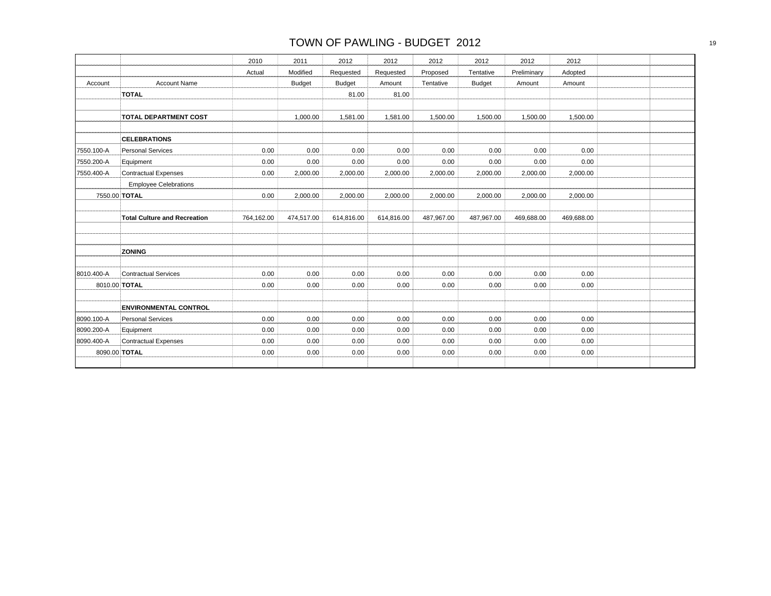# TOWN OF PAWLING - BUDGET 2012

| | | 2010 | 2011 | 2012 | 2012 | 2012 | 2012 | 2012 | 2012 | | |
|---|---|---|---|---|---|---|---|---|---|---|---|
| | | Actual | Modified | Requested | Requested | Proposed | Tentative | Preliminary | Adopted | | |
| Account | Account Name | | Budget | Budget | Amount | Tentative | Budget | Amount | Amount | | |
| | **TOTAL** | | | 81.00 | 81.00 | | | | | | |
| | | | | | | | | | | | |
| | **TOTAL DEPARTMENT COST** | | 1,000.00 | 1,581.00 | 1,581.00 | 1,500.00 | 1,500.00 | 1,500.00 | 1,500.00 | | |
| | | | | | | | | | | | |
| | **CELEBRATIONS** | | | | | | | | | | |
| 7550.100-A | Personal Services | 0.00 | 0.00 | 0.00 | 0.00 | 0.00 | 0.00 | 0.00 | 0.00 | | |
| 7550.200-A | Equipment | 0.00 | 0.00 | 0.00 | 0.00 | 0.00 | 0.00 | 0.00 | 0.00 | | |
| 7550.400-A | Contractual Expenses | 0.00 | 2,000.00 | 2,000.00 | 2,000.00 | 2,000.00 | 2,000.00 | 2,000.00 | 2,000.00 | | |
| | Employee Celebrations | | | | | | | | | | |
| 7550.00 | **TOTAL** | 0.00 | 2,000.00 | 2,000.00 | 2,000.00 | 2,000.00 | 2,000.00 | 2,000.00 | 2,000.00 | | |
| | | | | | | | | | | | |
| | **Total Culture and Recreation** | 764,162.00 | 474,517.00 | 614,816.00 | 614,816.00 | 487,967.00 | 487,967.00 | 469,688.00 | 469,688.00 | | |
| | | | | | | | | | | | |
| | | | | | | | | | | | |
| | **ZONING** | | | | | | | | | | |
| | | | | | | | | | | | |
| 8010.400-A | Contractual Services | 0.00 | 0.00 | 0.00 | 0.00 | 0.00 | 0.00 | 0.00 | 0.00 | | |
| 8010.00 | **TOTAL** | 0.00 | 0.00 | 0.00 | 0.00 | 0.00 | 0.00 | 0.00 | 0.00 | | |
| | | | | | | | | | | | |
| | **ENVIRONMENTAL CONTROL** | | | | | | | | | | |
| 8090.100-A | Personal Services | 0.00 | 0.00 | 0.00 | 0.00 | 0.00 | 0.00 | 0.00 | 0.00 | | |
| 8090.200-A | Equipment | 0.00 | 0.00 | 0.00 | 0.00 | 0.00 | 0.00 | 0.00 | 0.00 | | |
| 8090.400-A | Contractual Expenses | 0.00 | 0.00 | 0.00 | 0.00 | 0.00 | 0.00 | 0.00 | 0.00 | | |
| 8090.00 | **TOTAL** | 0.00 | 0.00 | 0.00 | 0.00 | 0.00 | 0.00 | 0.00 | 0.00 | | |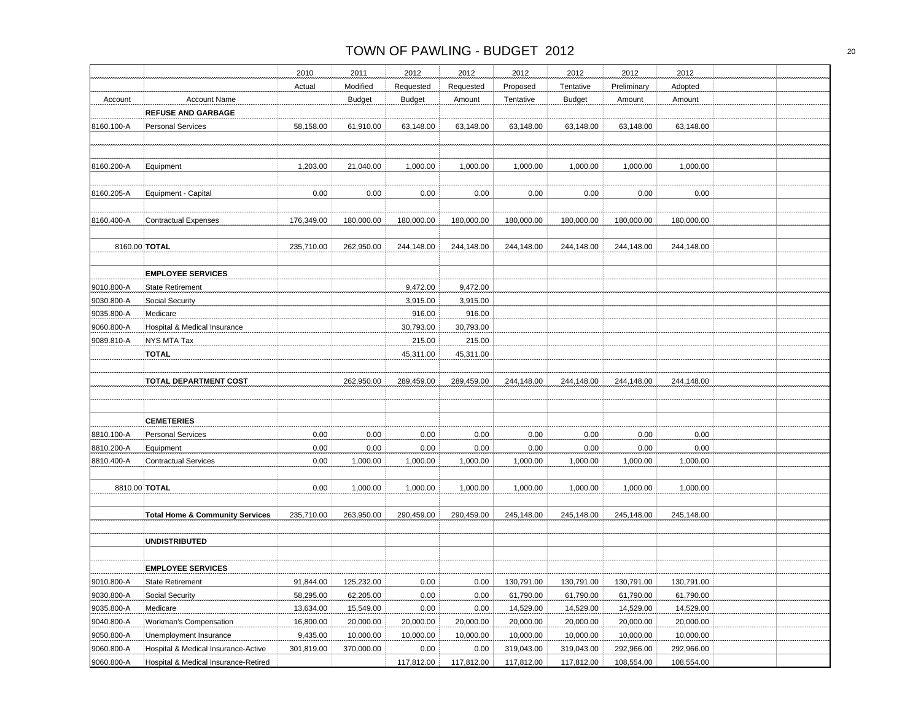# TOWN OF PAWLING - BUDGET 2012

| Account | Account Name | 2010 Actual | 2011 Modified Budget | 2012 Requested Budget | 2012 Requested Amount | 2012 Proposed Tentative | 2012 Tentative Budget | 2012 Preliminary Amount | 2012 Adopted Amount | | |
|---|---|---|---|---|---|---|---|---|---|---|---|
| | **REFUSE AND GARBAGE** | | | | | | | | | | |
| 8160.100-A | Personal Services | 58,158.00 | 61,910.00 | 63,148.00 | 63,148.00 | 63,148.00 | 63,148.00 | 63,148.00 | 63,148.00 | | |
| | | | | | | | | | | | |
| | | | | | | | | | | | |
| 8160.200-A | Equipment | 1,203.00 | 21,040.00 | 1,000.00 | 1,000.00 | 1,000.00 | 1,000.00 | 1,000.00 | 1,000.00 | | |
| | | | | | | | | | | | |
| 8160.205-A | Equipment - Capital | 0.00 | 0.00 | 0.00 | 0.00 | 0.00 | 0.00 | 0.00 | 0.00 | | |
| | | | | | | | | | | | |
| 8160.400-A | Contractual Expenses | 176,349.00 | 180,000.00 | 180,000.00 | 180,000.00 | 180,000.00 | 180,000.00 | 180,000.00 | 180,000.00 | | |
| | | | | | | | | | | | |
| 8160.00 | **TOTAL** | 235,710.00 | 262,950.00 | 244,148.00 | 244,148.00 | 244,148.00 | 244,148.00 | 244,148.00 | 244,148.00 | | |
| | | | | | | | | | | | |
| | **EMPLOYEE SERVICES** | | | | | | | | | | |
| 9010.800-A | State Retirement | | | 9,472.00 | 9,472.00 | | | | | | |
| 9030.800-A | Social Security | | | 3,915.00 | 3,915.00 | | | | | | |
| 9035.800-A | Medicare | | | 916.00 | 916.00 | | | | | | |
| 9060.800-A | Hospital & Medical Insurance | | | 30,793.00 | 30,793.00 | | | | | | |
| 9089.810-A | NYS MTA Tax | | | 215.00 | 215.00 | | | | | | |
| | **TOTAL** | | | 45,311.00 | 45,311.00 | | | | | | |
| | | | | | | | | | | | |
| | **TOTAL DEPARTMENT COST** | | 262,950.00 | 289,459.00 | 289,459.00 | 244,148.00 | 244,148.00 | 244,148.00 | 244,148.00 | | |
| | | | | | | | | | | | |
| | | | | | | | | | | | |
| | **CEMETERIES** | | | | | | | | | | |
| 8810.100-A | Personal Services | 0.00 | 0.00 | 0.00 | 0.00 | 0.00 | 0.00 | 0.00 | 0.00 | | |
| 8810.200-A | Equipment | 0.00 | 0.00 | 0.00 | 0.00 | 0.00 | 0.00 | 0.00 | 0.00 | | |
| 8810.400-A | Contractual Services | 0.00 | 1,000.00 | 1,000.00 | 1,000.00 | 1,000.00 | 1,000.00 | 1,000.00 | 1,000.00 | | |
| | | | | | | | | | | | |
| 8810.00 | **TOTAL** | 0.00 | 1,000.00 | 1,000.00 | 1,000.00 | 1,000.00 | 1,000.00 | 1,000.00 | 1,000.00 | | |
| | | | | | | | | | | | |
| | **Total Home & Community Services** | 235,710.00 | 263,950.00 | 290,459.00 | 290,459.00 | 245,148.00 | 245,148.00 | 245,148.00 | 245,148.00 | | |
| | | | | | | | | | | | |
| | **UNDISTRIBUTED** | | | | | | | | | | |
| | | | | | | | | | | | |
| | **EMPLOYEE SERVICES** | | | | | | | | | | |
| 9010.800-A | State Retirement | 91,844.00 | 125,232.00 | 0.00 | 0.00 | 130,791.00 | 130,791.00 | 130,791.00 | 130,791.00 | | |
| 9030.800-A | Social Security | 58,295.00 | 62,205.00 | 0.00 | 0.00 | 61,790.00 | 61,790.00 | 61,790.00 | 61,790.00 | | |
| 9035.800-A | Medicare | 13,634.00 | 15,549.00 | 0.00 | 0.00 | 14,529.00 | 14,529.00 | 14,529.00 | 14,529.00 | | |
| 9040.800-A | Workman's Compensation | 16,800.00 | 20,000.00 | 20,000.00 | 20,000.00 | 20,000.00 | 20,000.00 | 20,000.00 | 20,000.00 | | |
| 9050.800-A | Unemployment Insurance | 9,435.00 | 10,000.00 | 10,000.00 | 10,000.00 | 10,000.00 | 10,000.00 | 10,000.00 | 10,000.00 | | |
| 9060.800-A | Hospital & Medical Insurance-Active | 301,819.00 | 370,000.00 | 0.00 | 0.00 | 319,043.00 | 319,043.00 | 292,966.00 | 292,966.00 | | |
| 9060.800-A | Hospital & Medical Insurance-Retired | | | 117,812.00 | 117,812.00 | 117,812.00 | 117,812.00 | 108,554.00 | 108,554.00 | | |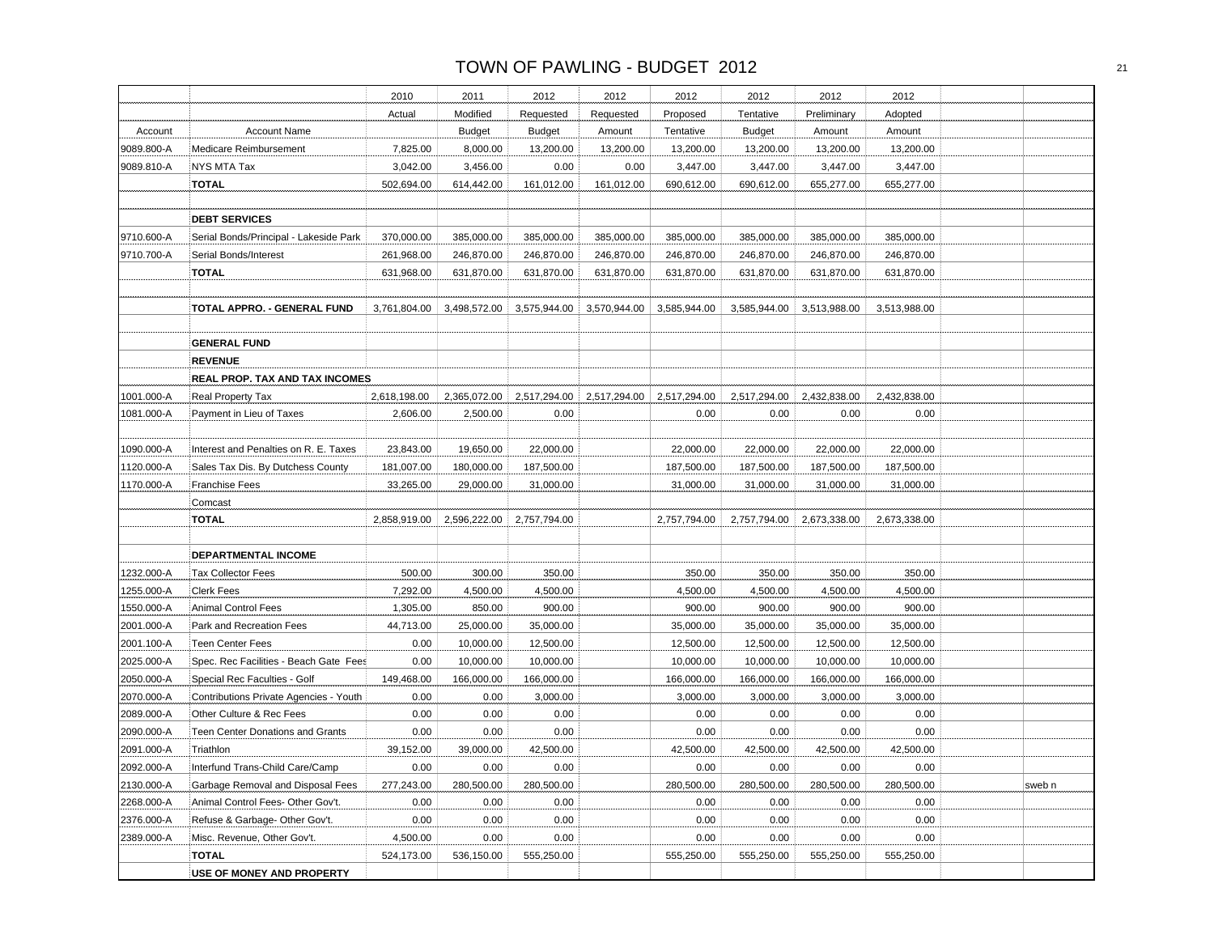# TOWN OF PAWLING - BUDGET 2012

| Account | Account Name | 2010 Actual | 2011 Modified Budget | 2012 Requested Budget | 2012 Requested Amount | 2012 Proposed Tentative | 2012 Tentative Budget | 2012 Preliminary Amount | 2012 Adopted Amount | | |
|---|---|---|---|---|---|---|---|---|---|---|---|
| 9089.800-A | Medicare Reimbursement | 7,825.00 | 8,000.00 | 13,200.00 | 13,200.00 | 13,200.00 | 13,200.00 | 13,200.00 | 13,200.00 | | |
| 9089.810-A | NYS MTA Tax | 3,042.00 | 3,456.00 | 0.00 | 0.00 | 3,447.00 | 3,447.00 | 3,447.00 | 3,447.00 | | |
| | **TOTAL** | 502,694.00 | 614,442.00 | 161,012.00 | 161,012.00 | 690,612.00 | 690,612.00 | 655,277.00 | 655,277.00 | | |
| | | | | | | | | | | | |
| | **DEBT SERVICES** | | | | | | | | | | |
| 9710.600-A | Serial Bonds/Principal - Lakeside Park | 370,000.00 | 385,000.00 | 385,000.00 | 385,000.00 | 385,000.00 | 385,000.00 | 385,000.00 | 385,000.00 | | |
| 9710.700-A | Serial Bonds/Interest | 261,968.00 | 246,870.00 | 246,870.00 | 246,870.00 | 246,870.00 | 246,870.00 | 246,870.00 | 246,870.00 | | |
| | **TOTAL** | 631,968.00 | 631,870.00 | 631,870.00 | 631,870.00 | 631,870.00 | 631,870.00 | 631,870.00 | 631,870.00 | | |
| | | | | | | | | | | | |
| | **TOTAL APPRO. - GENERAL FUND** | 3,761,804.00 | 3,498,572.00 | 3,575,944.00 | 3,570,944.00 | 3,585,944.00 | 3,585,944.00 | 3,513,988.00 | 3,513,988.00 | | |
| | | | | | | | | | | | |
| | **GENERAL FUND** | | | | | | | | | | |
| | **REVENUE** | | | | | | | | | | |
| | **REAL PROP. TAX AND TAX INCOMES** | | | | | | | | | | |
| 1001.000-A | Real Property Tax | 2,618,198.00 | 2,365,072.00 | 2,517,294.00 | 2,517,294.00 | 2,517,294.00 | 2,517,294.00 | 2,432,838.00 | 2,432,838.00 | | |
| 1081.000-A | Payment in Lieu of Taxes | 2,606.00 | 2,500.00 | 0.00 | | 0.00 | 0.00 | 0.00 | 0.00 | | |
| | | | | | | | | | | | |
| 1090.000-A | Interest and Penalties on R. E. Taxes | 23,843.00 | 19,650.00 | 22,000.00 | | 22,000.00 | 22,000.00 | 22,000.00 | 22,000.00 | | |
| 1120.000-A | Sales Tax Dis. By Dutchess County | 181,007.00 | 180,000.00 | 187,500.00 | | 187,500.00 | 187,500.00 | 187,500.00 | 187,500.00 | | |
| 1170.000-A | Franchise Fees | 33,265.00 | 29,000.00 | 31,000.00 | | 31,000.00 | 31,000.00 | 31,000.00 | 31,000.00 | | |
| | Comcast | | | | | | | | | | |
| | **TOTAL** | 2,858,919.00 | 2,596,222.00 | 2,757,794.00 | | 2,757,794.00 | 2,757,794.00 | 2,673,338.00 | 2,673,338.00 | | |
| | | | | | | | | | | | |
| | **DEPARTMENTAL INCOME** | | | | | | | | | | |
| 1232.000-A | Tax Collector Fees | 500.00 | 300.00 | 350.00 | | 350.00 | 350.00 | 350.00 | 350.00 | | |
| 1255.000-A | Clerk Fees | 7,292.00 | 4,500.00 | 4,500.00 | | 4,500.00 | 4,500.00 | 4,500.00 | 4,500.00 | | |
| 1550.000-A | Animal Control Fees | 1,305.00 | 850.00 | 900.00 | | 900.00 | 900.00 | 900.00 | 900.00 | | |
| 2001.000-A | Park and Recreation Fees | 44,713.00 | 25,000.00 | 35,000.00 | | 35,000.00 | 35,000.00 | 35,000.00 | 35,000.00 | | |
| 2001.100-A | Teen Center Fees | 0.00 | 10,000.00 | 12,500.00 | | 12,500.00 | 12,500.00 | 12,500.00 | 12,500.00 | | |
| 2025.000-A | Spec. Rec Facilities - Beach Gate Fees | 0.00 | 10,000.00 | 10,000.00 | | 10,000.00 | 10,000.00 | 10,000.00 | 10,000.00 | | |
| 2050.000-A | Special Rec Faculties - Golf | 149,468.00 | 166,000.00 | 166,000.00 | | 166,000.00 | 166,000.00 | 166,000.00 | 166,000.00 | | |
| 2070.000-A | Contributions Private Agencies - Youth | 0.00 | 0.00 | 3,000.00 | | 3,000.00 | 3,000.00 | 3,000.00 | 3,000.00 | | |
| 2089.000-A | Other Culture & Rec Fees | 0.00 | 0.00 | 0.00 | | 0.00 | 0.00 | 0.00 | 0.00 | | |
| 2090.000-A | Teen Center Donations and Grants | 0.00 | 0.00 | 0.00 | | 0.00 | 0.00 | 0.00 | 0.00 | | |
| 2091.000-A | Triathlon | 39,152.00 | 39,000.00 | 42,500.00 | | 42,500.00 | 42,500.00 | 42,500.00 | 42,500.00 | | |
| 2092.000-A | Interfund Trans-Child Care/Camp | 0.00 | 0.00 | 0.00 | | 0.00 | 0.00 | 0.00 | 0.00 | | |
| 2130.000-A | Garbage Removal and Disposal Fees | 277,243.00 | 280,500.00 | 280,500.00 | | 280,500.00 | 280,500.00 | 280,500.00 | 280,500.00 | | sweb n |
| 2268.000-A | Animal Control Fees- Other Gov't. | 0.00 | 0.00 | 0.00 | | 0.00 | 0.00 | 0.00 | 0.00 | | |
| 2376.000-A | Refuse & Garbage- Other Gov't. | 0.00 | 0.00 | 0.00 | | 0.00 | 0.00 | 0.00 | 0.00 | | |
| 2389.000-A | Misc. Revenue, Other Gov't. | 4,500.00 | 0.00 | 0.00 | | 0.00 | 0.00 | 0.00 | 0.00 | | |
| | **TOTAL** | 524,173.00 | 536,150.00 | 555,250.00 | | 555,250.00 | 555,250.00 | 555,250.00 | 555,250.00 | | |
| | **USE OF MONEY AND PROPERTY** | | | | | | | | | | |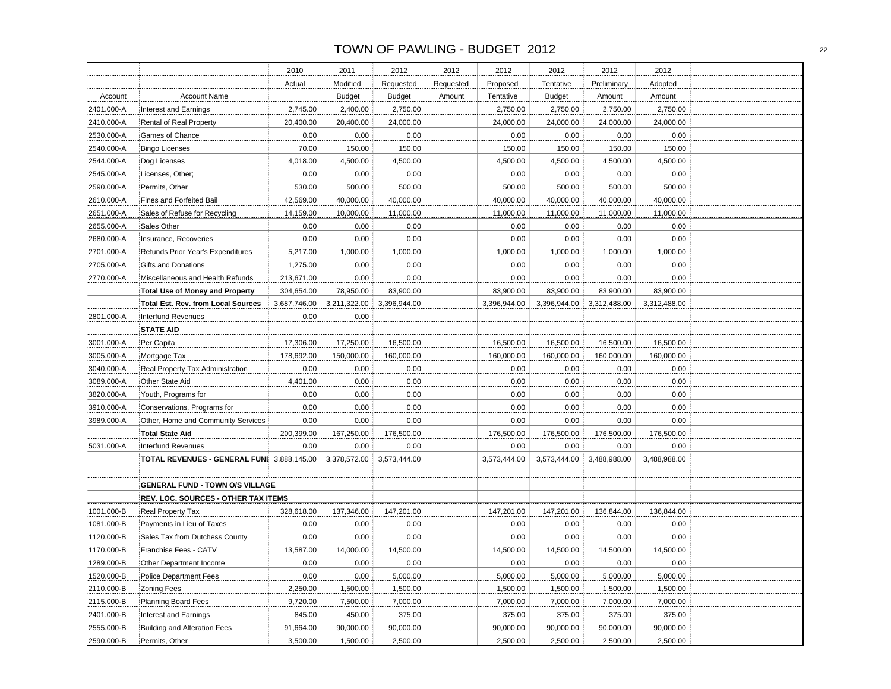# TOWN OF PAWLING - BUDGET 2012

| Account | Account Name | 2010 Actual | 2011 Modified Budget | 2012 Requested Budget | 2012 Requested Amount | 2012 Proposed Tentative | 2012 Tentative Budget | 2012 Preliminary Amount | 2012 Adopted Amount | | |
|---|---|---|---|---|---|---|---|---|---|---|---|
| 2401.000-A | Interest and Earnings | 2,745.00 | 2,400.00 | 2,750.00 | | 2,750.00 | 2,750.00 | 2,750.00 | 2,750.00 | | |
| 2410.000-A | Rental of Real Property | 20,400.00 | 20,400.00 | 24,000.00 | | 24,000.00 | 24,000.00 | 24,000.00 | 24,000.00 | | |
| 2530.000-A | Games of Chance | 0.00 | 0.00 | 0.00 | | 0.00 | 0.00 | 0.00 | 0.00 | | |
| 2540.000-A | Bingo Licenses | 70.00 | 150.00 | 150.00 | | 150.00 | 150.00 | 150.00 | 150.00 | | |
| 2544.000-A | Dog Licenses | 4,018.00 | 4,500.00 | 4,500.00 | | 4,500.00 | 4,500.00 | 4,500.00 | 4,500.00 | | |
| 2545.000-A | Licenses, Other; | 0.00 | 0.00 | 0.00 | | 0.00 | 0.00 | 0.00 | 0.00 | | |
| 2590.000-A | Permits, Other | 530.00 | 500.00 | 500.00 | | 500.00 | 500.00 | 500.00 | 500.00 | | |
| 2610.000-A | Fines and Forfeited Bail | 42,569.00 | 40,000.00 | 40,000.00 | | 40,000.00 | 40,000.00 | 40,000.00 | 40,000.00 | | |
| 2651.000-A | Sales of Refuse for Recycling | 14,159.00 | 10,000.00 | 11,000.00 | | 11,000.00 | 11,000.00 | 11,000.00 | 11,000.00 | | |
| 2655.000-A | Sales Other | 0.00 | 0.00 | 0.00 | | 0.00 | 0.00 | 0.00 | 0.00 | | |
| 2680.000-A | Insurance, Recoveries | 0.00 | 0.00 | 0.00 | | 0.00 | 0.00 | 0.00 | 0.00 | | |
| 2701.000-A | Refunds Prior Year's Expenditures | 5,217.00 | 1,000.00 | 1,000.00 | | 1,000.00 | 1,000.00 | 1,000.00 | 1,000.00 | | |
| 2705.000-A | Gifts and Donations | 1,275.00 | 0.00 | 0.00 | | 0.00 | 0.00 | 0.00 | 0.00 | | |
| 2770.000-A | Miscellaneous and Health Refunds | 213,671.00 | 0.00 | 0.00 | | 0.00 | 0.00 | 0.00 | 0.00 | | |
| | **Total Use of Money and Property** | 304,654.00 | 78,950.00 | 83,900.00 | | 83,900.00 | 83,900.00 | 83,900.00 | 83,900.00 | | |
| | **Total Est. Rev. from Local Sources** | 3,687,746.00 | 3,211,322.00 | 3,396,944.00 | | 3,396,944.00 | 3,396,944.00 | 3,312,488.00 | 3,312,488.00 | | |
| 2801.000-A | Interfund Revenues | 0.00 | 0.00 | | | | | | | | |
| | **STATE AID** | | | | | | | | | | |
| 3001.000-A | Per Capita | 17,306.00 | 17,250.00 | 16,500.00 | | 16,500.00 | 16,500.00 | 16,500.00 | 16,500.00 | | |
| 3005.000-A | Mortgage Tax | 178,692.00 | 150,000.00 | 160,000.00 | | 160,000.00 | 160,000.00 | 160,000.00 | 160,000.00 | | |
| 3040.000-A | Real Property Tax Administration | 0.00 | 0.00 | 0.00 | | 0.00 | 0.00 | 0.00 | 0.00 | | |
| 3089.000-A | Other State Aid | 4,401.00 | 0.00 | 0.00 | | 0.00 | 0.00 | 0.00 | 0.00 | | |
| 3820.000-A | Youth, Programs for | 0.00 | 0.00 | 0.00 | | 0.00 | 0.00 | 0.00 | 0.00 | | |
| 3910.000-A | Conservations, Programs for | 0.00 | 0.00 | 0.00 | | 0.00 | 0.00 | 0.00 | 0.00 | | |
| 3989.000-A | Other, Home and Community Services | 0.00 | 0.00 | 0.00 | | 0.00 | 0.00 | 0.00 | 0.00 | | |
| | **Total State Aid** | 200,399.00 | 167,250.00 | 176,500.00 | | 176,500.00 | 176,500.00 | 176,500.00 | 176,500.00 | | |
| 5031.000-A | Interfund Revenues | 0.00 | 0.00 | 0.00 | | 0.00 | 0.00 | 0.00 | 0.00 | | |
| | **TOTAL REVENUES - GENERAL FUNI** | 3,888,145.00 | 3,378,572.00 | 3,573,444.00 | | 3,573,444.00 | 3,573,444.00 | 3,488,988.00 | 3,488,988.00 | | |
| | | | | | | | | | | | |
| | **GENERAL FUND - TOWN O/S VILLAGE** | | | | | | | | | | |
| | **REV. LOC. SOURCES - OTHER TAX ITEMS** | | | | | | | | | | |
| 1001.000-B | Real Property Tax | 328,618.00 | 137,346.00 | 147,201.00 | | 147,201.00 | 147,201.00 | 136,844.00 | 136,844.00 | | |
| 1081.000-B | Payments in Lieu of Taxes | 0.00 | 0.00 | 0.00 | | 0.00 | 0.00 | 0.00 | 0.00 | | |
| 1120.000-B | Sales Tax from Dutchess County | 0.00 | 0.00 | 0.00 | | 0.00 | 0.00 | 0.00 | 0.00 | | |
| 1170.000-B | Franchise Fees - CATV | 13,587.00 | 14,000.00 | 14,500.00 | | 14,500.00 | 14,500.00 | 14,500.00 | 14,500.00 | | |
| 1289.000-B | Other Department Income | 0.00 | 0.00 | 0.00 | | 0.00 | 0.00 | 0.00 | 0.00 | | |
| 1520.000-B | Police Department Fees | 0.00 | 0.00 | 5,000.00 | | 5,000.00 | 5,000.00 | 5,000.00 | 5,000.00 | | |
| 2110.000-B | Zoning Fees | 2,250.00 | 1,500.00 | 1,500.00 | | 1,500.00 | 1,500.00 | 1,500.00 | 1,500.00 | | |
| 2115.000-B | Planning Board Fees | 9,720.00 | 7,500.00 | 7,000.00 | | 7,000.00 | 7,000.00 | 7,000.00 | 7,000.00 | | |
| 2401.000-B | Interest and Earnings | 845.00 | 450.00 | 375.00 | | 375.00 | 375.00 | 375.00 | 375.00 | | |
| 2555.000-B | Building and Alteration Fees | 91,664.00 | 90,000.00 | 90,000.00 | | 90,000.00 | 90,000.00 | 90,000.00 | 90,000.00 | | |
| 2590.000-B | Permits, Other | 3,500.00 | 1,500.00 | 2,500.00 | | 2,500.00 | 2,500.00 | 2,500.00 | 2,500.00 | | |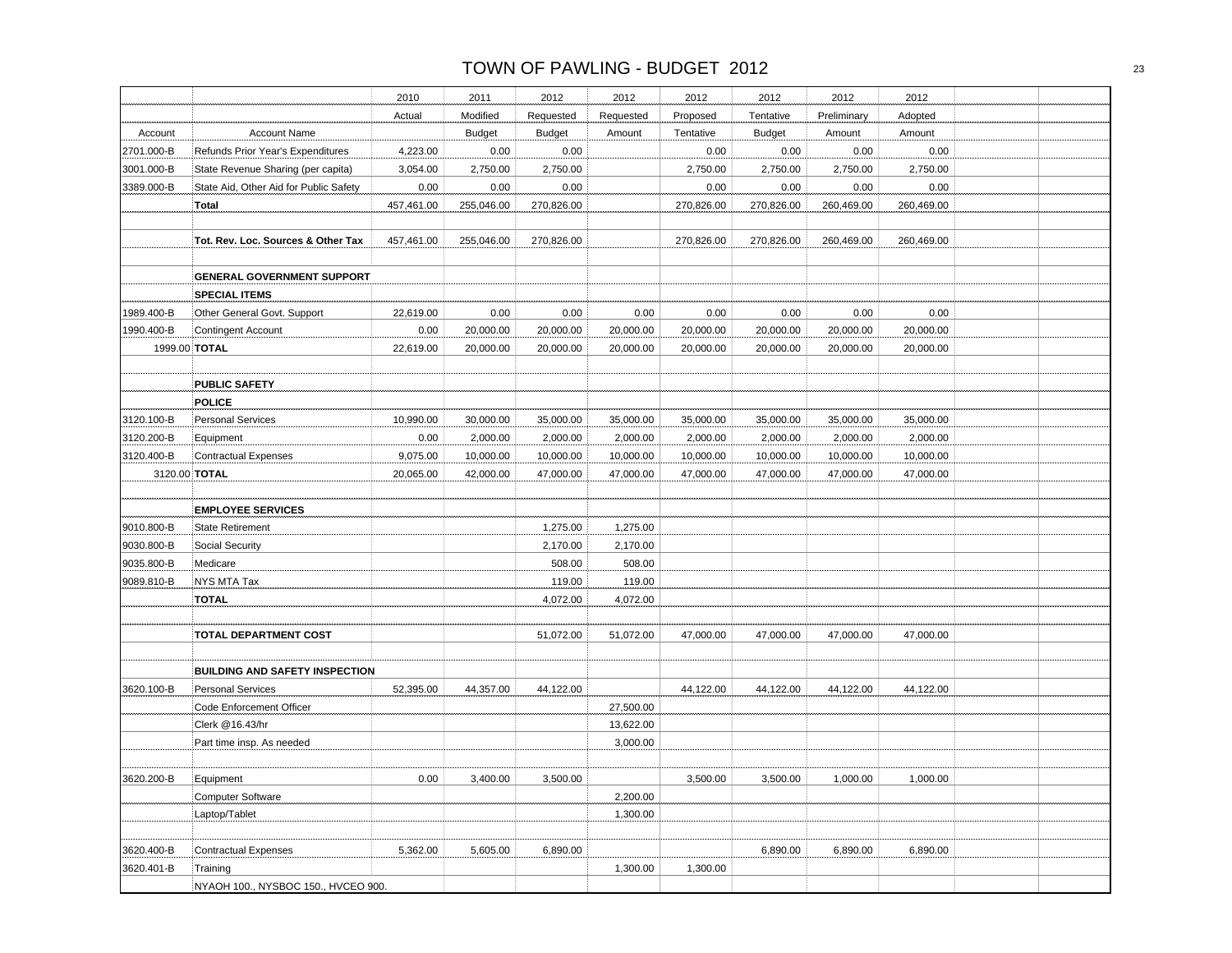# TOWN OF PAWLING - BUDGET 2012

| Account | Account Name | 2010 Actual | 2011 Modified Budget | 2012 Requested Budget | 2012 Requested Amount | 2012 Proposed Tentative | 2012 Tentative Budget | 2012 Preliminary Amount | 2012 Adopted Amount | | |
|---|---|---|---|---|---|---|---|---|---|---|---|
| 2701.000-B | Refunds Prior Year's Expenditures | 4,223.00 | 0.00 | 0.00 | | 0.00 | 0.00 | 0.00 | 0.00 | | |
| 3001.000-B | State Revenue Sharing (per capita) | 3,054.00 | 2,750.00 | 2,750.00 | | 2,750.00 | 2,750.00 | 2,750.00 | 2,750.00 | | |
| 3389.000-B | State Aid, Other Aid for Public Safety | 0.00 | 0.00 | 0.00 | | 0.00 | 0.00 | 0.00 | 0.00 | | |
| | **Total** | 457,461.00 | 255,046.00 | 270,826.00 | | 270,826.00 | 270,826.00 | 260,469.00 | 260,469.00 | | |
| | | | | | | | | | | | |
| | **Tot. Rev. Loc. Sources & Other Tax** | 457,461.00 | 255,046.00 | 270,826.00 | | 270,826.00 | 270,826.00 | 260,469.00 | 260,469.00 | | |
| | | | | | | | | | | | |
| | **GENERAL GOVERNMENT SUPPORT** | | | | | | | | | | |
| | **SPECIAL ITEMS** | | | | | | | | | | |
| 1989.400-B | Other General Govt. Support | 22,619.00 | 0.00 | 0.00 | 0.00 | 0.00 | 0.00 | 0.00 | 0.00 | | |
| 1990.400-B | Contingent Account | 0.00 | 20,000.00 | 20,000.00 | 20,000.00 | 20,000.00 | 20,000.00 | 20,000.00 | 20,000.00 | | |
| 1999.00 | **TOTAL** | 22,619.00 | 20,000.00 | 20,000.00 | 20,000.00 | 20,000.00 | 20,000.00 | 20,000.00 | 20,000.00 | | |
| | | | | | | | | | | | |
| | **PUBLIC SAFETY** | | | | | | | | | | |
| | **POLICE** | | | | | | | | | | |
| 3120.100-B | Personal Services | 10,990.00 | 30,000.00 | 35,000.00 | 35,000.00 | 35,000.00 | 35,000.00 | 35,000.00 | 35,000.00 | | |
| 3120.200-B | Equipment | 0.00 | 2,000.00 | 2,000.00 | 2,000.00 | 2,000.00 | 2,000.00 | 2,000.00 | 2,000.00 | | |
| 3120.400-B | Contractual Expenses | 9,075.00 | 10,000.00 | 10,000.00 | 10,000.00 | 10,000.00 | 10,000.00 | 10,000.00 | 10,000.00 | | |
| 3120.00 | **TOTAL** | 20,065.00 | 42,000.00 | 47,000.00 | 47,000.00 | 47,000.00 | 47,000.00 | 47,000.00 | 47,000.00 | | |
| | | | | | | | | | | | |
| | **EMPLOYEE SERVICES** | | | | | | | | | | |
| 9010.800-B | State Retirement | | | 1,275.00 | 1,275.00 | | | | | | |
| 9030.800-B | Social Security | | | 2,170.00 | 2,170.00 | | | | | | |
| 9035.800-B | Medicare | | | 508.00 | 508.00 | | | | | | |
| 9089.810-B | NYS MTA Tax | | | 119.00 | 119.00 | | | | | | |
| | **TOTAL** | | | 4,072.00 | 4,072.00 | | | | | | |
| | | | | | | | | | | | |
| | **TOTAL DEPARTMENT COST** | | | 51,072.00 | 51,072.00 | 47,000.00 | 47,000.00 | 47,000.00 | 47,000.00 | | |
| | | | | | | | | | | | |
| | **BUILDING AND SAFETY INSPECTION** | | | | | | | | | | |
| 3620.100-B | Personal Services | 52,395.00 | 44,357.00 | 44,122.00 | | 44,122.00 | 44,122.00 | 44,122.00 | 44,122.00 | | |
| | Code Enforcement Officer | | | | 27,500.00 | | | | | | |
| | Clerk @16.43/hr | | | | 13,622.00 | | | | | | |
| | Part time insp. As needed | | | | 3,000.00 | | | | | | |
| | | | | | | | | | | | |
| 3620.200-B | Equipment | 0.00 | 3,400.00 | 3,500.00 | | 3,500.00 | 3,500.00 | 1,000.00 | 1,000.00 | | |
| | Computer Software | | | | 2,200.00 | | | | | | |
| | Laptop/Tablet | | | | 1,300.00 | | | | | | |
| | | | | | | | | | | | |
| 3620.400-B | Contractual Expenses | 5,362.00 | 5,605.00 | 6,890.00 | | | 6,890.00 | 6,890.00 | 6,890.00 | | |
| 3620.401-B | Training | | | | 1,300.00 | 1,300.00 | | | | | |
| | NYAOH 100., NYSBOC 150., HVCEO 900. | | | | | | | | | | |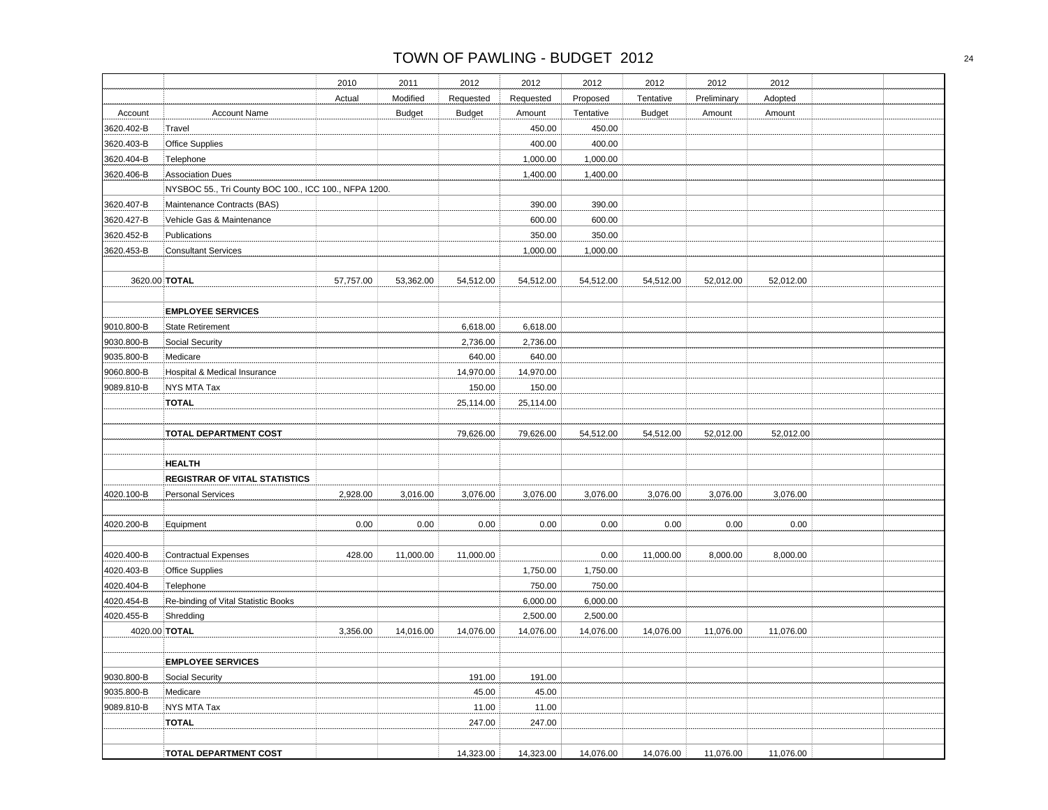# TOWN OF PAWLING - BUDGET 2012

| | | 2010 | 2011 | 2012 | 2012 | 2012 | 2012 | 2012 | 2012 | | |
|---|---|---|---|---|---|---|---|---|---|---|---|
| | | Actual | Modified | Requested | Requested | Proposed | Tentative | Preliminary | Adopted | | |
| Account | Account Name | | Budget | Budget | Amount | Tentative | Budget | Amount | Amount | | |
| 3620.402-B | Travel | | | | 450.00 | 450.00 | | | | | |
| 3620.403-B | Office Supplies | | | | 400.00 | 400.00 | | | | | |
| 3620.404-B | Telephone | | | | 1,000.00 | 1,000.00 | | | | | |
| 3620.406-B | Association Dues | | | | 1,400.00 | 1,400.00 | | | | | |
| | NYSBOC 55., Tri County BOC 100., ICC 100., NFPA 1200. | | | | | | | | | | |
| 3620.407-B | Maintenance Contracts (BAS) | | | | 390.00 | 390.00 | | | | | |
| 3620.427-B | Vehicle Gas & Maintenance | | | | 600.00 | 600.00 | | | | | |
| 3620.452-B | Publications | | | | 350.00 | 350.00 | | | | | |
| 3620.453-B | Consultant Services | | | | 1,000.00 | 1,000.00 | | | | | |
| | | | | | | | | | | | |
| 3620.00 | **TOTAL** | 57,757.00 | 53,362.00 | 54,512.00 | 54,512.00 | 54,512.00 | 54,512.00 | 52,012.00 | 52,012.00 | | |
| | | | | | | | | | | | |
| | **EMPLOYEE SERVICES** | | | | | | | | | | |
| 9010.800-B | State Retirement | | | 6,618.00 | 6,618.00 | | | | | | |
| 9030.800-B | Social Security | | | 2,736.00 | 2,736.00 | | | | | | |
| 9035.800-B | Medicare | | | 640.00 | 640.00 | | | | | | |
| 9060.800-B | Hospital & Medical Insurance | | | 14,970.00 | 14,970.00 | | | | | | |
| 9089.810-B | NYS MTA Tax | | | 150.00 | 150.00 | | | | | | |
| | **TOTAL** | | | 25,114.00 | 25,114.00 | | | | | | |
| | | | | | | | | | | | |
| | **TOTAL DEPARTMENT COST** | | | 79,626.00 | 79,626.00 | 54,512.00 | 54,512.00 | 52,012.00 | 52,012.00 | | |
| | | | | | | | | | | | |
| | **HEALTH** | | | | | | | | | | |
| | **REGISTRAR OF VITAL STATISTICS** | | | | | | | | | | |
| 4020.100-B | Personal Services | 2,928.00 | 3,016.00 | 3,076.00 | 3,076.00 | 3,076.00 | 3,076.00 | 3,076.00 | 3,076.00 | | |
| | | | | | | | | | | | |
| 4020.200-B | Equipment | 0.00 | 0.00 | 0.00 | 0.00 | 0.00 | 0.00 | 0.00 | 0.00 | | |
| | | | | | | | | | | | |
| 4020.400-B | Contractual Expenses | 428.00 | 11,000.00 | 11,000.00 | | 0.00 | 11,000.00 | 8,000.00 | 8,000.00 | | |
| 4020.403-B | Office Supplies | | | | 1,750.00 | 1,750.00 | | | | | |
| 4020.404-B | Telephone | | | | 750.00 | 750.00 | | | | | |
| 4020.454-B | Re-binding of Vital Statistic Books | | | | 6,000.00 | 6,000.00 | | | | | |
| 4020.455-B | Shredding | | | | 2,500.00 | 2,500.00 | | | | | |
| 4020.00 | **TOTAL** | 3,356.00 | 14,016.00 | 14,076.00 | 14,076.00 | 14,076.00 | 14,076.00 | 11,076.00 | 11,076.00 | | |
| | | | | | | | | | | | |
| | **EMPLOYEE SERVICES** | | | | | | | | | | |
| 9030.800-B | Social Security | | | 191.00 | 191.00 | | | | | | |
| 9035.800-B | Medicare | | | 45.00 | 45.00 | | | | | | |
| 9089.810-B | NYS MTA Tax | | | 11.00 | 11.00 | | | | | | |
| | **TOTAL** | | | 247.00 | 247.00 | | | | | | |
| | | | | | | | | | | | |
| | **TOTAL DEPARTMENT COST** | | | 14,323.00 | 14,323.00 | 14,076.00 | 14,076.00 | 11,076.00 | 11,076.00 | | |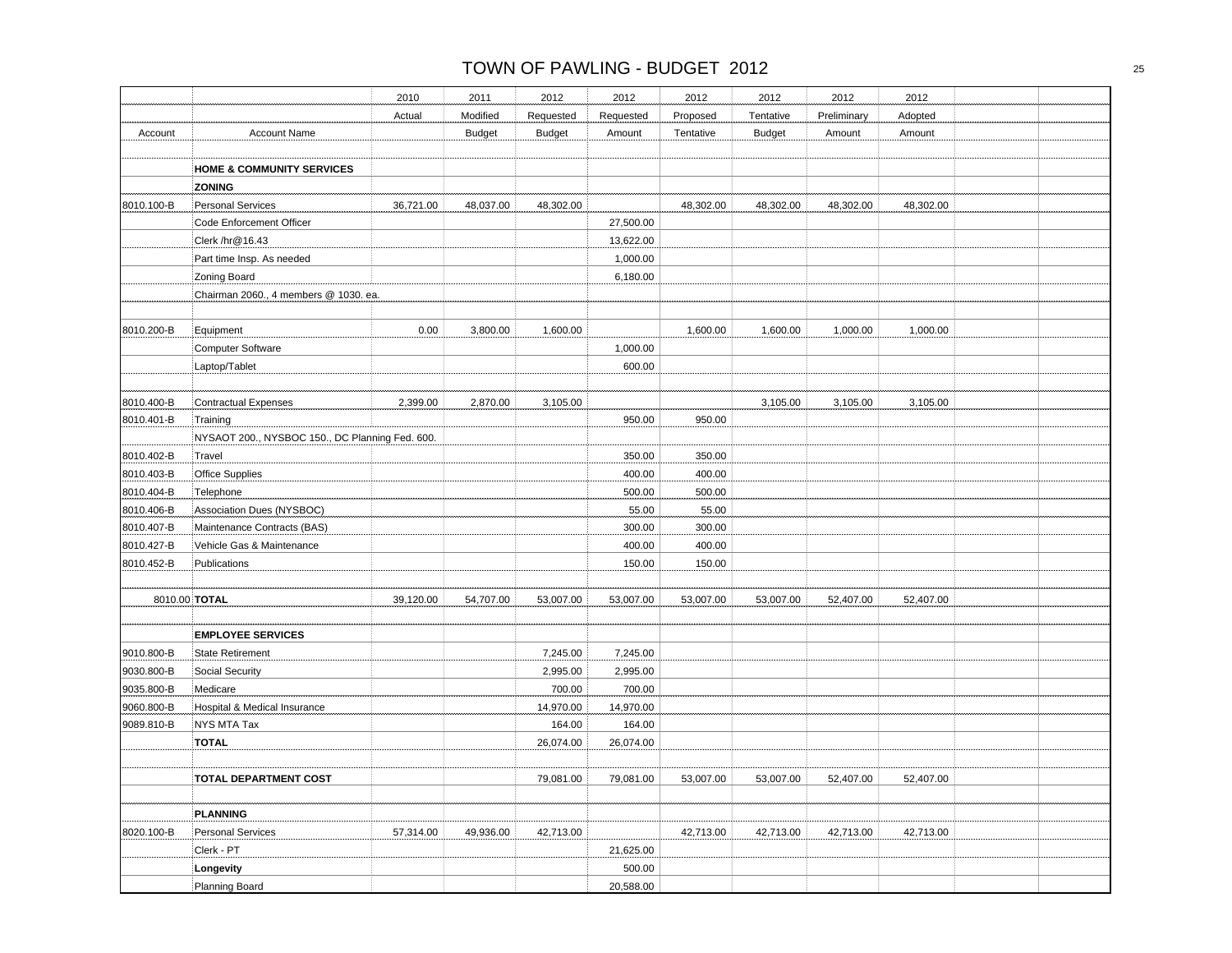# TOWN OF PAWLING - BUDGET 2012

| Account | Account Name | 2010 Actual | 2011 Modified Budget | 2012 Requested Budget | 2012 Requested Amount | 2012 Proposed Tentative | 2012 Tentative Budget | 2012 Preliminary Amount | 2012 Adopted Amount | | |
|---|---|---|---|---|---|---|---|---|---|---|---|
| | | | | | | | | | | | |
| | **HOME & COMMUNITY SERVICES** | | | | | | | | | | |
| | **ZONING** | | | | | | | | | | |
| 8010.100-B | Personal Services | 36,721.00 | 48,037.00 | 48,302.00 | | 48,302.00 | 48,302.00 | 48,302.00 | 48,302.00 | | |
| | Code Enforcement Officer | | | | 27,500.00 | | | | | | |
| | Clerk /hr@16.43 | | | | 13,622.00 | | | | | | |
| | Part time Insp. As needed | | | | 1,000.00 | | | | | | |
| | Zoning Board | | | | 6,180.00 | | | | | | |
| | Chairman 2060., 4 members @ 1030. ea. | | | | | | | | | | |
| | | | | | | | | | | | |
| 8010.200-B | Equipment | 0.00 | 3,800.00 | 1,600.00 | | 1,600.00 | 1,600.00 | 1,000.00 | 1,000.00 | | |
| | Computer Software | | | | 1,000.00 | | | | | | |
| | Laptop/Tablet | | | | 600.00 | | | | | | |
| | | | | | | | | | | | |
| 8010.400-B | Contractual Expenses | 2,399.00 | 2,870.00 | 3,105.00 | | | 3,105.00 | 3,105.00 | 3,105.00 | | |
| 8010.401-B | Training | | | | 950.00 | 950.00 | | | | | |
| | NYSAOT 200., NYSBOC 150., DC Planning Fed. 600. | | | | | | | | | | |
| 8010.402-B | Travel | | | | 350.00 | 350.00 | | | | | |
| 8010.403-B | Office Supplies | | | | 400.00 | 400.00 | | | | | |
| 8010.404-B | Telephone | | | | 500.00 | 500.00 | | | | | |
| 8010.406-B | Association Dues (NYSBOC) | | | | 55.00 | 55.00 | | | | | |
| 8010.407-B | Maintenance Contracts (BAS) | | | | 300.00 | 300.00 | | | | | |
| 8010.427-B | Vehicle Gas & Maintenance | | | | 400.00 | 400.00 | | | | | |
| 8010.452-B | Publications | | | | 150.00 | 150.00 | | | | | |
| | | | | | | | | | | | |
| 8010.00 | **TOTAL** | 39,120.00 | 54,707.00 | 53,007.00 | 53,007.00 | 53,007.00 | 53,007.00 | 52,407.00 | 52,407.00 | | |
| | | | | | | | | | | | |
| | **EMPLOYEE SERVICES** | | | | | | | | | | |
| 9010.800-B | State Retirement | | | 7,245.00 | 7,245.00 | | | | | | |
| 9030.800-B | Social Security | | | 2,995.00 | 2,995.00 | | | | | | |
| 9035.800-B | Medicare | | | 700.00 | 700.00 | | | | | | |
| 9060.800-B | Hospital & Medical Insurance | | | 14,970.00 | 14,970.00 | | | | | | |
| 9089.810-B | NYS MTA Tax | | | 164.00 | 164.00 | | | | | | |
| | **TOTAL** | | | 26,074.00 | 26,074.00 | | | | | | |
| | | | | | | | | | | | |
| | **TOTAL DEPARTMENT COST** | | | 79,081.00 | 79,081.00 | 53,007.00 | 53,007.00 | 52,407.00 | 52,407.00 | | |
| | | | | | | | | | | | |
| | **PLANNING** | | | | | | | | | | |
| 8020.100-B | Personal Services | 57,314.00 | 49,936.00 | 42,713.00 | | 42,713.00 | 42,713.00 | 42,713.00 | 42,713.00 | | |
| | Clerk - PT | | | | 21,625.00 | | | | | | |
| | **Longevity** | | | | 500.00 | | | | | | |
| | Planning Board | | | | 20,588.00 | | | | | | |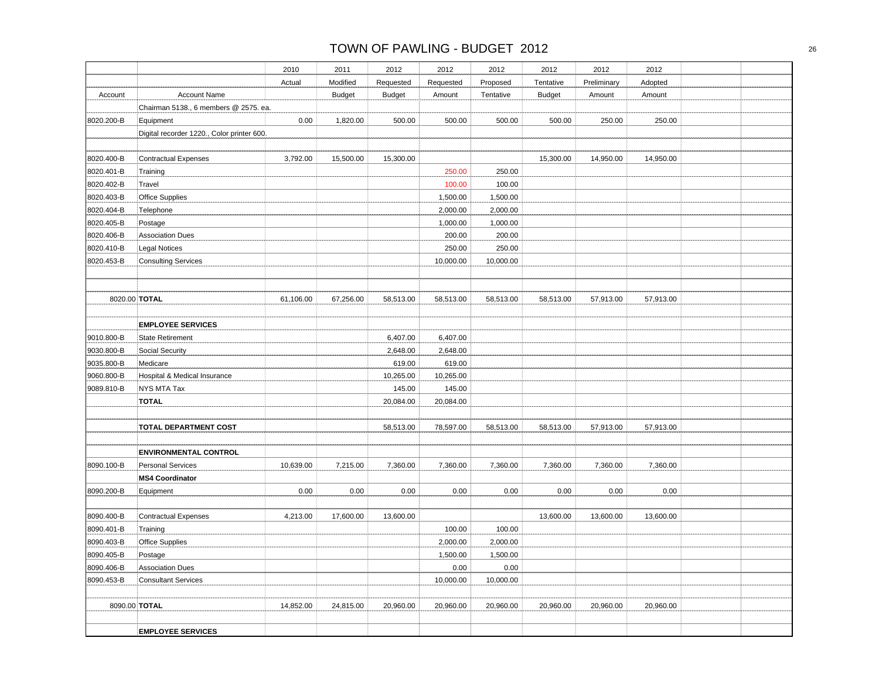# TOWN OF PAWLING - BUDGET 2012

| | | 2010 | 2011 | 2012 | 2012 | 2012 | 2012 | 2012 | 2012 | | |
|---|---|---|---|---|---|---|---|---|---|---|---|
| | | Actual | Modified | Requested | Requested | Proposed | Tentative | Preliminary | Adopted | | |
| Account | Account Name | | Budget | Budget | Amount | Tentative | Budget | Amount | Amount | | |
| | Chairman 5138., 6 members @ 2575. ea. | | | | | | | | | | |
| 8020.200-B | Equipment | 0.00 | 1,820.00 | 500.00 | 500.00 | 500.00 | 500.00 | 250.00 | 250.00 | | |
| | Digital recorder 1220., Color printer 600. | | | | | | | | | | |
| | | | | | | | | | | | |
| 8020.400-B | Contractual Expenses | 3,792.00 | 15,500.00 | 15,300.00 | | | 15,300.00 | 14,950.00 | 14,950.00 | | |
| 8020.401-B | Training | | | | 250.00 | 250.00 | | | | | |
| 8020.402-B | Travel | | | | 100.00 | 100.00 | | | | | |
| 8020.403-B | Office Supplies | | | | 1,500.00 | 1,500.00 | | | | | |
| 8020.404-B | Telephone | | | | 2,000.00 | 2,000.00 | | | | | |
| 8020.405-B | Postage | | | | 1,000.00 | 1,000.00 | | | | | |
| 8020.406-B | Association Dues | | | | 200.00 | 200.00 | | | | | |
| 8020.410-B | Legal Notices | | | | 250.00 | 250.00 | | | | | |
| 8020.453-B | Consulting Services | | | | 10,000.00 | 10,000.00 | | | | | |
| | | | | | | | | | | | |
| | | | | | | | | | | | |
| 8020.00 | **TOTAL** | 61,106.00 | 67,256.00 | 58,513.00 | 58,513.00 | 58,513.00 | 58,513.00 | 57,913.00 | 57,913.00 | | |
| | | | | | | | | | | | |
| | **EMPLOYEE SERVICES** | | | | | | | | | | |
| 9010.800-B | State Retirement | | | 6,407.00 | 6,407.00 | | | | | | |
| 9030.800-B | Social Security | | | 2,648.00 | 2,648.00 | | | | | | |
| 9035.800-B | Medicare | | | 619.00 | 619.00 | | | | | | |
| 9060.800-B | Hospital & Medical Insurance | | | 10,265.00 | 10,265.00 | | | | | | |
| 9089.810-B | NYS MTA Tax | | | 145.00 | 145.00 | | | | | | |
| | **TOTAL** | | | 20,084.00 | 20,084.00 | | | | | | |
| | | | | | | | | | | | |
| | **TOTAL DEPARTMENT COST** | | | 58,513.00 | 78,597.00 | 58,513.00 | 58,513.00 | 57,913.00 | 57,913.00 | | |
| | | | | | | | | | | | |
| | **ENVIRONMENTAL CONTROL** | | | | | | | | | | |
| 8090.100-B | Personal Services | 10,639.00 | 7,215.00 | 7,360.00 | 7,360.00 | 7,360.00 | 7,360.00 | 7,360.00 | 7,360.00 | | |
| | **MS4 Coordinator** | | | | | | | | | | |
| 8090.200-B | Equipment | 0.00 | 0.00 | 0.00 | 0.00 | 0.00 | 0.00 | 0.00 | 0.00 | | |
| | | | | | | | | | | | |
| 8090.400-B | Contractual Expenses | 4,213.00 | 17,600.00 | 13,600.00 | | | 13,600.00 | 13,600.00 | 13,600.00 | | |
| 8090.401-B | Training | | | | 100.00 | 100.00 | | | | | |
| 8090.403-B | Office Supplies | | | | 2,000.00 | 2,000.00 | | | | | |
| 8090.405-B | Postage | | | | 1,500.00 | 1,500.00 | | | | | |
| 8090.406-B | Association Dues | | | | 0.00 | 0.00 | | | | | |
| 8090.453-B | Consultant Services | | | | 10,000.00 | 10,000.00 | | | | | |
| | | | | | | | | | | | |
| 8090.00 | **TOTAL** | 14,852.00 | 24,815.00 | 20,960.00 | 20,960.00 | 20,960.00 | 20,960.00 | 20,960.00 | 20,960.00 | | |
| | | | | | | | | | | | |
| | **EMPLOYEE SERVICES** | | | | | | | | | | |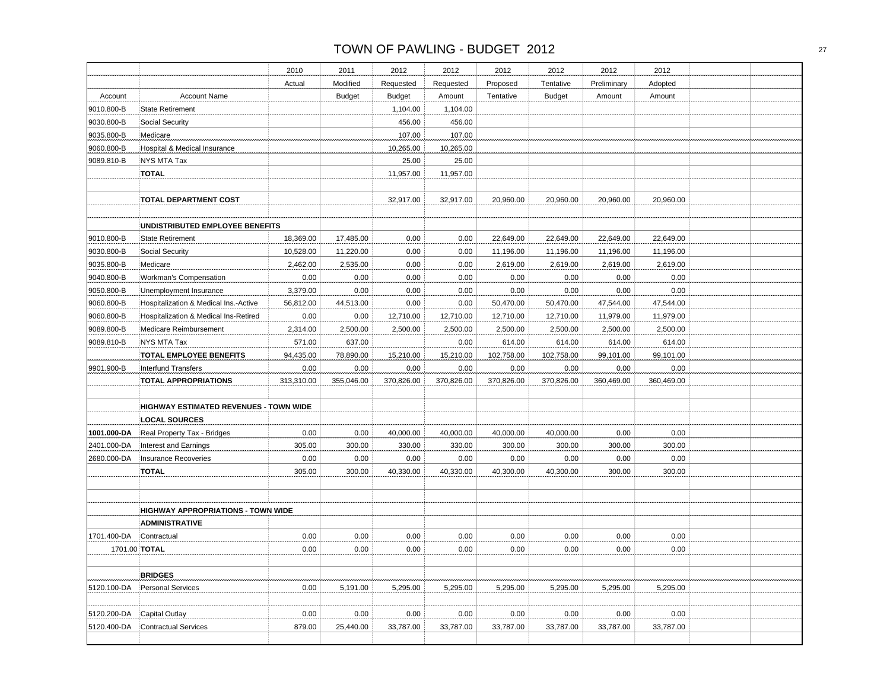# TOWN OF PAWLING - BUDGET 2012

| | | 2010 | 2011 | 2012 | 2012 | 2012 | 2012 | 2012 | 2012 | | |
|---|---|---|---|---|---|---|---|---|---|---|---|
| | | Actual | Modified | Requested | Requested | Proposed | Tentative | Preliminary | Adopted | | |
| Account | Account Name | | Budget | Budget | Amount | Tentative | Budget | Amount | Amount | | |
| 9010.800-B | State Retirement | | | 1,104.00 | 1,104.00 | | | | | | |
| 9030.800-B | Social Security | | | 456.00 | 456.00 | | | | | | |
| 9035.800-B | Medicare | | | 107.00 | 107.00 | | | | | | |
| 9060.800-B | Hospital & Medical Insurance | | | 10,265.00 | 10,265.00 | | | | | | |
| 9089.810-B | NYS MTA Tax | | | 25.00 | 25.00 | | | | | | |
| | **TOTAL** | | | 11,957.00 | 11,957.00 | | | | | | |
| | | | | | | | | | | | |
| | **TOTAL DEPARTMENT COST** | | | 32,917.00 | 32,917.00 | 20,960.00 | 20,960.00 | 20,960.00 | 20,960.00 | | |
| | | | | | | | | | | | |
| | **UNDISTRIBUTED EMPLOYEE BENEFITS** | | | | | | | | | | |
| 9010.800-B | State Retirement | 18,369.00 | 17,485.00 | 0.00 | 0.00 | 22,649.00 | 22,649.00 | 22,649.00 | 22,649.00 | | |
| 9030.800-B | Social Security | 10,528.00 | 11,220.00 | 0.00 | 0.00 | 11,196.00 | 11,196.00 | 11,196.00 | 11,196.00 | | |
| 9035.800-B | Medicare | 2,462.00 | 2,535.00 | 0.00 | 0.00 | 2,619.00 | 2,619.00 | 2,619.00 | 2,619.00 | | |
| 9040.800-B | Workman's Compensation | 0.00 | 0.00 | 0.00 | 0.00 | 0.00 | 0.00 | 0.00 | 0.00 | | |
| 9050.800-B | Unemployment Insurance | 3,379.00 | 0.00 | 0.00 | 0.00 | 0.00 | 0.00 | 0.00 | 0.00 | | |
| 9060.800-B | Hospitalization & Medical Ins.-Active | 56,812.00 | 44,513.00 | 0.00 | 0.00 | 50,470.00 | 50,470.00 | 47,544.00 | 47,544.00 | | |
| 9060.800-B | Hospitalization & Medical Ins-Retired | 0.00 | 0.00 | 12,710.00 | 12,710.00 | 12,710.00 | 12,710.00 | 11,979.00 | 11,979.00 | | |
| 9089.800-B | Medicare Reimbursement | 2,314.00 | 2,500.00 | 2,500.00 | 2,500.00 | 2,500.00 | 2,500.00 | 2,500.00 | 2,500.00 | | |
| 9089.810-B | NYS MTA Tax | 571.00 | 637.00 | | 0.00 | 614.00 | 614.00 | 614.00 | 614.00 | | |
| | **TOTAL EMPLOYEE BENEFITS** | 94,435.00 | 78,890.00 | 15,210.00 | 15,210.00 | 102,758.00 | 102,758.00 | 99,101.00 | 99,101.00 | | |
| 9901.900-B | Interfund Transfers | 0.00 | 0.00 | 0.00 | 0.00 | 0.00 | 0.00 | 0.00 | 0.00 | | |
| | **TOTAL APPROPRIATIONS** | 313,310.00 | 355,046.00 | 370,826.00 | 370,826.00 | 370,826.00 | 370,826.00 | 360,469.00 | 360,469.00 | | |
| | | | | | | | | | | | |
| | **HIGHWAY ESTIMATED REVENUES - TOWN WIDE** | | | | | | | | | | |
| | **LOCAL SOURCES** | | | | | | | | | | |
| **1001.000-DA** | Real Property Tax - Bridges | 0.00 | 0.00 | 40,000.00 | 40,000.00 | 40,000.00 | 40,000.00 | 0.00 | 0.00 | | |
| 2401.000-DA | Interest and Earnings | 305.00 | 300.00 | 330.00 | 330.00 | 300.00 | 300.00 | 300.00 | 300.00 | | |
| 2680.000-DA | Insurance Recoveries | 0.00 | 0.00 | 0.00 | 0.00 | 0.00 | 0.00 | 0.00 | 0.00 | | |
| | **TOTAL** | 305.00 | 300.00 | 40,330.00 | 40,330.00 | 40,300.00 | 40,300.00 | 300.00 | 300.00 | | |
| | | | | | | | | | | | |
| | | | | | | | | | | | |
| | **HIGHWAY APPROPRIATIONS - TOWN WIDE** | | | | | | | | | | |
| | **ADMINISTRATIVE** | | | | | | | | | | |
| 1701.400-DA | Contractual | 0.00 | 0.00 | 0.00 | 0.00 | 0.00 | 0.00 | 0.00 | 0.00 | | |
| 1701.00 | **TOTAL** | 0.00 | 0.00 | 0.00 | 0.00 | 0.00 | 0.00 | 0.00 | 0.00 | | |
| | | | | | | | | | | | |
| | **BRIDGES** | | | | | | | | | | |
| 5120.100-DA | Personal Services | 0.00 | 5,191.00 | 5,295.00 | 5,295.00 | 5,295.00 | 5,295.00 | 5,295.00 | 5,295.00 | | |
| | | | | | | | | | | | |
| 5120.200-DA | Capital Outlay | 0.00 | 0.00 | 0.00 | 0.00 | 0.00 | 0.00 | 0.00 | 0.00 | | |
| 5120.400-DA | Contractual Services | 879.00 | 25,440.00 | 33,787.00 | 33,787.00 | 33,787.00 | 33,787.00 | 33,787.00 | 33,787.00 | | |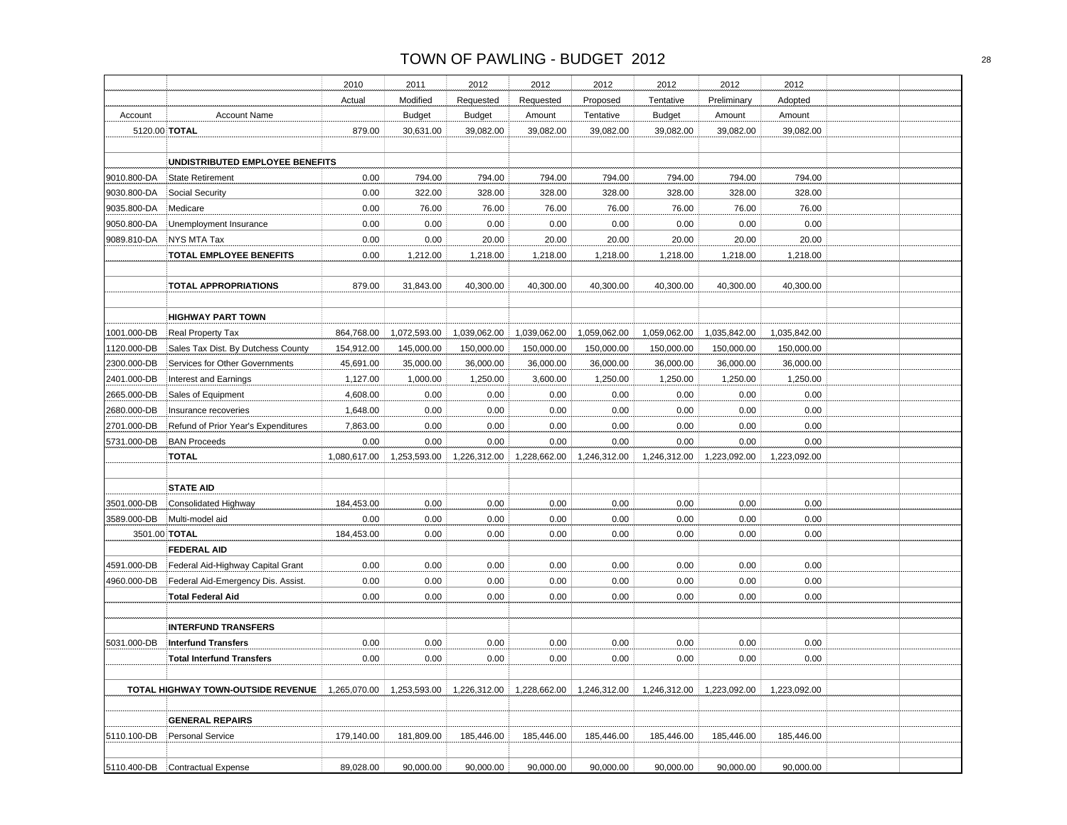# TOWN OF PAWLING - BUDGET 2012

| Account | Account Name | 2010 Actual | 2011 Modified Budget | 2012 Requested Budget | 2012 Requested Amount | 2012 Proposed Tentative | 2012 Tentative Budget | 2012 Preliminary Amount | 2012 Adopted Amount | | |
|---|---|---|---|---|---|---|---|---|---|---|---|
| 5120.00 | **TOTAL** | 879.00 | 30,631.00 | 39,082.00 | 39,082.00 | 39,082.00 | 39,082.00 | 39,082.00 | 39,082.00 | | |
| | | | | | | | | | | | |
| | **UNDISTRIBUTED EMPLOYEE BENEFITS** | | | | | | | | | | |
| 9010.800-DA | State Retirement | 0.00 | 794.00 | 794.00 | 794.00 | 794.00 | 794.00 | 794.00 | 794.00 | | |
| 9030.800-DA | Social Security | 0.00 | 322.00 | 328.00 | 328.00 | 328.00 | 328.00 | 328.00 | 328.00 | | |
| 9035.800-DA | Medicare | 0.00 | 76.00 | 76.00 | 76.00 | 76.00 | 76.00 | 76.00 | 76.00 | | |
| 9050.800-DA | Unemployment Insurance | 0.00 | 0.00 | 0.00 | 0.00 | 0.00 | 0.00 | 0.00 | 0.00 | | |
| 9089.810-DA | NYS MTA Tax | 0.00 | 0.00 | 20.00 | 20.00 | 20.00 | 20.00 | 20.00 | 20.00 | | |
| | **TOTAL EMPLOYEE BENEFITS** | 0.00 | 1,212.00 | 1,218.00 | 1,218.00 | 1,218.00 | 1,218.00 | 1,218.00 | 1,218.00 | | |
| | | | | | | | | | | | |
| | **TOTAL APPROPRIATIONS** | 879.00 | 31,843.00 | 40,300.00 | 40,300.00 | 40,300.00 | 40,300.00 | 40,300.00 | 40,300.00 | | |
| | | | | | | | | | | | |
| | **HIGHWAY PART TOWN** | | | | | | | | | | |
| 1001.000-DB | Real Property Tax | 864,768.00 | 1,072,593.00 | 1,039,062.00 | 1,039,062.00 | 1,059,062.00 | 1,059,062.00 | 1,035,842.00 | 1,035,842.00 | | |
| 1120.000-DB | Sales Tax Dist. By Dutchess County | 154,912.00 | 145,000.00 | 150,000.00 | 150,000.00 | 150,000.00 | 150,000.00 | 150,000.00 | 150,000.00 | | |
| 2300.000-DB | Services for Other Governments | 45,691.00 | 35,000.00 | 36,000.00 | 36,000.00 | 36,000.00 | 36,000.00 | 36,000.00 | 36,000.00 | | |
| 2401.000-DB | Interest and Earnings | 1,127.00 | 1,000.00 | 1,250.00 | 3,600.00 | 1,250.00 | 1,250.00 | 1,250.00 | 1,250.00 | | |
| 2665.000-DB | Sales of Equipment | 4,608.00 | 0.00 | 0.00 | 0.00 | 0.00 | 0.00 | 0.00 | 0.00 | | |
| 2680.000-DB | Insurance recoveries | 1,648.00 | 0.00 | 0.00 | 0.00 | 0.00 | 0.00 | 0.00 | 0.00 | | |
| 2701.000-DB | Refund of Prior Year's Expenditures | 7,863.00 | 0.00 | 0.00 | 0.00 | 0.00 | 0.00 | 0.00 | 0.00 | | |
| 5731.000-DB | BAN Proceeds | 0.00 | 0.00 | 0.00 | 0.00 | 0.00 | 0.00 | 0.00 | 0.00 | | |
| | **TOTAL** | 1,080,617.00 | 1,253,593.00 | 1,226,312.00 | 1,228,662.00 | 1,246,312.00 | 1,246,312.00 | 1,223,092.00 | 1,223,092.00 | | |
| | | | | | | | | | | | |
| | **STATE AID** | | | | | | | | | | |
| 3501.000-DB | Consolidated Highway | 184,453.00 | 0.00 | 0.00 | 0.00 | 0.00 | 0.00 | 0.00 | 0.00 | | |
| 3589.000-DB | Multi-model aid | 0.00 | 0.00 | 0.00 | 0.00 | 0.00 | 0.00 | 0.00 | 0.00 | | |
| 3501.00 | **TOTAL** | 184,453.00 | 0.00 | 0.00 | 0.00 | 0.00 | 0.00 | 0.00 | 0.00 | | |
| | **FEDERAL AID** | | | | | | | | | | |
| 4591.000-DB | Federal Aid-Highway Capital Grant | 0.00 | 0.00 | 0.00 | 0.00 | 0.00 | 0.00 | 0.00 | 0.00 | | |
| 4960.000-DB | Federal Aid-Emergency Dis. Assist. | 0.00 | 0.00 | 0.00 | 0.00 | 0.00 | 0.00 | 0.00 | 0.00 | | |
| | **Total Federal Aid** | 0.00 | 0.00 | 0.00 | 0.00 | 0.00 | 0.00 | 0.00 | 0.00 | | |
| | | | | | | | | | | | |
| | **INTERFUND TRANSFERS** | | | | | | | | | | |
| 5031.000-DB | **Interfund Transfers** | 0.00 | 0.00 | 0.00 | 0.00 | 0.00 | 0.00 | 0.00 | 0.00 | | |
| | **Total Interfund Transfers** | 0.00 | 0.00 | 0.00 | 0.00 | 0.00 | 0.00 | 0.00 | 0.00 | | |
| | | | | | | | | | | | |
| | **TOTAL HIGHWAY TOWN-OUTSIDE REVENUE** | 1,265,070.00 | 1,253,593.00 | 1,226,312.00 | 1,228,662.00 | 1,246,312.00 | 1,246,312.00 | 1,223,092.00 | 1,223,092.00 | | |
| | | | | | | | | | | | |
| | **GENERAL REPAIRS** | | | | | | | | | | |
| 5110.100-DB | Personal Service | 179,140.00 | 181,809.00 | 185,446.00 | 185,446.00 | 185,446.00 | 185,446.00 | 185,446.00 | 185,446.00 | | |
| | | | | | | | | | | | |
| 5110.400-DB | Contractual Expense | 89,028.00 | 90,000.00 | 90,000.00 | 90,000.00 | 90,000.00 | 90,000.00 | 90,000.00 | 90,000.00 | | |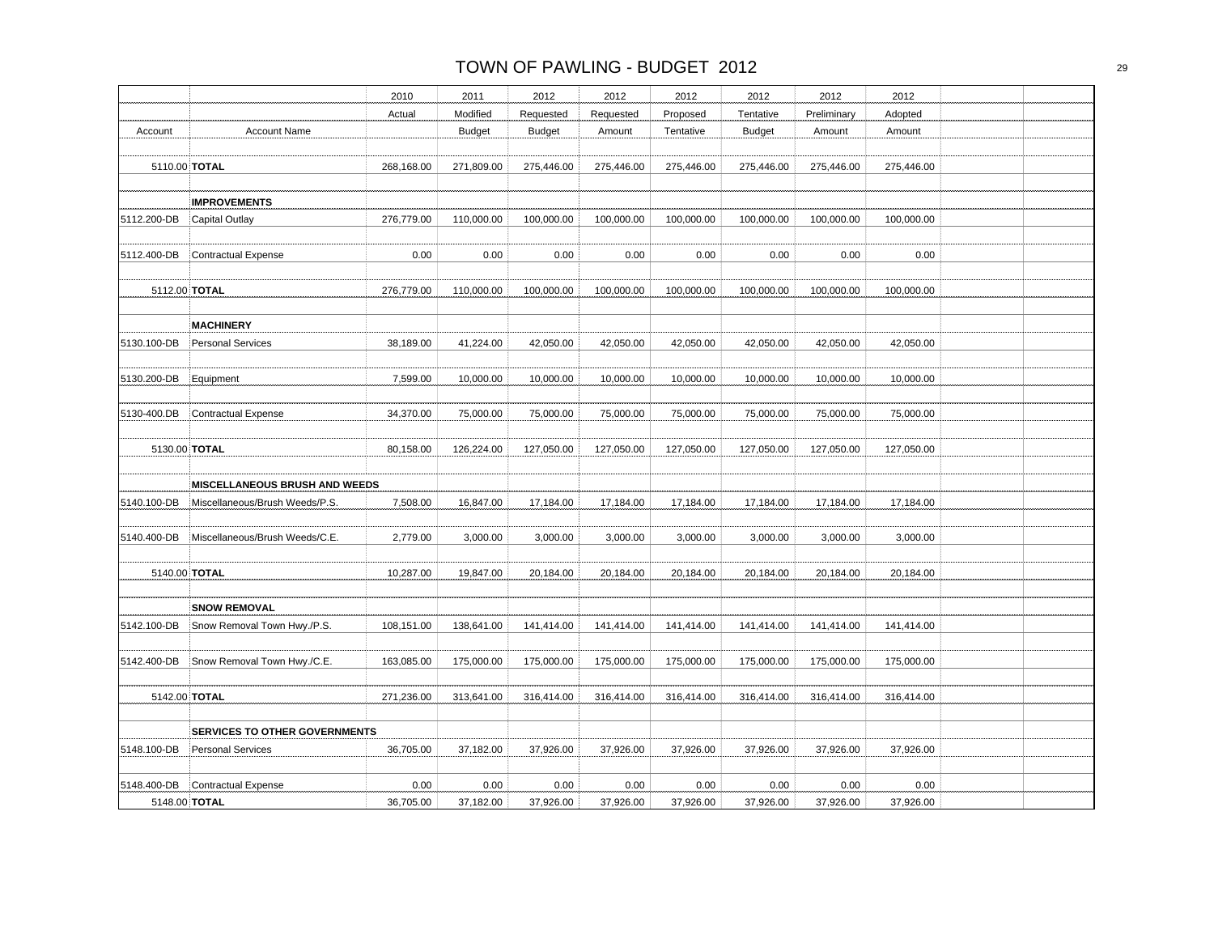# TOWN OF PAWLING - BUDGET 2012

| Account | Account Name | 2010 Actual | 2011 Modified Budget | 2012 Requested Budget | 2012 Requested Amount | 2012 Proposed Tentative | 2012 Tentative Budget | 2012 Preliminary Amount | 2012 Adopted Amount | | |
|---|---|---|---|---|---|---|---|---|---|---|---|
| 5110.00 | **TOTAL** | 268,168.00 | 271,809.00 | 275,446.00 | 275,446.00 | 275,446.00 | 275,446.00 | 275,446.00 | 275,446.00 | | |
| | **IMPROVEMENTS** | | | | | | | | | | |
| 5112.200-DB | Capital Outlay | 276,779.00 | 110,000.00 | 100,000.00 | 100,000.00 | 100,000.00 | 100,000.00 | 100,000.00 | 100,000.00 | | |
| 5112.400-DB | Contractual Expense | 0.00 | 0.00 | 0.00 | 0.00 | 0.00 | 0.00 | 0.00 | 0.00 | | |
| 5112.00 | **TOTAL** | 276,779.00 | 110,000.00 | 100,000.00 | 100,000.00 | 100,000.00 | 100,000.00 | 100,000.00 | 100,000.00 | | |
| | **MACHINERY** | | | | | | | | | | |
| 5130.100-DB | Personal Services | 38,189.00 | 41,224.00 | 42,050.00 | 42,050.00 | 42,050.00 | 42,050.00 | 42,050.00 | 42,050.00 | | |
| 5130.200-DB | Equipment | 7,599.00 | 10,000.00 | 10,000.00 | 10,000.00 | 10,000.00 | 10,000.00 | 10,000.00 | 10,000.00 | | |
| 5130-400.DB | Contractual Expense | 34,370.00 | 75,000.00 | 75,000.00 | 75,000.00 | 75,000.00 | 75,000.00 | 75,000.00 | 75,000.00 | | |
| 5130.00 | **TOTAL** | 80,158.00 | 126,224.00 | 127,050.00 | 127,050.00 | 127,050.00 | 127,050.00 | 127,050.00 | 127,050.00 | | |
| | **MISCELLANEOUS BRUSH AND WEEDS** | | | | | | | | | | |
| 5140.100-DB | Miscellaneous/Brush Weeds/P.S. | 7,508.00 | 16,847.00 | 17,184.00 | 17,184.00 | 17,184.00 | 17,184.00 | 17,184.00 | 17,184.00 | | |
| 5140.400-DB | Miscellaneous/Brush Weeds/C.E. | 2,779.00 | 3,000.00 | 3,000.00 | 3,000.00 | 3,000.00 | 3,000.00 | 3,000.00 | 3,000.00 | | |
| 5140.00 | **TOTAL** | 10,287.00 | 19,847.00 | 20,184.00 | 20,184.00 | 20,184.00 | 20,184.00 | 20,184.00 | 20,184.00 | | |
| | **SNOW REMOVAL** | | | | | | | | | | |
| 5142.100-DB | Snow Removal Town Hwy./P.S. | 108,151.00 | 138,641.00 | 141,414.00 | 141,414.00 | 141,414.00 | 141,414.00 | 141,414.00 | 141,414.00 | | |
| 5142.400-DB | Snow Removal Town Hwy./C.E. | 163,085.00 | 175,000.00 | 175,000.00 | 175,000.00 | 175,000.00 | 175,000.00 | 175,000.00 | 175,000.00 | | |
| 5142.00 | **TOTAL** | 271,236.00 | 313,641.00 | 316,414.00 | 316,414.00 | 316,414.00 | 316,414.00 | 316,414.00 | 316,414.00 | | |
| | **SERVICES TO OTHER GOVERNMENTS** | | | | | | | | | | |
| 5148.100-DB | Personal Services | 36,705.00 | 37,182.00 | 37,926.00 | 37,926.00 | 37,926.00 | 37,926.00 | 37,926.00 | 37,926.00 | | |
| 5148.400-DB | Contractual Expense | 0.00 | 0.00 | 0.00 | 0.00 | 0.00 | 0.00 | 0.00 | 0.00 | | |
| 5148.00 | **TOTAL** | 36,705.00 | 37,182.00 | 37,926.00 | 37,926.00 | 37,926.00 | 37,926.00 | 37,926.00 | 37,926.00 | | |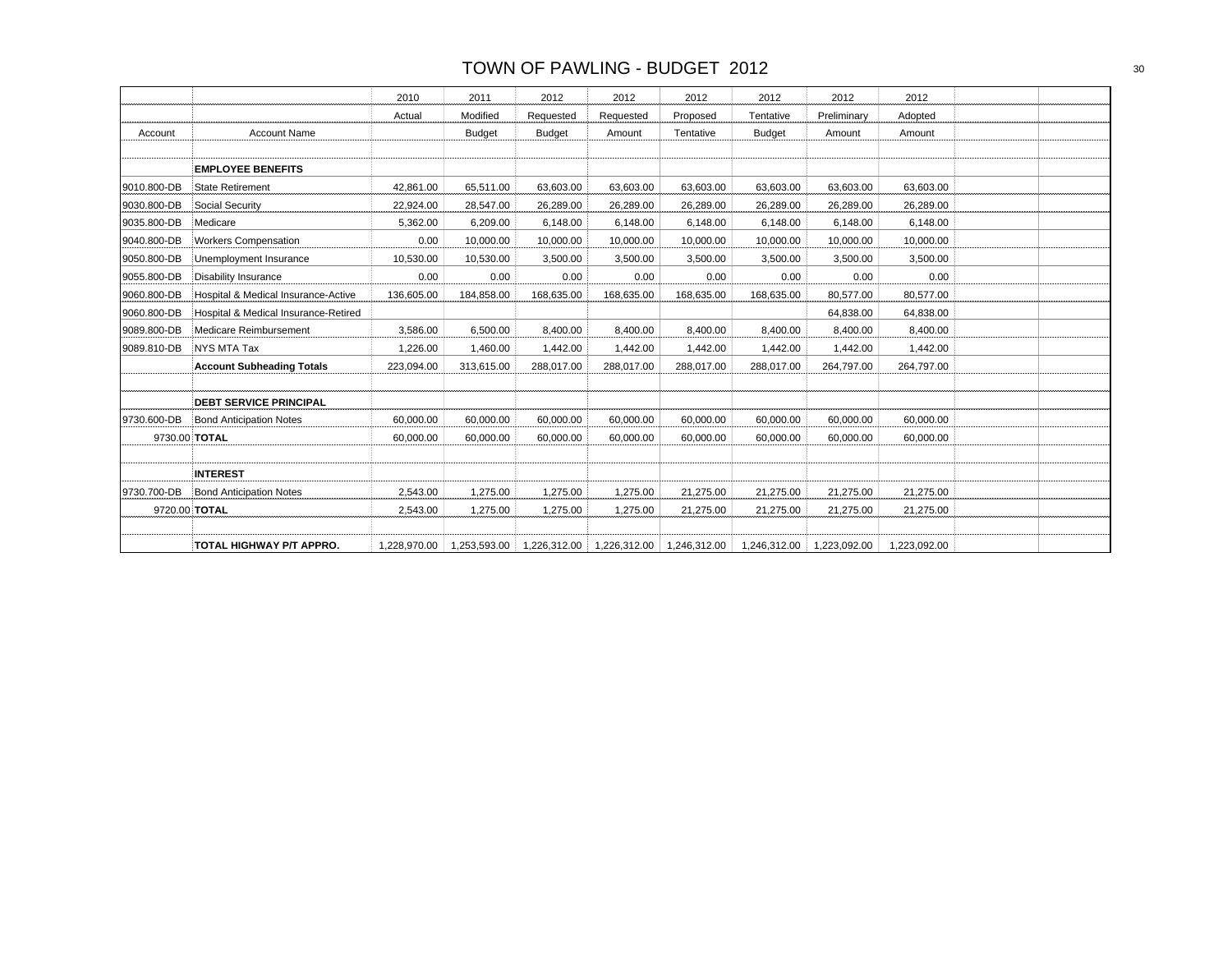# TOWN OF PAWLING - BUDGET 2012

| | | 2010 | 2011 | 2012 | 2012 | 2012 | 2012 | 2012 | 2012 | | |
|---|---|---|---|---|---|---|---|---|---|---|---|
| | | Actual | Modified | Requested | Requested | Proposed | Tentative | Preliminary | Adopted | | |
| Account | Account Name | | Budget | Budget | Amount | Tentative | Budget | Amount | Amount | | |
| | | | | | | | | | | | |
| | **EMPLOYEE BENEFITS** | | | | | | | | | | |
| 9010.800-DB | State Retirement | 42,861.00 | 65,511.00 | 63,603.00 | 63,603.00 | 63,603.00 | 63,603.00 | 63,603.00 | 63,603.00 | | |
| 9030.800-DB | Social Security | 22,924.00 | 28,547.00 | 26,289.00 | 26,289.00 | 26,289.00 | 26,289.00 | 26,289.00 | 26,289.00 | | |
| 9035.800-DB | Medicare | 5,362.00 | 6,209.00 | 6,148.00 | 6,148.00 | 6,148.00 | 6,148.00 | 6,148.00 | 6,148.00 | | |
| 9040.800-DB | Workers Compensation | 0.00 | 10,000.00 | 10,000.00 | 10,000.00 | 10,000.00 | 10,000.00 | 10,000.00 | 10,000.00 | | |
| 9050.800-DB | Unemployment Insurance | 10,530.00 | 10,530.00 | 3,500.00 | 3,500.00 | 3,500.00 | 3,500.00 | 3,500.00 | 3,500.00 | | |
| 9055.800-DB | Disability Insurance | 0.00 | 0.00 | 0.00 | 0.00 | 0.00 | 0.00 | 0.00 | 0.00 | | |
| 9060.800-DB | Hospital & Medical Insurance-Active | 136,605.00 | 184,858.00 | 168,635.00 | 168,635.00 | 168,635.00 | 168,635.00 | 80,577.00 | 80,577.00 | | |
| 9060.800-DB | Hospital & Medical Insurance-Retired | | | | | | | 64,838.00 | 64,838.00 | | |
| 9089.800-DB | Medicare Reimbursement | 3,586.00 | 6,500.00 | 8,400.00 | 8,400.00 | 8,400.00 | 8,400.00 | 8,400.00 | 8,400.00 | | |
| 9089.810-DB | NYS MTA Tax | 1,226.00 | 1,460.00 | 1,442.00 | 1,442.00 | 1,442.00 | 1,442.00 | 1,442.00 | 1,442.00 | | |
| | **Account Subheading Totals** | 223,094.00 | 313,615.00 | 288,017.00 | 288,017.00 | 288,017.00 | 288,017.00 | 264,797.00 | 264,797.00 | | |
| | | | | | | | | | | | |
| | **DEBT SERVICE PRINCIPAL** | | | | | | | | | | |
| 9730.600-DB | Bond Anticipation Notes | 60,000.00 | 60,000.00 | 60,000.00 | 60,000.00 | 60,000.00 | 60,000.00 | 60,000.00 | 60,000.00 | | |
| 9730.00 | **TOTAL** | 60,000.00 | 60,000.00 | 60,000.00 | 60,000.00 | 60,000.00 | 60,000.00 | 60,000.00 | 60,000.00 | | |
| | | | | | | | | | | | |
| | **INTEREST** | | | | | | | | | | |
| 9730.700-DB | Bond Anticipation Notes | 2,543.00 | 1,275.00 | 1,275.00 | 1,275.00 | 21,275.00 | 21,275.00 | 21,275.00 | 21,275.00 | | |
| 9720.00 | **TOTAL** | 2,543.00 | 1,275.00 | 1,275.00 | 1,275.00 | 21,275.00 | 21,275.00 | 21,275.00 | 21,275.00 | | |
| | | | | | | | | | | | |
| | **TOTAL HIGHWAY P/T APPRO.** | 1,228,970.00 | 1,253,593.00 | 1,226,312.00 | 1,226,312.00 | 1,246,312.00 | 1,246,312.00 | 1,223,092.00 | 1,223,092.00 | | |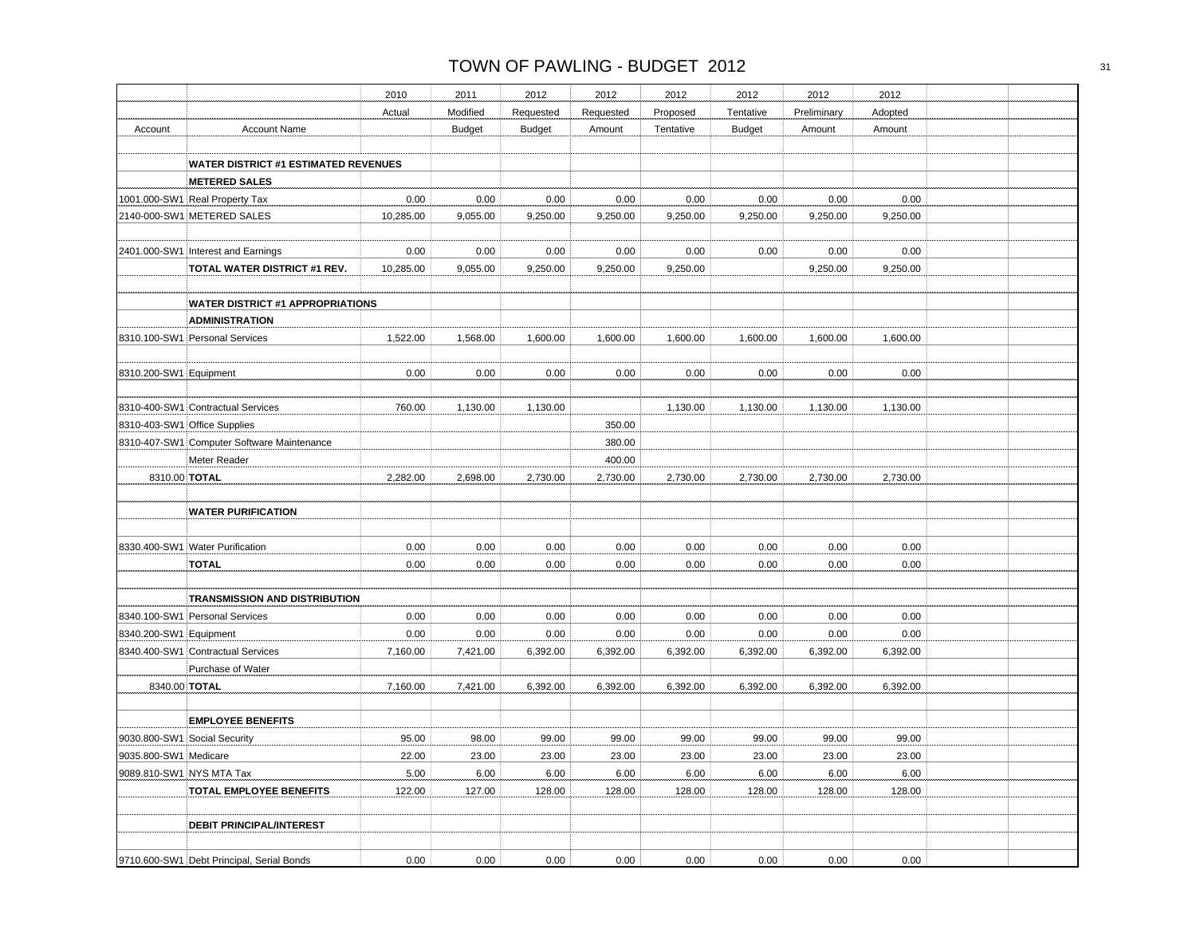# TOWN OF PAWLING - BUDGET 2012

| Account | Account Name | 2010 Actual | 2011 Modified Budget | 2012 Requested Budget | 2012 Requested Amount | 2012 Proposed Tentative | 2012 Tentative Budget | 2012 Preliminary Amount | 2012 Adopted Amount | | |
|---|---|---|---|---|---|---|---|---|---|---|---|
| | | | | | | | | | | | |
| | **WATER DISTRICT #1 ESTIMATED REVENUES** | | | | | | | | | | |
| | **METERED SALES** | | | | | | | | | | |
| 1001.000-SW1 | Real Property Tax | 0.00 | 0.00 | 0.00 | 0.00 | 0.00 | 0.00 | 0.00 | 0.00 | | |
| 2140-000-SW1 | METERED SALES | 10,285.00 | 9,055.00 | 9,250.00 | 9,250.00 | 9,250.00 | 9,250.00 | 9,250.00 | 9,250.00 | | |
| | | | | | | | | | | | |
| 2401.000-SW1 | Interest and Earnings | 0.00 | 0.00 | 0.00 | 0.00 | 0.00 | 0.00 | 0.00 | 0.00 | | |
| | **TOTAL WATER DISTRICT #1 REV.** | 10,285.00 | 9,055.00 | 9,250.00 | 9,250.00 | 9,250.00 | | 9,250.00 | 9,250.00 | | |
| | | | | | | | | | | | |
| | **WATER DISTRICT #1 APPROPRIATIONS** | | | | | | | | | | |
| | **ADMINISTRATION** | | | | | | | | | | |
| 8310.100-SW1 | Personal Services | 1,522.00 | 1,568.00 | 1,600.00 | 1,600.00 | 1,600.00 | 1,600.00 | 1,600.00 | 1,600.00 | | |
| | | | | | | | | | | | |
| 8310.200-SW1 | Equipment | 0.00 | 0.00 | 0.00 | 0.00 | 0.00 | 0.00 | 0.00 | 0.00 | | |
| | | | | | | | | | | | |
| 8310-400-SW1 | Contractual Services | 760.00 | 1,130.00 | 1,130.00 | | 1,130.00 | 1,130.00 | 1,130.00 | 1,130.00 | | |
| 8310-403-SW1 | Office Supplies | | | | 350.00 | | | | | | |
| 8310-407-SW1 | Computer Software Maintenance | | | | 380.00 | | | | | | |
| | Meter Reader | | | | 400.00 | | | | | | |
| 8310.00 | **TOTAL** | 2,282.00 | 2,698.00 | 2,730.00 | 2,730.00 | 2,730.00 | 2,730.00 | 2,730.00 | 2,730.00 | | |
| | | | | | | | | | | | |
| | **WATER PURIFICATION** | | | | | | | | | | |
| | | | | | | | | | | | |
| 8330.400-SW1 | Water Purification | 0.00 | 0.00 | 0.00 | 0.00 | 0.00 | 0.00 | 0.00 | 0.00 | | |
| | **TOTAL** | 0.00 | 0.00 | 0.00 | 0.00 | 0.00 | 0.00 | 0.00 | 0.00 | | |
| | | | | | | | | | | | |
| | **TRANSMISSION AND DISTRIBUTION** | | | | | | | | | | |
| 8340.100-SW1 | Personal Services | 0.00 | 0.00 | 0.00 | 0.00 | 0.00 | 0.00 | 0.00 | 0.00 | | |
| 8340.200-SW1 | Equipment | 0.00 | 0.00 | 0.00 | 0.00 | 0.00 | 0.00 | 0.00 | 0.00 | | |
| 8340.400-SW1 | Contractual Services | 7,160.00 | 7,421.00 | 6,392.00 | 6,392.00 | 6,392.00 | 6,392.00 | 6,392.00 | 6,392.00 | | |
| | Purchase of Water | | | | | | | | | | |
| 8340.00 | **TOTAL** | 7,160.00 | 7,421.00 | 6,392.00 | 6,392.00 | 6,392.00 | 6,392.00 | 6,392.00 | 6,392.00 | | |
| | | | | | | | | | | | |
| | **EMPLOYEE BENEFITS** | | | | | | | | | | |
| 9030.800-SW1 | Social Security | 95.00 | 98.00 | 99.00 | 99.00 | 99.00 | 99.00 | 99.00 | 99.00 | | |
| 9035.800-SW1 | Medicare | 22.00 | 23.00 | 23.00 | 23.00 | 23.00 | 23.00 | 23.00 | 23.00 | | |
| 9089.810-SW1 | NYS MTA Tax | 5.00 | 6.00 | 6.00 | 6.00 | 6.00 | 6.00 | 6.00 | 6.00 | | |
| | **TOTAL EMPLOYEE BENEFITS** | 122.00 | 127.00 | 128.00 | 128.00 | 128.00 | 128.00 | 128.00 | 128.00 | | |
| | | | | | | | | | | | |
| | **DEBIT PRINCIPAL/INTEREST** | | | | | | | | | | |
| | | | | | | | | | | | |
| 9710.600-SW1 | Debt Principal, Serial Bonds | 0.00 | 0.00 | 0.00 | 0.00 | 0.00 | 0.00 | 0.00 | 0.00 | | |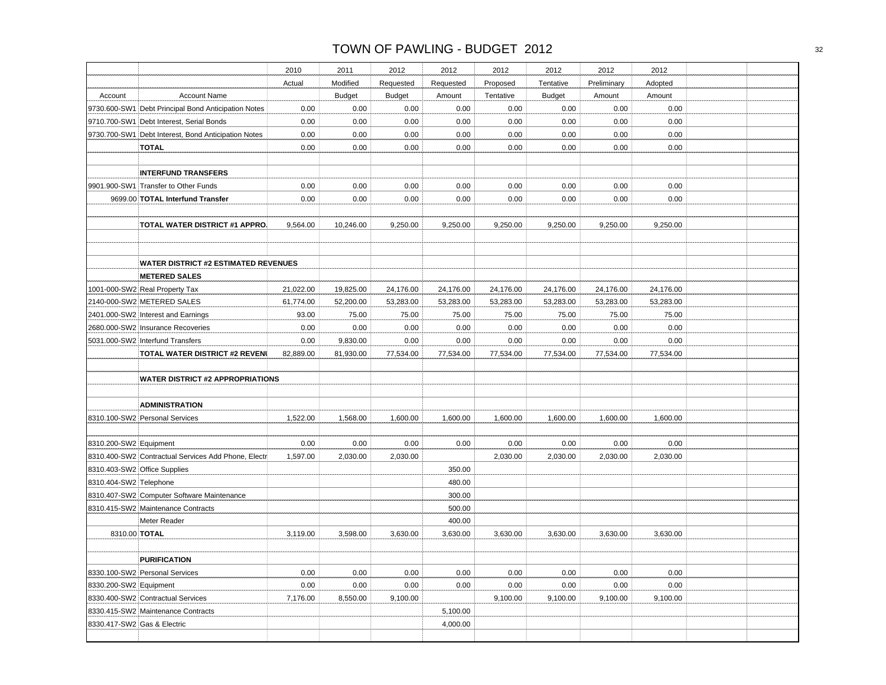# TOWN OF PAWLING - BUDGET 2012

| | | 2010 | 2011 | 2012 | 2012 | 2012 | 2012 | 2012 | 2012 | | |
|---|---|---|---|---|---|---|---|---|---|---|---|
| | | Actual | Modified | Requested | Requested | Proposed | Tentative | Preliminary | Adopted | | |
| Account | Account Name | | Budget | Budget | Amount | Tentative | Budget | Amount | Amount | | |
| 9730.600-SW1 | Debt Principal Bond Anticipation Notes | 0.00 | 0.00 | 0.00 | 0.00 | 0.00 | 0.00 | 0.00 | 0.00 | | |
| 9710.700-SW1 | Debt Interest, Serial Bonds | 0.00 | 0.00 | 0.00 | 0.00 | 0.00 | 0.00 | 0.00 | 0.00 | | |
| 9730.700-SW1 | Debt Interest, Bond Anticipation Notes | 0.00 | 0.00 | 0.00 | 0.00 | 0.00 | 0.00 | 0.00 | 0.00 | | |
| | **TOTAL** | 0.00 | 0.00 | 0.00 | 0.00 | 0.00 | 0.00 | 0.00 | 0.00 | | |
| | | | | | | | | | | | |
| | **INTERFUND TRANSFERS** | | | | | | | | | | |
| 9901.900-SW1 | Transfer to Other Funds | 0.00 | 0.00 | 0.00 | 0.00 | 0.00 | 0.00 | 0.00 | 0.00 | | |
| 9699.00 | **TOTAL Interfund Transfer** | 0.00 | 0.00 | 0.00 | 0.00 | 0.00 | 0.00 | 0.00 | 0.00 | | |
| | | | | | | | | | | | |
| | **TOTAL WATER DISTRICT #1 APPRO.** | 9,564.00 | 10,246.00 | 9,250.00 | 9,250.00 | 9,250.00 | 9,250.00 | 9,250.00 | 9,250.00 | | |
| | | | | | | | | | | | |
| | | | | | | | | | | | |
| | **WATER DISTRICT #2 ESTIMATED REVENUES** | | | | | | | | | | |
| | **METERED SALES** | | | | | | | | | | |
| 1001-000-SW2 | Real Property Tax | 21,022.00 | 19,825.00 | 24,176.00 | 24,176.00 | 24,176.00 | 24,176.00 | 24,176.00 | 24,176.00 | | |
| 2140-000-SW2 | METERED SALES | 61,774.00 | 52,200.00 | 53,283.00 | 53,283.00 | 53,283.00 | 53,283.00 | 53,283.00 | 53,283.00 | | |
| 2401.000-SW2 | Interest and Earnings | 93.00 | 75.00 | 75.00 | 75.00 | 75.00 | 75.00 | 75.00 | 75.00 | | |
| 2680.000-SW2 | Insurance Recoveries | 0.00 | 0.00 | 0.00 | 0.00 | 0.00 | 0.00 | 0.00 | 0.00 | | |
| 5031.000-SW2 | Interfund Transfers | 0.00 | 9,830.00 | 0.00 | 0.00 | 0.00 | 0.00 | 0.00 | 0.00 | | |
| | **TOTAL WATER DISTRICT #2 REVENU** | 82,889.00 | 81,930.00 | 77,534.00 | 77,534.00 | 77,534.00 | 77,534.00 | 77,534.00 | 77,534.00 | | |
| | | | | | | | | | | | |
| | **WATER DISTRICT #2 APPROPRIATIONS** | | | | | | | | | | |
| | | | | | | | | | | | |
| | **ADMINISTRATION** | | | | | | | | | | |
| 8310.100-SW2 | Personal Services | 1,522.00 | 1,568.00 | 1,600.00 | 1,600.00 | 1,600.00 | 1,600.00 | 1,600.00 | 1,600.00 | | |
| | | | | | | | | | | | |
| 8310.200-SW2 | Equipment | 0.00 | 0.00 | 0.00 | 0.00 | 0.00 | 0.00 | 0.00 | 0.00 | | |
| 8310.400-SW2 | Contractual Services Add Phone, Electr | 1,597.00 | 2,030.00 | 2,030.00 | | 2,030.00 | 2,030.00 | 2,030.00 | 2,030.00 | | |
| 8310.403-SW2 | Office Supplies | | | | 350.00 | | | | | | |
| 8310.404-SW2 | Telephone | | | | 480.00 | | | | | | |
| 8310.407-SW2 | Computer Software Maintenance | | | | 300.00 | | | | | | |
| 8310.415-SW2 | Maintenance Contracts | | | | 500.00 | | | | | | |
| | Meter Reader | | | | 400.00 | | | | | | |
| 8310.00 | **TOTAL** | 3,119.00 | 3,598.00 | 3,630.00 | 3,630.00 | 3,630.00 | 3,630.00 | 3,630.00 | 3,630.00 | | |
| | | | | | | | | | | | |
| | **PURIFICATION** | | | | | | | | | | |
| 8330.100-SW2 | Personal Services | 0.00 | 0.00 | 0.00 | 0.00 | 0.00 | 0.00 | 0.00 | 0.00 | | |
| 8330.200-SW2 | Equipment | 0.00 | 0.00 | 0.00 | 0.00 | 0.00 | 0.00 | 0.00 | 0.00 | | |
| 8330.400-SW2 | Contractual Services | 7,176.00 | 8,550.00 | 9,100.00 | | 9,100.00 | 9,100.00 | 9,100.00 | 9,100.00 | | |
| 8330.415-SW2 | Maintenance Contracts | | | | 5,100.00 | | | | | | |
| 8330.417-SW2 | Gas & Electric | | | | 4,000.00 | | | | | | |
| | | | | | | | | | | | |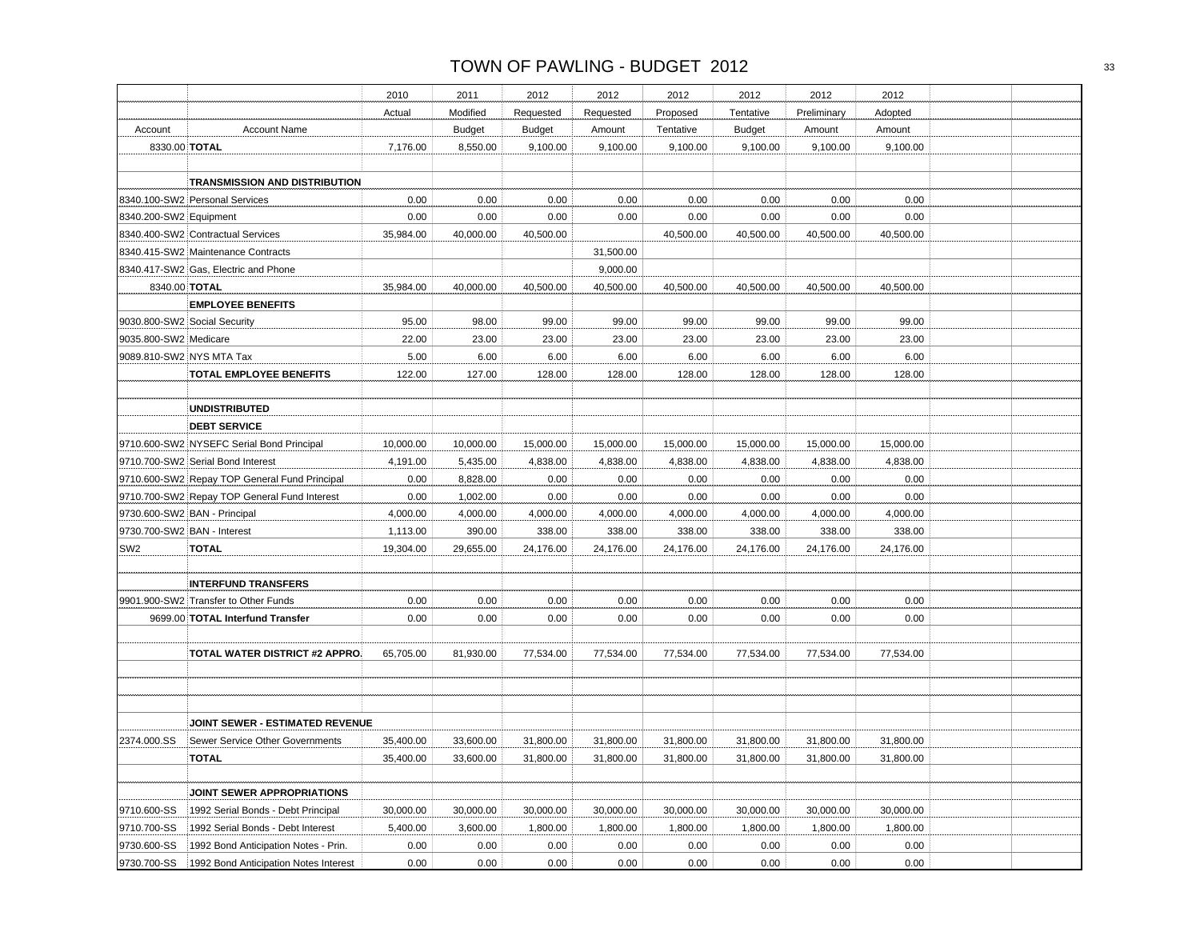# TOWN OF PAWLING - BUDGET 2012

| Account | Account Name | 2010 Actual | 2011 Modified Budget | 2012 Requested Budget | 2012 Requested Amount | 2012 Proposed Tentative | 2012 Tentative Budget | 2012 Preliminary Amount | 2012 Adopted Amount | | |
|---|---|---|---|---|---|---|---|---|---|---|---|
| 8330.00 | **TOTAL** | 7,176.00 | 8,550.00 | 9,100.00 | 9,100.00 | 9,100.00 | 9,100.00 | 9,100.00 | 9,100.00 | | |
| | | | | | | | | | | | |
| | **TRANSMISSION AND DISTRIBUTION** | | | | | | | | | | |
| 8340.100-SW2 | Personal Services | 0.00 | 0.00 | 0.00 | 0.00 | 0.00 | 0.00 | 0.00 | 0.00 | | |
| 8340.200-SW2 | Equipment | 0.00 | 0.00 | 0.00 | 0.00 | 0.00 | 0.00 | 0.00 | 0.00 | | |
| 8340.400-SW2 | Contractual Services | 35,984.00 | 40,000.00 | 40,500.00 | | 40,500.00 | 40,500.00 | 40,500.00 | 40,500.00 | | |
| 8340.415-SW2 | Maintenance Contracts | | | | 31,500.00 | | | | | | |
| 8340.417-SW2 | Gas, Electric and Phone | | | | 9,000.00 | | | | | | |
| 8340.00 | **TOTAL** | 35,984.00 | 40,000.00 | 40,500.00 | 40,500.00 | 40,500.00 | 40,500.00 | 40,500.00 | 40,500.00 | | |
| | **EMPLOYEE BENEFITS** | | | | | | | | | | |
| 9030.800-SW2 | Social Security | 95.00 | 98.00 | 99.00 | 99.00 | 99.00 | 99.00 | 99.00 | 99.00 | | |
| 9035.800-SW2 | Medicare | 22.00 | 23.00 | 23.00 | 23.00 | 23.00 | 23.00 | 23.00 | 23.00 | | |
| 9089.810-SW2 | NYS MTA Tax | 5.00 | 6.00 | 6.00 | 6.00 | 6.00 | 6.00 | 6.00 | 6.00 | | |
| | **TOTAL EMPLOYEE BENEFITS** | 122.00 | 127.00 | 128.00 | 128.00 | 128.00 | 128.00 | 128.00 | 128.00 | | |
| | | | | | | | | | | | |
| | **UNDISTRIBUTED** | | | | | | | | | | |
| | **DEBT SERVICE** | | | | | | | | | | |
| 9710.600-SW2 | NYSEFC Serial Bond Principal | 10,000.00 | 10,000.00 | 15,000.00 | 15,000.00 | 15,000.00 | 15,000.00 | 15,000.00 | 15,000.00 | | |
| 9710.700-SW2 | Serial Bond Interest | 4,191.00 | 5,435.00 | 4,838.00 | 4,838.00 | 4,838.00 | 4,838.00 | 4,838.00 | 4,838.00 | | |
| 9710.600-SW2 | Repay TOP General Fund Principal | 0.00 | 8,828.00 | 0.00 | 0.00 | 0.00 | 0.00 | 0.00 | 0.00 | | |
| 9710.700-SW2 | Repay TOP General Fund Interest | 0.00 | 1,002.00 | 0.00 | 0.00 | 0.00 | 0.00 | 0.00 | 0.00 | | |
| 9730.600-SW2 | BAN - Principal | 4,000.00 | 4,000.00 | 4,000.00 | 4,000.00 | 4,000.00 | 4,000.00 | 4,000.00 | 4,000.00 | | |
| 9730.700-SW2 | BAN - Interest | 1,113.00 | 390.00 | 338.00 | 338.00 | 338.00 | 338.00 | 338.00 | 338.00 | | |
| SW2 | **TOTAL** | 19,304.00 | 29,655.00 | 24,176.00 | 24,176.00 | 24,176.00 | 24,176.00 | 24,176.00 | 24,176.00 | | |
| | | | | | | | | | | | |
| | **INTERFUND TRANSFERS** | | | | | | | | | | |
| 9901.900-SW2 | Transfer to Other Funds | 0.00 | 0.00 | 0.00 | 0.00 | 0.00 | 0.00 | 0.00 | 0.00 | | |
| 9699.00 | **TOTAL Interfund Transfer** | 0.00 | 0.00 | 0.00 | 0.00 | 0.00 | 0.00 | 0.00 | 0.00 | | |
| | | | | | | | | | | | |
| | **TOTAL WATER DISTRICT #2 APPRO.** | 65,705.00 | 81,930.00 | 77,534.00 | 77,534.00 | 77,534.00 | 77,534.00 | 77,534.00 | 77,534.00 | | |
| | | | | | | | | | | | |
| | | | | | | | | | | | |
| | | | | | | | | | | | |
| | **JOINT SEWER - ESTIMATED REVENUE** | | | | | | | | | | |
| 2374.000.SS | Sewer Service Other Governments | 35,400.00 | 33,600.00 | 31,800.00 | 31,800.00 | 31,800.00 | 31,800.00 | 31,800.00 | 31,800.00 | | |
| | **TOTAL** | 35,400.00 | 33,600.00 | 31,800.00 | 31,800.00 | 31,800.00 | 31,800.00 | 31,800.00 | 31,800.00 | | |
| | | | | | | | | | | | |
| | **JOINT SEWER APPROPRIATIONS** | | | | | | | | | | |
| 9710.600-SS | 1992 Serial Bonds - Debt Principal | 30,000.00 | 30,000.00 | 30,000.00 | 30,000.00 | 30,000.00 | 30,000.00 | 30,000.00 | 30,000.00 | | |
| 9710.700-SS | 1992 Serial Bonds - Debt Interest | 5,400.00 | 3,600.00 | 1,800.00 | 1,800.00 | 1,800.00 | 1,800.00 | 1,800.00 | 1,800.00 | | |
| 9730.600-SS | 1992 Bond Anticipation Notes - Prin. | 0.00 | 0.00 | 0.00 | 0.00 | 0.00 | 0.00 | 0.00 | 0.00 | | |
| 9730.700-SS | 1992 Bond Anticipation Notes Interest | 0.00 | 0.00 | 0.00 | 0.00 | 0.00 | 0.00 | 0.00 | 0.00 | | |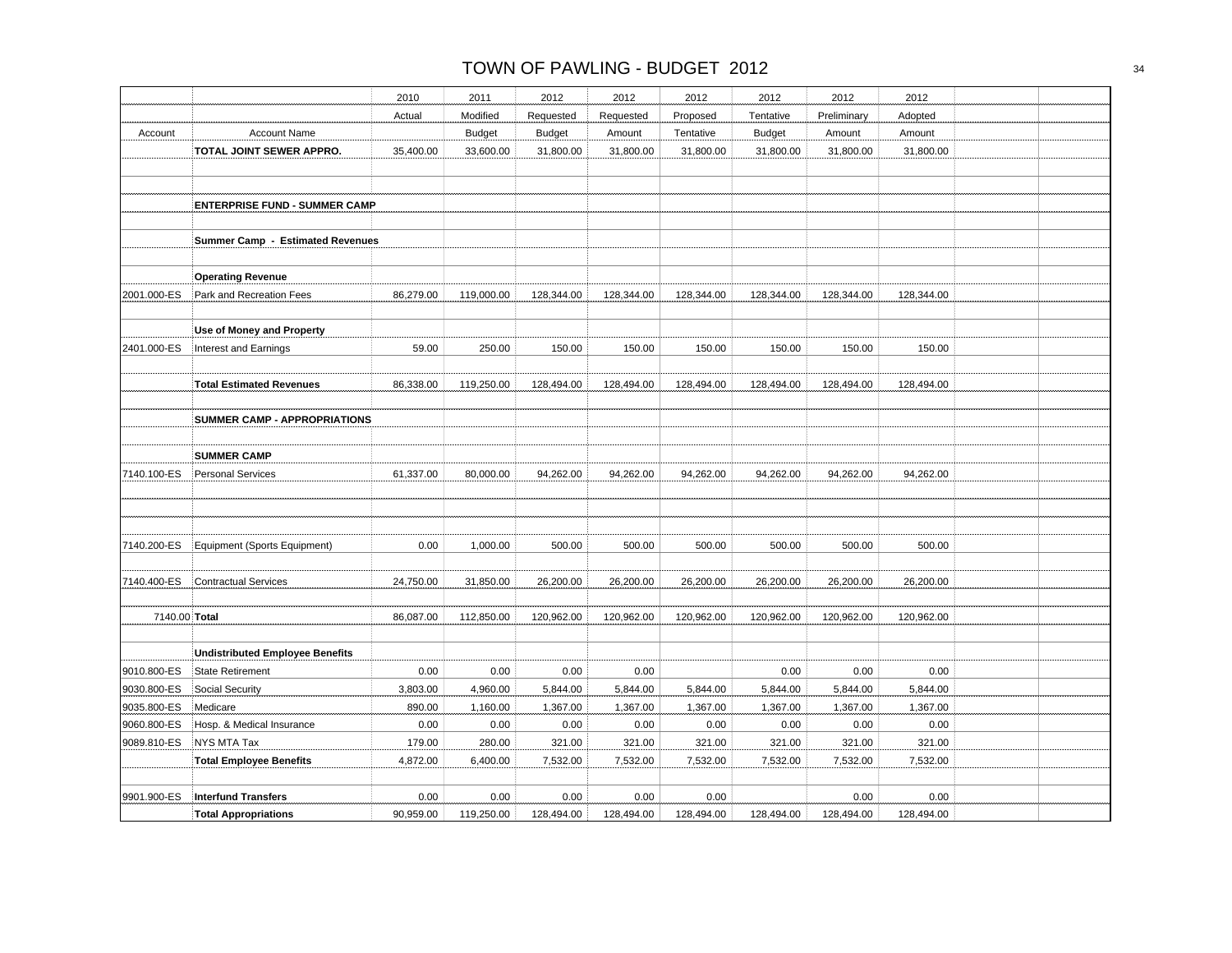# TOWN OF PAWLING - BUDGET 2012

| Account | Account Name | 2010 Actual | 2011 Modified Budget | 2012 Requested Budget | 2012 Requested Amount | 2012 Proposed Tentative | 2012 Tentative Budget | 2012 Preliminary Amount | 2012 Adopted Amount | | |
|---|---|---|---|---|---|---|---|---|---|---|---|
| | **TOTAL JOINT SEWER APPRO.** | 35,400.00 | 33,600.00 | 31,800.00 | 31,800.00 | 31,800.00 | 31,800.00 | 31,800.00 | 31,800.00 | | |
| | | | | | | | | | | | |
| | | | | | | | | | | | |
| | **ENTERPRISE FUND - SUMMER CAMP** | | | | | | | | | | |
| | | | | | | | | | | | |
| | **Summer Camp - Estimated Revenues** | | | | | | | | | | |
| | | | | | | | | | | | |
| | **Operating Revenue** | | | | | | | | | | |
| 2001.000-ES | Park and Recreation Fees | 86,279.00 | 119,000.00 | 128,344.00 | 128,344.00 | 128,344.00 | 128,344.00 | 128,344.00 | 128,344.00 | | |
| | | | | | | | | | | | |
| | **Use of Money and Property** | | | | | | | | | | |
| 2401.000-ES | Interest and Earnings | 59.00 | 250.00 | 150.00 | 150.00 | 150.00 | 150.00 | 150.00 | 150.00 | | |
| | | | | | | | | | | | |
| | **Total Estimated Revenues** | 86,338.00 | 119,250.00 | 128,494.00 | 128,494.00 | 128,494.00 | 128,494.00 | 128,494.00 | 128,494.00 | | |
| | | | | | | | | | | | |
| | **SUMMER CAMP - APPROPRIATIONS** | | | | | | | | | | |
| | | | | | | | | | | | |
| | **SUMMER CAMP** | | | | | | | | | | |
| 7140.100-ES | Personal Services | 61,337.00 | 80,000.00 | 94,262.00 | 94,262.00 | 94,262.00 | 94,262.00 | 94,262.00 | 94,262.00 | | |
| | | | | | | | | | | | |
| | | | | | | | | | | | |
| | | | | | | | | | | | |
| 7140.200-ES | Equipment (Sports Equipment) | 0.00 | 1,000.00 | 500.00 | 500.00 | 500.00 | 500.00 | 500.00 | 500.00 | | |
| | | | | | | | | | | | |
| 7140.400-ES | Contractual Services | 24,750.00 | 31,850.00 | 26,200.00 | 26,200.00 | 26,200.00 | 26,200.00 | 26,200.00 | 26,200.00 | | |
| | | | | | | | | | | | |
| 7140.00 | **Total** | 86,087.00 | 112,850.00 | 120,962.00 | 120,962.00 | 120,962.00 | 120,962.00 | 120,962.00 | 120,962.00 | | |
| | | | | | | | | | | | |
| | **Undistributed Employee Benefits** | | | | | | | | | | |
| 9010.800-ES | State Retirement | 0.00 | 0.00 | 0.00 | 0.00 | | 0.00 | 0.00 | 0.00 | | |
| 9030.800-ES | Social Security | 3,803.00 | 4,960.00 | 5,844.00 | 5,844.00 | 5,844.00 | 5,844.00 | 5,844.00 | 5,844.00 | | |
| 9035.800-ES | Medicare | 890.00 | 1,160.00 | 1,367.00 | 1,367.00 | 1,367.00 | 1,367.00 | 1,367.00 | 1,367.00 | | |
| 9060.800-ES | Hosp. & Medical Insurance | 0.00 | 0.00 | 0.00 | 0.00 | 0.00 | 0.00 | 0.00 | 0.00 | | |
| 9089.810-ES | NYS MTA Tax | 179.00 | 280.00 | 321.00 | 321.00 | 321.00 | 321.00 | 321.00 | 321.00 | | |
| | **Total Employee Benefits** | 4,872.00 | 6,400.00 | 7,532.00 | 7,532.00 | 7,532.00 | 7,532.00 | 7,532.00 | 7,532.00 | | |
| | | | | | | | | | | | |
| 9901.900-ES | **Interfund Transfers** | 0.00 | 0.00 | 0.00 | 0.00 | 0.00 | | 0.00 | 0.00 | | |
| | **Total Appropriations** | 90,959.00 | 119,250.00 | 128,494.00 | 128,494.00 | 128,494.00 | 128,494.00 | 128,494.00 | 128,494.00 | | |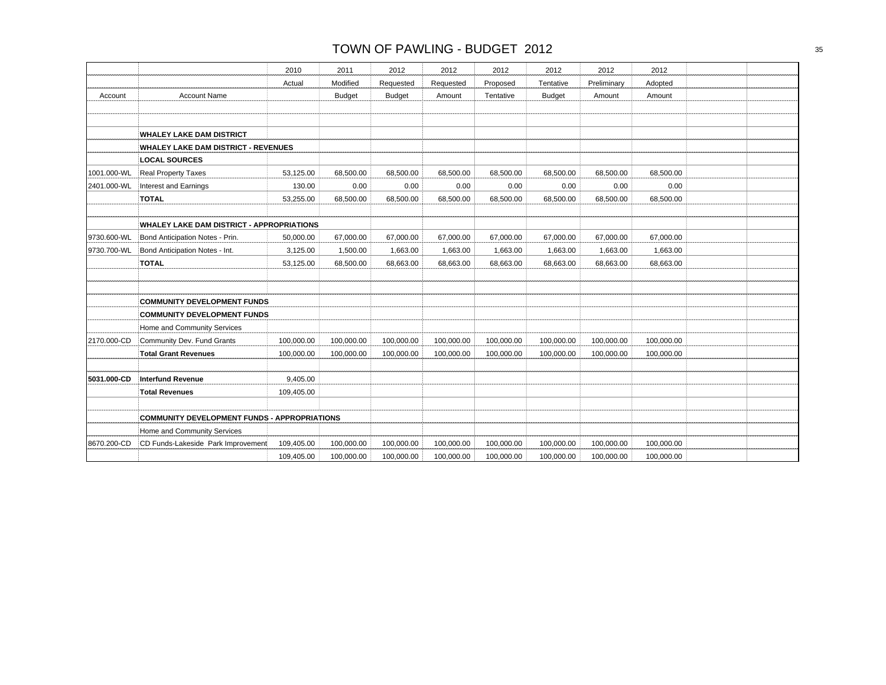# TOWN OF PAWLING - BUDGET 2012

| Account | Account Name | 2010 Actual | 2011 Modified Budget | 2012 Requested Budget | 2012 Requested Amount | 2012 Proposed Tentative | 2012 Tentative Budget | 2012 Preliminary Amount | 2012 Adopted Amount | | |
|---|---|---|---|---|---|---|---|---|---|---|---|
| | | | | | | | | | | | |
| | | | | | | | | | | | |
| | **WHALEY LAKE DAM DISTRICT** | | | | | | | | | | |
| | **WHALEY LAKE DAM DISTRICT - REVENUES** | | | | | | | | | | |
| | **LOCAL SOURCES** | | | | | | | | | | |
| 1001.000-WL | Real Property Taxes | 53,125.00 | 68,500.00 | 68,500.00 | 68,500.00 | 68,500.00 | 68,500.00 | 68,500.00 | 68,500.00 | | |
| 2401.000-WL | Interest and Earnings | 130.00 | 0.00 | 0.00 | 0.00 | 0.00 | 0.00 | 0.00 | 0.00 | | |
| | **TOTAL** | 53,255.00 | 68,500.00 | 68,500.00 | 68,500.00 | 68,500.00 | 68,500.00 | 68,500.00 | 68,500.00 | | |
| | | | | | | | | | | | |
| | **WHALEY LAKE DAM DISTRICT - APPROPRIATIONS** | | | | | | | | | | |
| 9730.600-WL | Bond Anticipation Notes - Prin. | 50,000.00 | 67,000.00 | 67,000.00 | 67,000.00 | 67,000.00 | 67,000.00 | 67,000.00 | 67,000.00 | | |
| 9730.700-WL | Bond Anticipation Notes - Int. | 3,125.00 | 1,500.00 | 1,663.00 | 1,663.00 | 1,663.00 | 1,663.00 | 1,663.00 | 1,663.00 | | |
| | **TOTAL** | 53,125.00 | 68,500.00 | 68,663.00 | 68,663.00 | 68,663.00 | 68,663.00 | 68,663.00 | 68,663.00 | | |
| | | | | | | | | | | | |
| | | | | | | | | | | | |
| | **COMMUNITY DEVELOPMENT FUNDS** | | | | | | | | | | |
| | **COMMUNITY DEVELOPMENT FUNDS** | | | | | | | | | | |
| | Home and Community Services | | | | | | | | | | |
| 2170.000-CD | Community Dev. Fund Grants | 100,000.00 | 100,000.00 | 100,000.00 | 100,000.00 | 100,000.00 | 100,000.00 | 100,000.00 | 100,000.00 | | |
| | **Total Grant Revenues** | 100,000.00 | 100,000.00 | 100,000.00 | 100,000.00 | 100,000.00 | 100,000.00 | 100,000.00 | 100,000.00 | | |
| | | | | | | | | | | | |
| **5031.000-CD** | **Interfund Revenue** | 9,405.00 | | | | | | | | | |
| | **Total Revenues** | 109,405.00 | | | | | | | | | |
| | | | | | | | | | | | |
| | **COMMUNITY DEVELOPMENT FUNDS - APPROPRIATIONS** | | | | | | | | | | |
| | Home and Community Services | | | | | | | | | | |
| 8670.200-CD | CD Funds-Lakeside Park Improvement | 109,405.00 | 100,000.00 | 100,000.00 | 100,000.00 | 100,000.00 | 100,000.00 | 100,000.00 | 100,000.00 | | |
| | | 109,405.00 | 100,000.00 | 100,000.00 | 100,000.00 | 100,000.00 | 100,000.00 | 100,000.00 | 100,000.00 | | |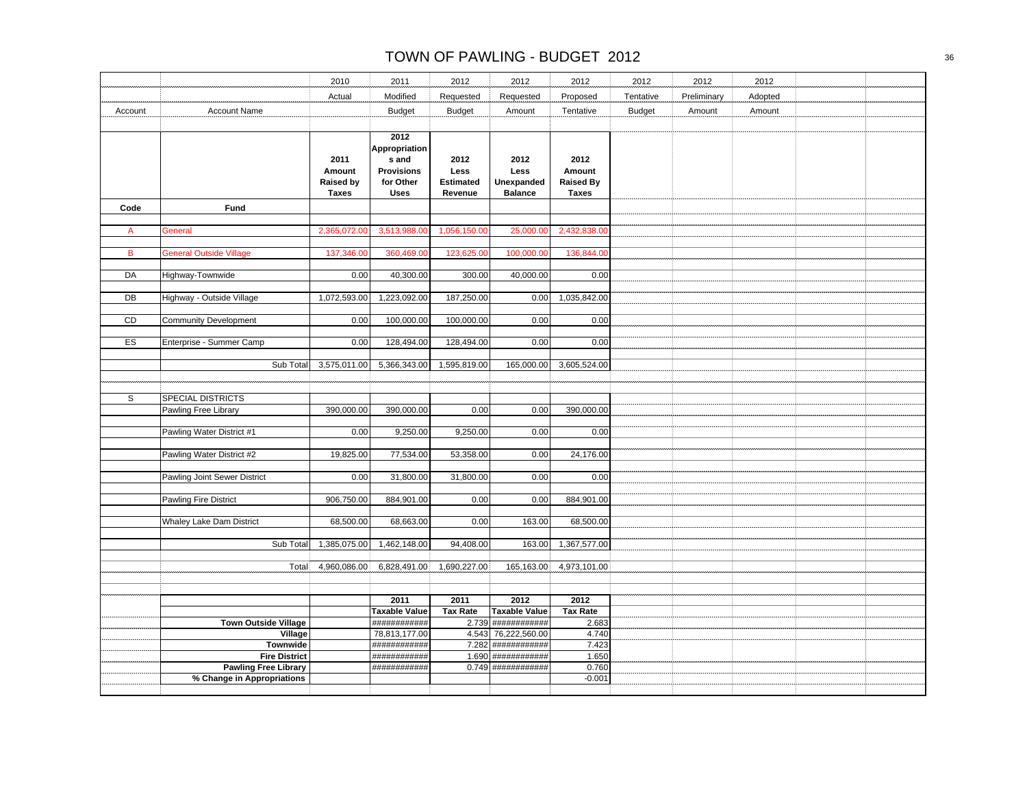# TOWN OF PAWLING - BUDGET 2012

| Account | Account Name | 2010 Actual | 2011 Modified Budget | 2012 Requested Budget | 2012 Requested Amount | 2012 Proposed Tentative | 2012 Tentative Budget | 2012 Preliminary Amount | 2012 Adopted Amount |
|---|---|---|---|---|---|---|---|---|---|
| Code | Fund | 2011 Amount Raised by Taxes | 2012 Appropriations and Provisions for Other Uses | 2012 Less Estimated Revenue | 2012 Less Unexpanded Balance | 2012 Amount Raised By Taxes | | | |
| A | General | 2,365,072.00 | 3,513,988.00 | 1,056,150.00 | 25,000.00 | 2,432,838.00 | | | |
| B | General Outside Village | 137,346.00 | 360,469.00 | 123,625.00 | 100,000.00 | 136,844.00 | | | |
| DA | Highway-Townwide | 0.00 | 40,300.00 | 300.00 | 40,000.00 | 0.00 | | | |
| DB | Highway - Outside Village | 1,072,593.00 | 1,223,092.00 | 187,250.00 | 0.00 | 1,035,842.00 | | | |
| CD | Community Development | 0.00 | 100,000.00 | 100,000.00 | 0.00 | 0.00 | | | |
| ES | Enterprise - Summer Camp | 0.00 | 128,494.00 | 128,494.00 | 0.00 | 0.00 | | | |
| | Sub Total | 3,575,011.00 | 5,366,343.00 | 1,595,819.00 | 165,000.00 | 3,605,524.00 | | | |
| S | SPECIAL DISTRICTS | | | | | | | | |
| | Pawling Free Library | 390,000.00 | 390,000.00 | 0.00 | 0.00 | 390,000.00 | | | |
| | Pawling Water District #1 | 0.00 | 9,250.00 | 9,250.00 | 0.00 | 0.00 | | | |
| | Pawling Water District #2 | 19,825.00 | 77,534.00 | 53,358.00 | 0.00 | 24,176.00 | | | |
| | Pawling Joint Sewer District | 0.00 | 31,800.00 | 31,800.00 | 0.00 | 0.00 | | | |
| | Pawling Fire District | 906,750.00 | 884,901.00 | 0.00 | 0.00 | 884,901.00 | | | |
| | Whaley Lake Dam District | 68,500.00 | 68,663.00 | 0.00 | 163.00 | 68,500.00 | | | |
| | Sub Total | 1,385,075.00 | 1,462,148.00 | 94,408.00 | 163.00 | 1,367,577.00 | | | |
| | Total | 4,960,086.00 | 6,828,491.00 | 1,690,227.00 | 165,163.00 | 4,973,101.00 | | | |

| | 2011 Taxable Value | 2011 Tax Rate | 2012 Taxable Value | 2012 Tax Rate |
|---|---|---|---|---|
| **Town Outside Village** | ############ | 2.739 | ############ | 2.683 |
| **Village** | 78,813,177.00 | 4.543 | 76,222,560.00 | 4.740 |
| **Townwide** | ############ | 7.282 | ############ | 7.423 |
| **Fire District** | ############ | 1.690 | ############ | 1.650 |
| **Pawling Free Library** | ############ | 0.749 | ############ | 0.760 |
| **% Change in Appropriations** | | | | -0.001 |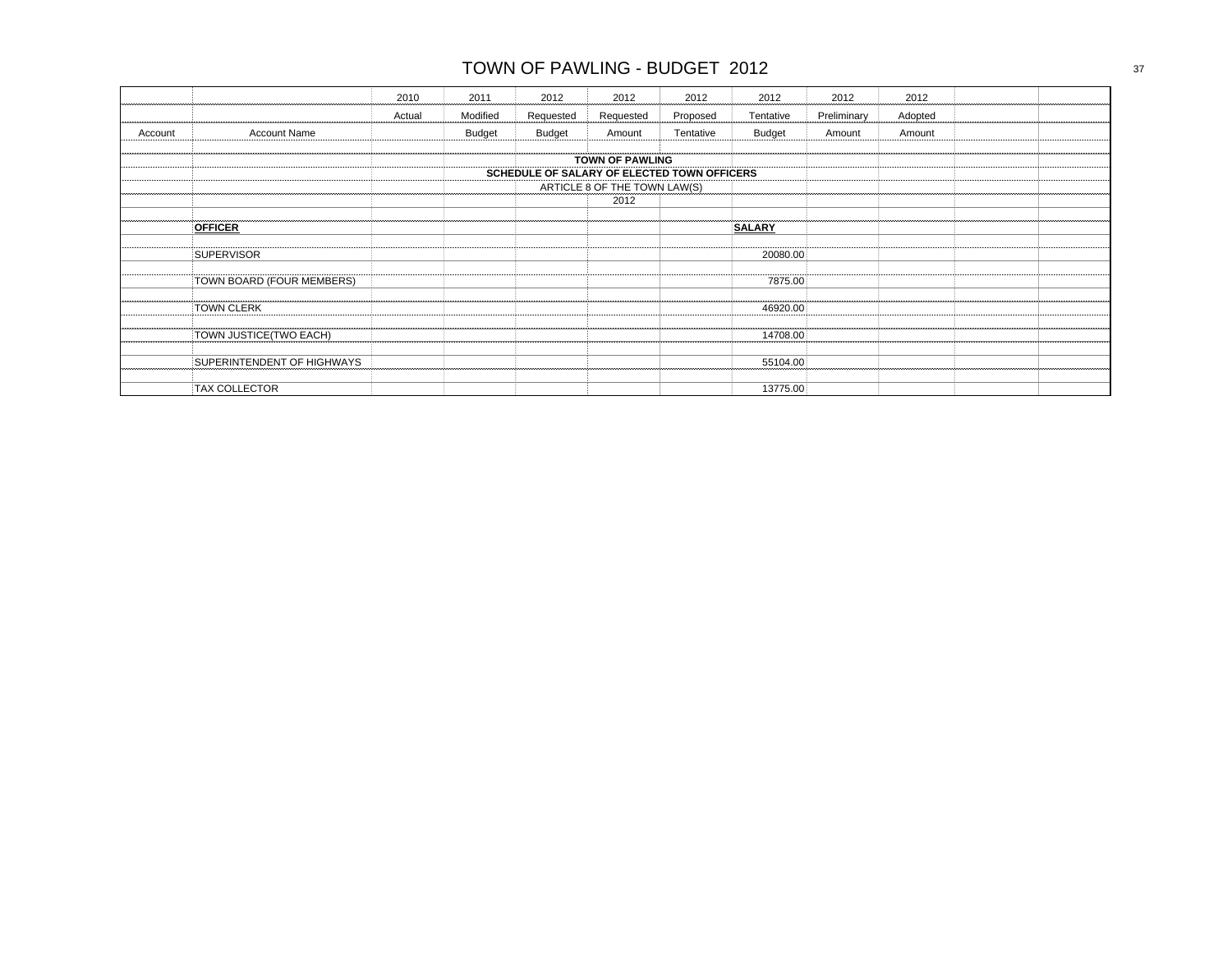# TOWN OF PAWLING - BUDGET 2012

| | | 2010 | 2011 | 2012 | 2012 | 2012 | 2012 | 2012 | 2012 | | |
|---|---|---|---|---|---|---|---|---|---|---|---|
| | | Actual | Modified | Requested | Requested | Proposed | Tentative | Preliminary | Adopted | | |
| Account | Account Name | | Budget | Budget | Amount | Tentative | Budget | Amount | Amount | | |
| | | | | | | | | | | | |
| | | | | | **TOWN OF PAWLING** | | | | | | |
| | | | | | **SCHEDULE OF SALARY OF ELECTED TOWN OFFICERS** | | | | | | |
| | | | | | ARTICLE 8 OF THE TOWN LAW(S) | | | | | | |
| | | | | | 2012 | | | | | | |
| | | | | | | | | | | | |
| | **OFFICER** | | | | | | **SALARY** | | | | |
| | | | | | | | | | | | |
| | SUPERVISOR | | | | | | 20080.00 | | | | |
| | | | | | | | | | | | |
| | TOWN BOARD (FOUR MEMBERS) | | | | | | 7875.00 | | | | |
| | | | | | | | | | | | |
| | TOWN CLERK | | | | | | 46920.00 | | | | |
| | | | | | | | | | | | |
| | TOWN JUSTICE(TWO EACH) | | | | | | 14708.00 | | | | |
| | | | | | | | | | | | |
| | SUPERINTENDENT OF HIGHWAYS | | | | | | 55104.00 | | | | |
| | | | | | | | | | | | |
| | TAX COLLECTOR | | | | | | 13775.00 | | | | |